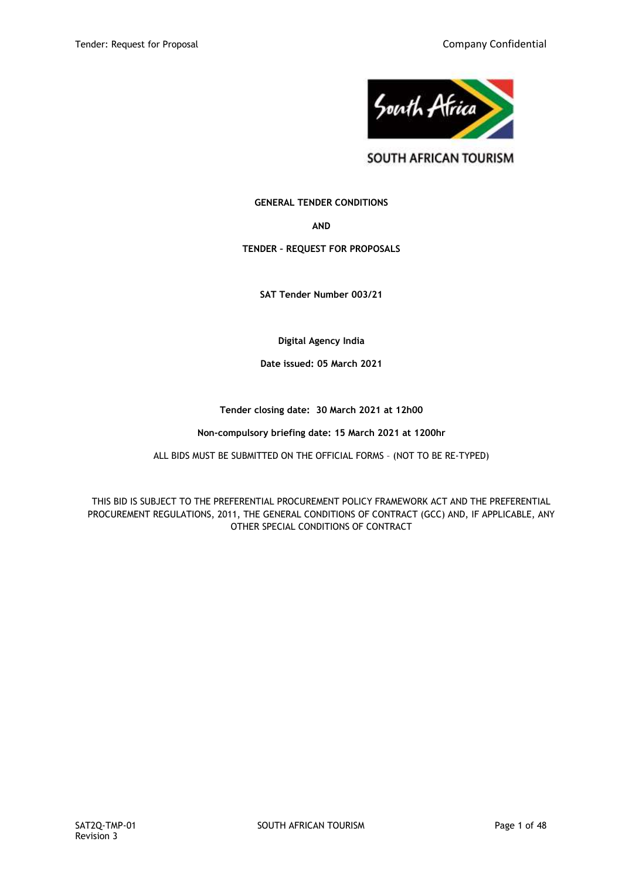SOUTH AFRICAN TOURISM

**GENERAL TENDER CONDITIONS**

**AND**

**TENDER – REQUEST FOR PROPOSALS**

**SAT Tender Number 003/21**

**Digital Agency India**

**Date issued: 05 March 2021**

**Tender closing date: 30 March 2021 at 12h00**

**Non-compulsory briefing date: 15 March 2021 at 1200hr**

ALL BIDS MUST BE SUBMITTED ON THE OFFICIAL FORMS – (NOT TO BE RE-TYPED)

THIS BID IS SUBJECT TO THE PREFERENTIAL PROCUREMENT POLICY FRAMEWORK ACT AND THE PREFERENTIAL PROCUREMENT REGULATIONS, 2011, THE GENERAL CONDITIONS OF CONTRACT (GCC) AND, IF APPLICABLE, ANY OTHER SPECIAL CONDITIONS OF CONTRACT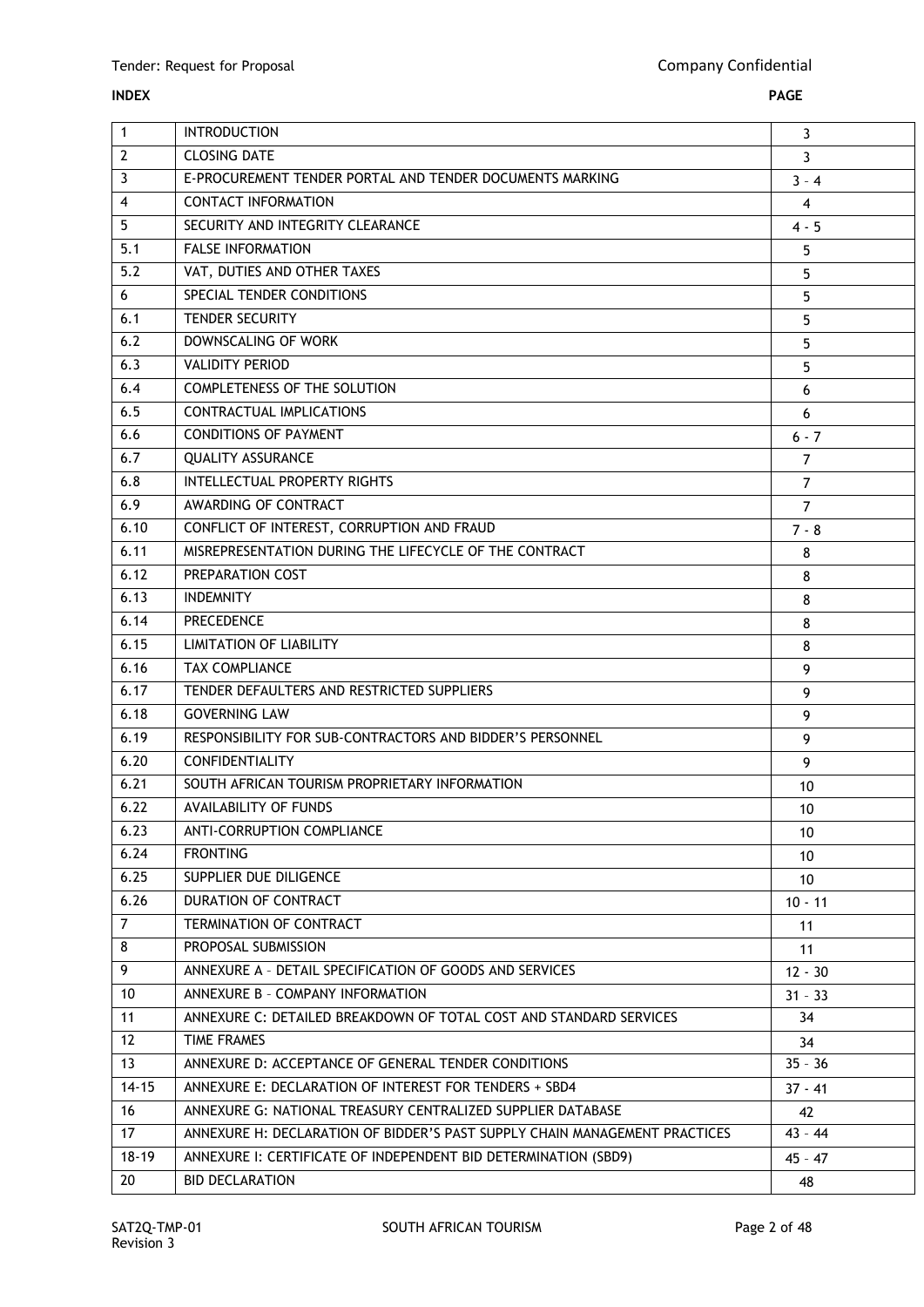**INDEX** **PAGE**

| | | |
|---|---|---|
| 1 | INTRODUCTION | 3 |
| 2 | CLOSING DATE | 3 |
| 3 | E-PROCUREMENT TENDER PORTAL AND TENDER DOCUMENTS MARKING | 3 – 4 |
| 4 | CONTACT INFORMATION | 4 |
| 5 | SECURITY AND INTEGRITY CLEARANCE | 4 - 5 |
| 5.1 | FALSE INFORMATION | 5 |
| 5.2 | VAT, DUTIES AND OTHER TAXES | 5 |
| 6 | SPECIAL TENDER CONDITIONS | 5 |
| 6.1 | TENDER SECURITY | 5 |
| 6.2 | DOWNSCALING OF WORK | 5 |
| 6.3 | VALIDITY PERIOD | 5 |
| 6.4 | COMPLETENESS OF THE SOLUTION | 6 |
| 6.5 | CONTRACTUAL IMPLICATIONS | 6 |
| 6.6 | CONDITIONS OF PAYMENT | 6 - 7 |
| 6.7 | QUALITY ASSURANCE | 7 |
| 6.8 | INTELLECTUAL PROPERTY RIGHTS | 7 |
| 6.9 | AWARDING OF CONTRACT | 7 |
| 6.10 | CONFLICT OF INTEREST, CORRUPTION AND FRAUD | 7 - 8 |
| 6.11 | MISREPRESENTATION DURING THE LIFECYCLE OF THE CONTRACT | 8 |
| 6.12 | PREPARATION COST | 8 |
| 6.13 | INDEMNITY | 8 |
| 6.14 | PRECEDENCE | 8 |
| 6.15 | LIMITATION OF LIABILITY | 8 |
| 6.16 | TAX COMPLIANCE | 9 |
| 6.17 | TENDER DEFAULTERS AND RESTRICTED SUPPLIERS | 9 |
| 6.18 | GOVERNING LAW | 9 |
| 6.19 | RESPONSIBILITY FOR SUB-CONTRACTORS AND BIDDER'S PERSONNEL | 9 |
| 6.20 | CONFIDENTIALITY | 9 |
| 6.21 | SOUTH AFRICAN TOURISM PROPRIETARY INFORMATION | 10 |
| 6.22 | AVAILABILITY OF FUNDS | 10 |
| 6.23 | ANTI-CORRUPTION COMPLIANCE | 10 |
| 6.24 | FRONTING | 10 |
| 6.25 | SUPPLIER DUE DILIGENCE | 10 |
| 6.26 | DURATION OF CONTRACT | 10 - 11 |
| 7 | TERMINATION OF CONTRACT | 11 |
| 8 | PROPOSAL SUBMISSION | 11 |
| 9 | ANNEXURE A – DETAIL SPECIFICATION OF GOODS AND SERVICES | 12 - 30 |
| 10 | ANNEXURE B – COMPANY INFORMATION | 31 – 33 |
| 11 | ANNEXURE C: DETAILED BREAKDOWN OF TOTAL COST AND STANDARD SERVICES | 34 |
| 12 | TIME FRAMES | 34 |
| 13 | ANNEXURE D: ACCEPTANCE OF GENERAL TENDER CONDITIONS | 35 – 36 |
| 14-15 | ANNEXURE E: DECLARATION OF INTEREST FOR TENDERS + SBD4 | 37 - 41 |
| 16 | ANNEXURE G: NATIONAL TREASURY CENTRALIZED SUPPLIER DATABASE | 42 |
| 17 | ANNEXURE H: DECLARATION OF BIDDER'S PAST SUPPLY CHAIN MANAGEMENT PRACTICES | 43 – 44 |
| 18-19 | ANNEXURE I: CERTIFICATE OF INDEPENDENT BID DETERMINATION (SBD9) | 45 – 47 |
| 20 | BID DECLARATION | 48 |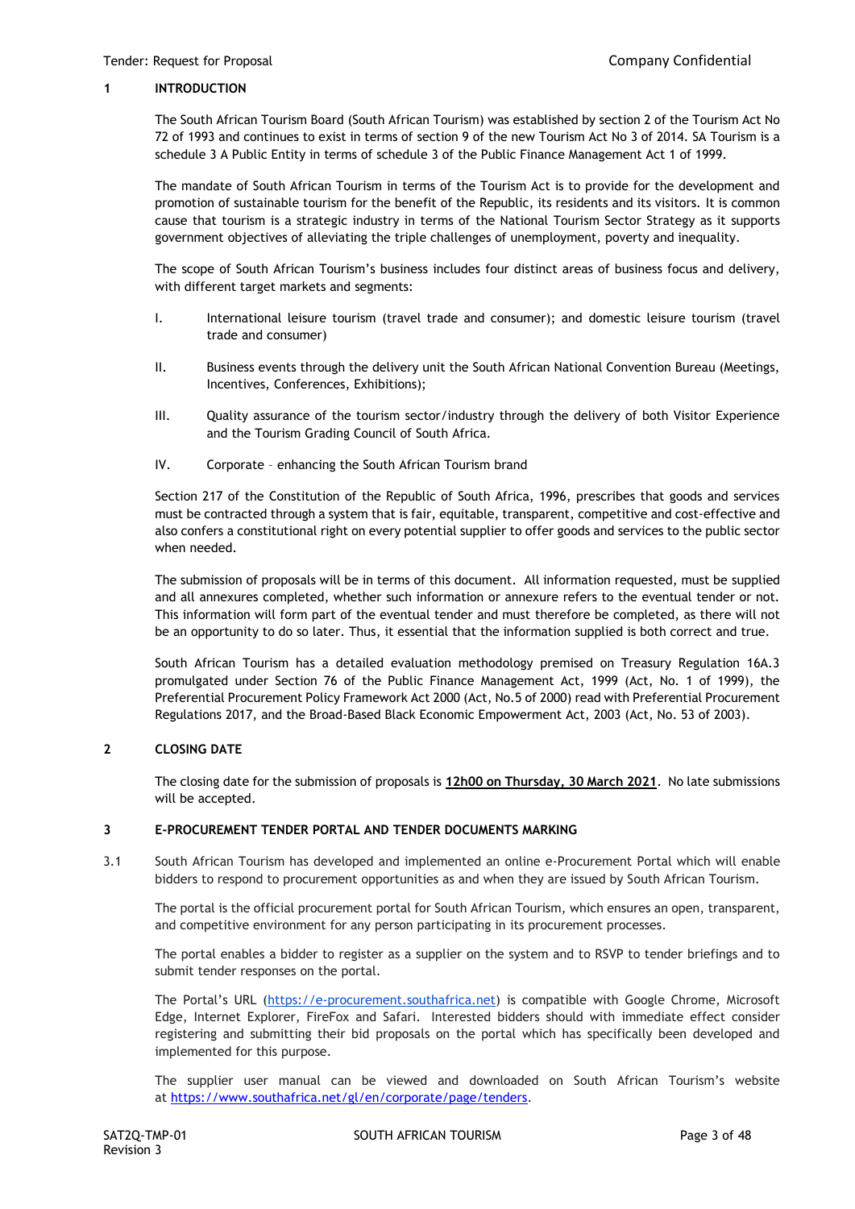## 1 INTRODUCTION

The South African Tourism Board (South African Tourism) was established by section 2 of the Tourism Act No 72 of 1993 and continues to exist in terms of section 9 of the new Tourism Act No 3 of 2014. SA Tourism is a schedule 3 A Public Entity in terms of schedule 3 of the Public Finance Management Act 1 of 1999.

The mandate of South African Tourism in terms of the Tourism Act is to provide for the development and promotion of sustainable tourism for the benefit of the Republic, its residents and its visitors. It is common cause that tourism is a strategic industry in terms of the National Tourism Sector Strategy as it supports government objectives of alleviating the triple challenges of unemployment, poverty and inequality.

The scope of South African Tourism's business includes four distinct areas of business focus and delivery, with different target markets and segments:

I. International leisure tourism (travel trade and consumer); and domestic leisure tourism (travel trade and consumer)

II. Business events through the delivery unit the South African National Convention Bureau (Meetings, Incentives, Conferences, Exhibitions);

III. Quality assurance of the tourism sector/industry through the delivery of both Visitor Experience and the Tourism Grading Council of South Africa.

IV. Corporate – enhancing the South African Tourism brand

Section 217 of the Constitution of the Republic of South Africa, 1996, prescribes that goods and services must be contracted through a system that is fair, equitable, transparent, competitive and cost-effective and also confers a constitutional right on every potential supplier to offer goods and services to the public sector when needed.

The submission of proposals will be in terms of this document. All information requested, must be supplied and all annexures completed, whether such information or annexure refers to the eventual tender or not. This information will form part of the eventual tender and must therefore be completed, as there will not be an opportunity to do so later. Thus, it essential that the information supplied is both correct and true.

South African Tourism has a detailed evaluation methodology premised on Treasury Regulation 16A.3 promulgated under Section 76 of the Public Finance Management Act, 1999 (Act, No. 1 of 1999), the Preferential Procurement Policy Framework Act 2000 (Act, No.5 of 2000) read with Preferential Procurement Regulations 2017, and the Broad-Based Black Economic Empowerment Act, 2003 (Act, No. 53 of 2003).

## 2 CLOSING DATE

The closing date for the submission of proposals is **12h00 on Thursday, 30 March 2021**. No late submissions will be accepted.

## 3 E-PROCUREMENT TENDER PORTAL AND TENDER DOCUMENTS MARKING

3.1 South African Tourism has developed and implemented an online e-Procurement Portal which will enable bidders to respond to procurement opportunities as and when they are issued by South African Tourism.

The portal is the official procurement portal for South African Tourism, which ensures an open, transparent, and competitive environment for any person participating in its procurement processes.

The portal enables a bidder to register as a supplier on the system and to RSVP to tender briefings and to submit tender responses on the portal.

The Portal's URL (https://e-procurement.southafrica.net) is compatible with Google Chrome, Microsoft Edge, Internet Explorer, FireFox and Safari. Interested bidders should with immediate effect consider registering and submitting their bid proposals on the portal which has specifically been developed and implemented for this purpose.

The supplier user manual can be viewed and downloaded on South African Tourism's website at https://www.southafrica.net/gl/en/corporate/page/tenders.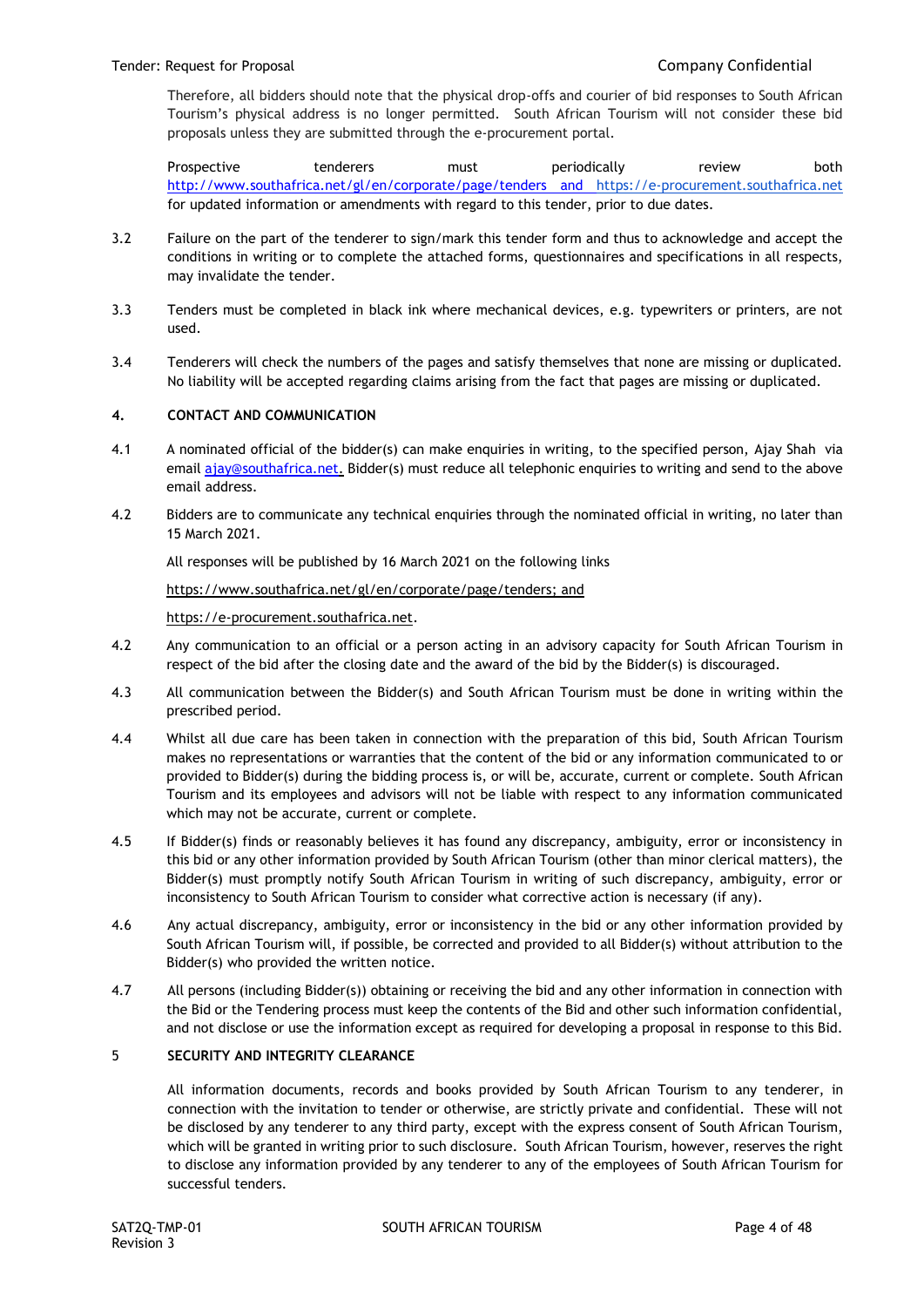Therefore, all bidders should note that the physical drop-offs and courier of bid responses to South African Tourism's physical address is no longer permitted. South African Tourism will not consider these bid proposals unless they are submitted through the e-procurement portal.

Prospective tenderers must periodically review both http://www.southafrica.net/gl/en/corporate/page/tenders and https://e-procurement.southafrica.net for updated information or amendments with regard to this tender, prior to due dates.

3.2 Failure on the part of the tenderer to sign/mark this tender form and thus to acknowledge and accept the conditions in writing or to complete the attached forms, questionnaires and specifications in all respects, may invalidate the tender.

3.3 Tenders must be completed in black ink where mechanical devices, e.g. typewriters or printers, are not used.

3.4 Tenderers will check the numbers of the pages and satisfy themselves that none are missing or duplicated. No liability will be accepted regarding claims arising from the fact that pages are missing or duplicated.

## 4. CONTACT AND COMMUNICATION

4.1 A nominated official of the bidder(s) can make enquiries in writing, to the specified person, Ajay Shah via email ajay@southafrica.net. Bidder(s) must reduce all telephonic enquiries to writing and send to the above email address.

4.2 Bidders are to communicate any technical enquiries through the nominated official in writing, no later than 15 March 2021.

All responses will be published by 16 March 2021 on the following links

https://www.southafrica.net/gl/en/corporate/page/tenders; and

https://e-procurement.southafrica.net.

4.2 Any communication to an official or a person acting in an advisory capacity for South African Tourism in respect of the bid after the closing date and the award of the bid by the Bidder(s) is discouraged.

4.3 All communication between the Bidder(s) and South African Tourism must be done in writing within the prescribed period.

4.4 Whilst all due care has been taken in connection with the preparation of this bid, South African Tourism makes no representations or warranties that the content of the bid or any information communicated to or provided to Bidder(s) during the bidding process is, or will be, accurate, current or complete. South African Tourism and its employees and advisors will not be liable with respect to any information communicated which may not be accurate, current or complete.

4.5 If Bidder(s) finds or reasonably believes it has found any discrepancy, ambiguity, error or inconsistency in this bid or any other information provided by South African Tourism (other than minor clerical matters), the Bidder(s) must promptly notify South African Tourism in writing of such discrepancy, ambiguity, error or inconsistency to South African Tourism to consider what corrective action is necessary (if any).

4.6 Any actual discrepancy, ambiguity, error or inconsistency in the bid or any other information provided by South African Tourism will, if possible, be corrected and provided to all Bidder(s) without attribution to the Bidder(s) who provided the written notice.

4.7 All persons (including Bidder(s)) obtaining or receiving the bid and any other information in connection with the Bid or the Tendering process must keep the contents of the Bid and other such information confidential, and not disclose or use the information except as required for developing a proposal in response to this Bid.

## 5 SECURITY AND INTEGRITY CLEARANCE

All information documents, records and books provided by South African Tourism to any tenderer, in connection with the invitation to tender or otherwise, are strictly private and confidential. These will not be disclosed by any tenderer to any third party, except with the express consent of South African Tourism, which will be granted in writing prior to such disclosure. South African Tourism, however, reserves the right to disclose any information provided by any tenderer to any of the employees of South African Tourism for successful tenders.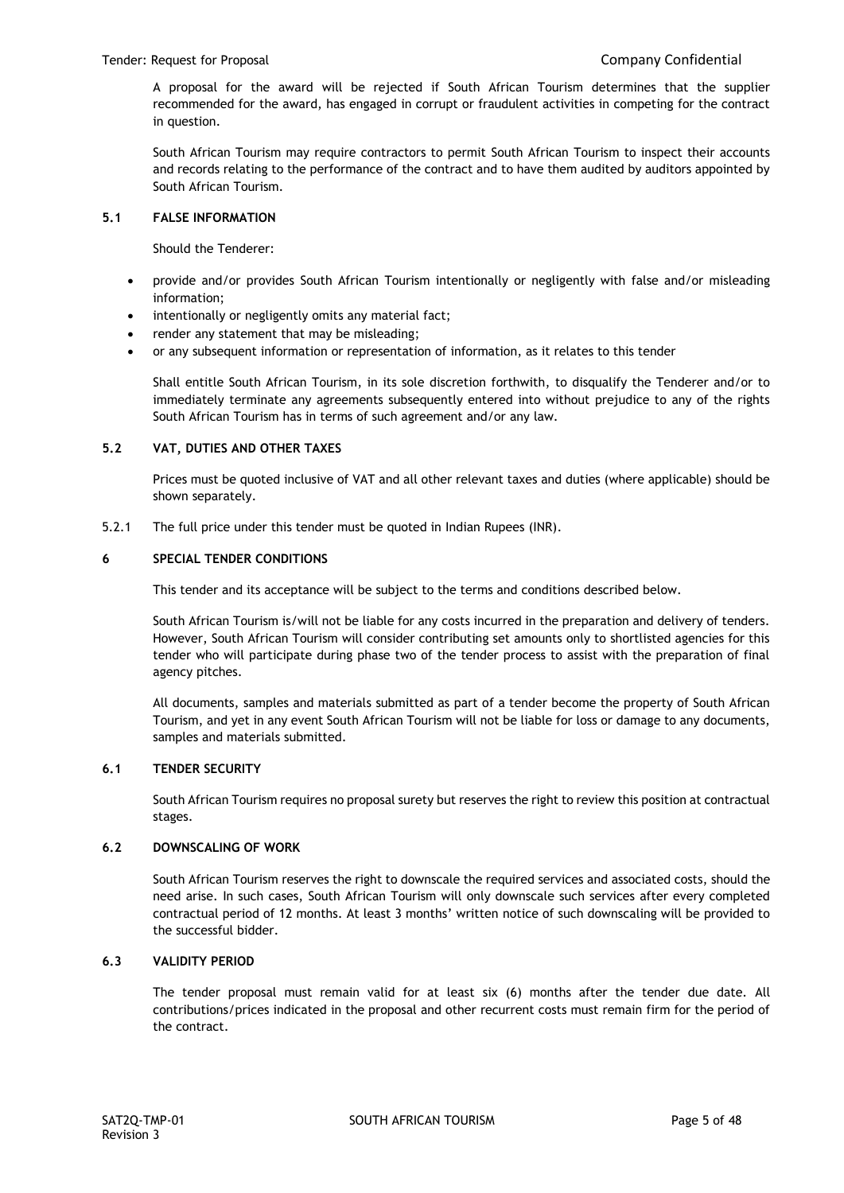A proposal for the award will be rejected if South African Tourism determines that the supplier recommended for the award, has engaged in corrupt or fraudulent activities in competing for the contract in question.

South African Tourism may require contractors to permit South African Tourism to inspect their accounts and records relating to the performance of the contract and to have them audited by auditors appointed by South African Tourism.

### 5.1 FALSE INFORMATION

Should the Tenderer:

- provide and/or provides South African Tourism intentionally or negligently with false and/or misleading information;
- intentionally or negligently omits any material fact;
- render any statement that may be misleading;
- or any subsequent information or representation of information, as it relates to this tender

Shall entitle South African Tourism, in its sole discretion forthwith, to disqualify the Tenderer and/or to immediately terminate any agreements subsequently entered into without prejudice to any of the rights South African Tourism has in terms of such agreement and/or any law.

### 5.2 VAT, DUTIES AND OTHER TAXES

Prices must be quoted inclusive of VAT and all other relevant taxes and duties (where applicable) should be shown separately.

5.2.1 The full price under this tender must be quoted in Indian Rupees (INR).

## 6 SPECIAL TENDER CONDITIONS

This tender and its acceptance will be subject to the terms and conditions described below.

South African Tourism is/will not be liable for any costs incurred in the preparation and delivery of tenders. However, South African Tourism will consider contributing set amounts only to shortlisted agencies for this tender who will participate during phase two of the tender process to assist with the preparation of final agency pitches.

All documents, samples and materials submitted as part of a tender become the property of South African Tourism, and yet in any event South African Tourism will not be liable for loss or damage to any documents, samples and materials submitted.

### 6.1 TENDER SECURITY

South African Tourism requires no proposal surety but reserves the right to review this position at contractual stages.

### 6.2 DOWNSCALING OF WORK

South African Tourism reserves the right to downscale the required services and associated costs, should the need arise. In such cases, South African Tourism will only downscale such services after every completed contractual period of 12 months. At least 3 months' written notice of such downscaling will be provided to the successful bidder.

### 6.3 VALIDITY PERIOD

The tender proposal must remain valid for at least six (6) months after the tender due date. All contributions/prices indicated in the proposal and other recurrent costs must remain firm for the period of the contract.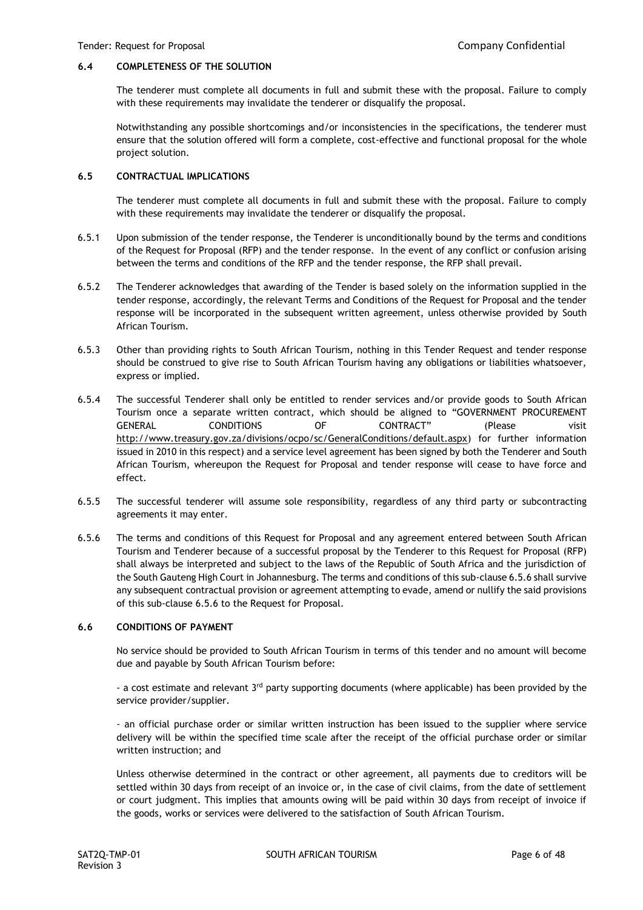### 6.4 COMPLETENESS OF THE SOLUTION

The tenderer must complete all documents in full and submit these with the proposal. Failure to comply with these requirements may invalidate the tenderer or disqualify the proposal.

Notwithstanding any possible shortcomings and/or inconsistencies in the specifications, the tenderer must ensure that the solution offered will form a complete, cost-effective and functional proposal for the whole project solution.

### 6.5 CONTRACTUAL IMPLICATIONS

The tenderer must complete all documents in full and submit these with the proposal. Failure to comply with these requirements may invalidate the tenderer or disqualify the proposal.

6.5.1 Upon submission of the tender response, the Tenderer is unconditionally bound by the terms and conditions of the Request for Proposal (RFP) and the tender response. In the event of any conflict or confusion arising between the terms and conditions of the RFP and the tender response, the RFP shall prevail.

6.5.2 The Tenderer acknowledges that awarding of the Tender is based solely on the information supplied in the tender response, accordingly, the relevant Terms and Conditions of the Request for Proposal and the tender response will be incorporated in the subsequent written agreement, unless otherwise provided by South African Tourism.

6.5.3 Other than providing rights to South African Tourism, nothing in this Tender Request and tender response should be construed to give rise to South African Tourism having any obligations or liabilities whatsoever, express or implied.

6.5.4 The successful Tenderer shall only be entitled to render services and/or provide goods to South African Tourism once a separate written contract, which should be aligned to "GOVERNMENT PROCUREMENT GENERAL CONDITIONS OF CONTRACT" (Please visit http://www.treasury.gov.za/divisions/ocpo/sc/GeneralConditions/default.aspx) for further information issued in 2010 in this respect) and a service level agreement has been signed by both the Tenderer and South African Tourism, whereupon the Request for Proposal and tender response will cease to have force and effect.

6.5.5 The successful tenderer will assume sole responsibility, regardless of any third party or subcontracting agreements it may enter.

6.5.6 The terms and conditions of this Request for Proposal and any agreement entered between South African Tourism and Tenderer because of a successful proposal by the Tenderer to this Request for Proposal (RFP) shall always be interpreted and subject to the laws of the Republic of South Africa and the jurisdiction of the South Gauteng High Court in Johannesburg. The terms and conditions of this sub-clause 6.5.6 shall survive any subsequent contractual provision or agreement attempting to evade, amend or nullify the said provisions of this sub-clause 6.5.6 to the Request for Proposal.

### 6.6 CONDITIONS OF PAYMENT

No service should be provided to South African Tourism in terms of this tender and no amount will become due and payable by South African Tourism before:

- a cost estimate and relevant 3rd party supporting documents (where applicable) has been provided by the service provider/supplier.

- an official purchase order or similar written instruction has been issued to the supplier where service delivery will be within the specified time scale after the receipt of the official purchase order or similar written instruction; and

Unless otherwise determined in the contract or other agreement, all payments due to creditors will be settled within 30 days from receipt of an invoice or, in the case of civil claims, from the date of settlement or court judgment. This implies that amounts owing will be paid within 30 days from receipt of invoice if the goods, works or services were delivered to the satisfaction of South African Tourism.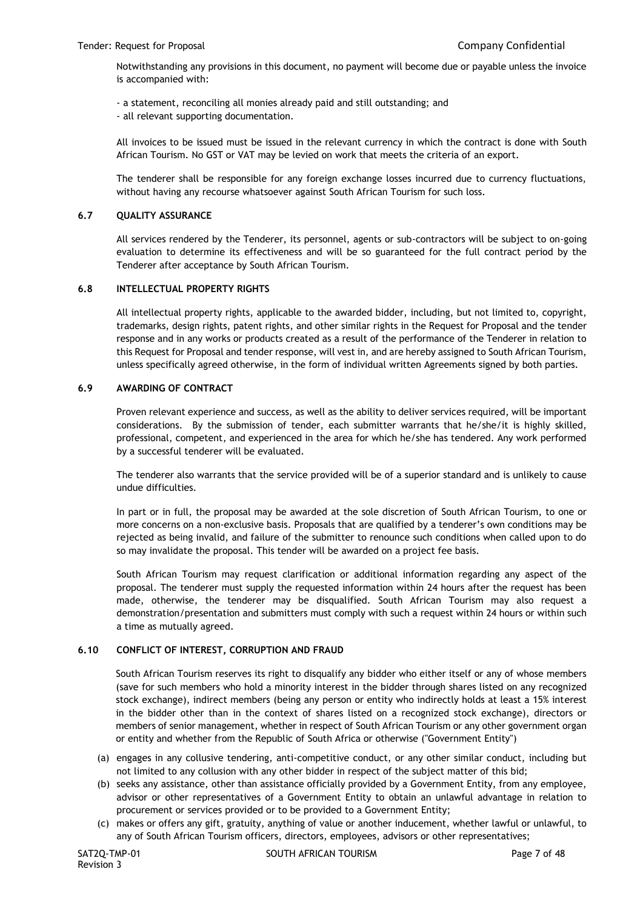Notwithstanding any provisions in this document, no payment will become due or payable unless the invoice is accompanied with:

- a statement, reconciling all monies already paid and still outstanding; and
- all relevant supporting documentation.

All invoices to be issued must be issued in the relevant currency in which the contract is done with South African Tourism. No GST or VAT may be levied on work that meets the criteria of an export.

The tenderer shall be responsible for any foreign exchange losses incurred due to currency fluctuations, without having any recourse whatsoever against South African Tourism for such loss.

### 6.7 QUALITY ASSURANCE

All services rendered by the Tenderer, its personnel, agents or sub-contractors will be subject to on-going evaluation to determine its effectiveness and will be so guaranteed for the full contract period by the Tenderer after acceptance by South African Tourism.

### 6.8 INTELLECTUAL PROPERTY RIGHTS

All intellectual property rights, applicable to the awarded bidder, including, but not limited to, copyright, trademarks, design rights, patent rights, and other similar rights in the Request for Proposal and the tender response and in any works or products created as a result of the performance of the Tenderer in relation to this Request for Proposal and tender response, will vest in, and are hereby assigned to South African Tourism, unless specifically agreed otherwise, in the form of individual written Agreements signed by both parties.

### 6.9 AWARDING OF CONTRACT

Proven relevant experience and success, as well as the ability to deliver services required, will be important considerations. By the submission of tender, each submitter warrants that he/she/it is highly skilled, professional, competent, and experienced in the area for which he/she has tendered. Any work performed by a successful tenderer will be evaluated.

The tenderer also warrants that the service provided will be of a superior standard and is unlikely to cause undue difficulties.

In part or in full, the proposal may be awarded at the sole discretion of South African Tourism, to one or more concerns on a non-exclusive basis. Proposals that are qualified by a tenderer's own conditions may be rejected as being invalid, and failure of the submitter to renounce such conditions when called upon to do so may invalidate the proposal. This tender will be awarded on a project fee basis.

South African Tourism may request clarification or additional information regarding any aspect of the proposal. The tenderer must supply the requested information within 24 hours after the request has been made, otherwise, the tenderer may be disqualified. South African Tourism may also request a demonstration/presentation and submitters must comply with such a request within 24 hours or within such a time as mutually agreed.

### 6.10 CONFLICT OF INTEREST, CORRUPTION AND FRAUD

South African Tourism reserves its right to disqualify any bidder who either itself or any of whose members (save for such members who hold a minority interest in the bidder through shares listed on any recognized stock exchange), indirect members (being any person or entity who indirectly holds at least a 15% interest in the bidder other than in the context of shares listed on a recognized stock exchange), directors or members of senior management, whether in respect of South African Tourism or any other government organ or entity and whether from the Republic of South Africa or otherwise ("Government Entity")

(a) engages in any collusive tendering, anti-competitive conduct, or any other similar conduct, including but not limited to any collusion with any other bidder in respect of the subject matter of this bid;

(b) seeks any assistance, other than assistance officially provided by a Government Entity, from any employee, advisor or other representatives of a Government Entity to obtain an unlawful advantage in relation to procurement or services provided or to be provided to a Government Entity;

(c) makes or offers any gift, gratuity, anything of value or another inducement, whether lawful or unlawful, to any of South African Tourism officers, directors, employees, advisors or other representatives;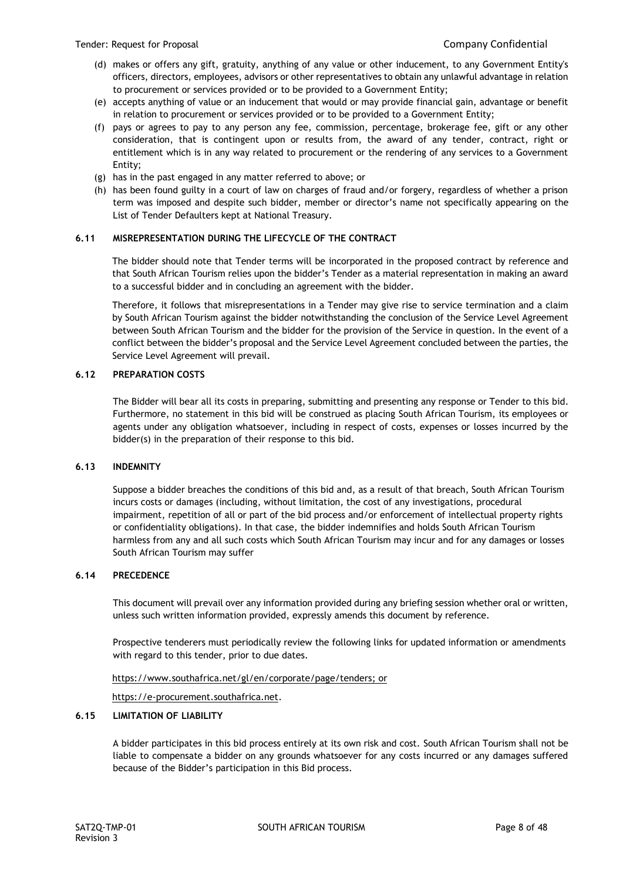(d) makes or offers any gift, gratuity, anything of any value or other inducement, to any Government Entity's officers, directors, employees, advisors or other representatives to obtain any unlawful advantage in relation to procurement or services provided or to be provided to a Government Entity;

(e) accepts anything of value or an inducement that would or may provide financial gain, advantage or benefit in relation to procurement or services provided or to be provided to a Government Entity;

(f) pays or agrees to pay to any person any fee, commission, percentage, brokerage fee, gift or any other consideration, that is contingent upon or results from, the award of any tender, contract, right or entitlement which is in any way related to procurement or the rendering of any services to a Government Entity;

(g) has in the past engaged in any matter referred to above; or

(h) has been found guilty in a court of law on charges of fraud and/or forgery, regardless of whether a prison term was imposed and despite such bidder, member or director's name not specifically appearing on the List of Tender Defaulters kept at National Treasury.

### 6.11 MISREPRESENTATION DURING THE LIFECYCLE OF THE CONTRACT

The bidder should note that Tender terms will be incorporated in the proposed contract by reference and that South African Tourism relies upon the bidder's Tender as a material representation in making an award to a successful bidder and in concluding an agreement with the bidder.

Therefore, it follows that misrepresentations in a Tender may give rise to service termination and a claim by South African Tourism against the bidder notwithstanding the conclusion of the Service Level Agreement between South African Tourism and the bidder for the provision of the Service in question. In the event of a conflict between the bidder's proposal and the Service Level Agreement concluded between the parties, the Service Level Agreement will prevail.

### 6.12 PREPARATION COSTS

The Bidder will bear all its costs in preparing, submitting and presenting any response or Tender to this bid. Furthermore, no statement in this bid will be construed as placing South African Tourism, its employees or agents under any obligation whatsoever, including in respect of costs, expenses or losses incurred by the bidder(s) in the preparation of their response to this bid.

### 6.13 INDEMNITY

Suppose a bidder breaches the conditions of this bid and, as a result of that breach, South African Tourism incurs costs or damages (including, without limitation, the cost of any investigations, procedural impairment, repetition of all or part of the bid process and/or enforcement of intellectual property rights or confidentiality obligations). In that case, the bidder indemnifies and holds South African Tourism harmless from any and all such costs which South African Tourism may incur and for any damages or losses South African Tourism may suffer

### 6.14 PRECEDENCE

This document will prevail over any information provided during any briefing session whether oral or written, unless such written information provided, expressly amends this document by reference.

Prospective tenderers must periodically review the following links for updated information or amendments with regard to this tender, prior to due dates.

https://www.southafrica.net/gl/en/corporate/page/tenders; or

https://e-procurement.southafrica.net.

### 6.15 LIMITATION OF LIABILITY

A bidder participates in this bid process entirely at its own risk and cost. South African Tourism shall not be liable to compensate a bidder on any grounds whatsoever for any costs incurred or any damages suffered because of the Bidder's participation in this Bid process.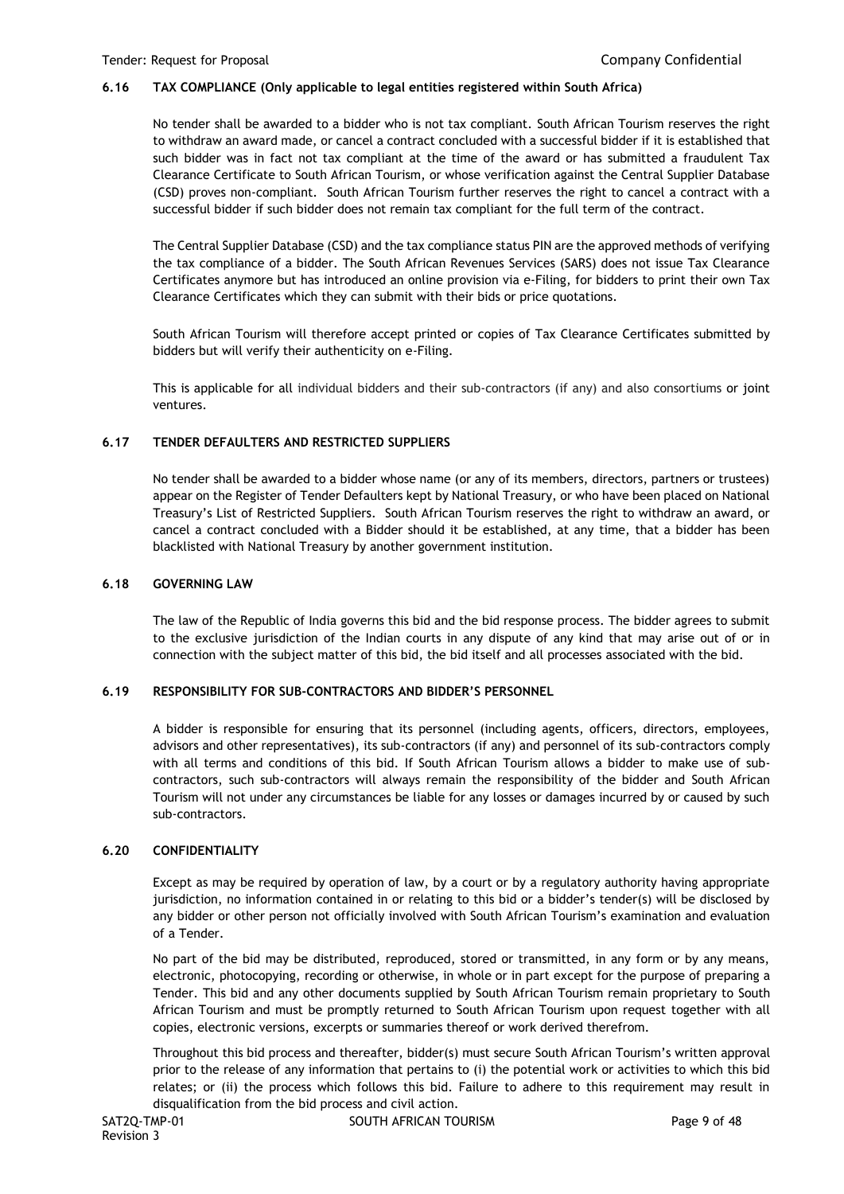### 6.16 TAX COMPLIANCE (Only applicable to legal entities registered within South Africa)

No tender shall be awarded to a bidder who is not tax compliant. South African Tourism reserves the right to withdraw an award made, or cancel a contract concluded with a successful bidder if it is established that such bidder was in fact not tax compliant at the time of the award or has submitted a fraudulent Tax Clearance Certificate to South African Tourism, or whose verification against the Central Supplier Database (CSD) proves non-compliant. South African Tourism further reserves the right to cancel a contract with a successful bidder if such bidder does not remain tax compliant for the full term of the contract.

The Central Supplier Database (CSD) and the tax compliance status PIN are the approved methods of verifying the tax compliance of a bidder. The South African Revenues Services (SARS) does not issue Tax Clearance Certificates anymore but has introduced an online provision via e-Filing, for bidders to print their own Tax Clearance Certificates which they can submit with their bids or price quotations.

South African Tourism will therefore accept printed or copies of Tax Clearance Certificates submitted by bidders but will verify their authenticity on e-Filing.

This is applicable for all individual bidders and their sub-contractors (if any) and also consortiums or joint ventures.

### 6.17 TENDER DEFAULTERS AND RESTRICTED SUPPLIERS

No tender shall be awarded to a bidder whose name (or any of its members, directors, partners or trustees) appear on the Register of Tender Defaulters kept by National Treasury, or who have been placed on National Treasury's List of Restricted Suppliers. South African Tourism reserves the right to withdraw an award, or cancel a contract concluded with a Bidder should it be established, at any time, that a bidder has been blacklisted with National Treasury by another government institution.

### 6.18 GOVERNING LAW

The law of the Republic of India governs this bid and the bid response process. The bidder agrees to submit to the exclusive jurisdiction of the Indian courts in any dispute of any kind that may arise out of or in connection with the subject matter of this bid, the bid itself and all processes associated with the bid.

### 6.19 RESPONSIBILITY FOR SUB-CONTRACTORS AND BIDDER'S PERSONNEL

A bidder is responsible for ensuring that its personnel (including agents, officers, directors, employees, advisors and other representatives), its sub-contractors (if any) and personnel of its sub-contractors comply with all terms and conditions of this bid. If South African Tourism allows a bidder to make use of sub-contractors, such sub-contractors will always remain the responsibility of the bidder and South African Tourism will not under any circumstances be liable for any losses or damages incurred by or caused by such sub-contractors.

### 6.20 CONFIDENTIALITY

Except as may be required by operation of law, by a court or by a regulatory authority having appropriate jurisdiction, no information contained in or relating to this bid or a bidder's tender(s) will be disclosed by any bidder or other person not officially involved with South African Tourism's examination and evaluation of a Tender.

No part of the bid may be distributed, reproduced, stored or transmitted, in any form or by any means, electronic, photocopying, recording or otherwise, in whole or in part except for the purpose of preparing a Tender. This bid and any other documents supplied by South African Tourism remain proprietary to South African Tourism and must be promptly returned to South African Tourism upon request together with all copies, electronic versions, excerpts or summaries thereof or work derived therefrom.

Throughout this bid process and thereafter, bidder(s) must secure South African Tourism's written approval prior to the release of any information that pertains to (i) the potential work or activities to which this bid relates; or (ii) the process which follows this bid. Failure to adhere to this requirement may result in disqualification from the bid process and civil action.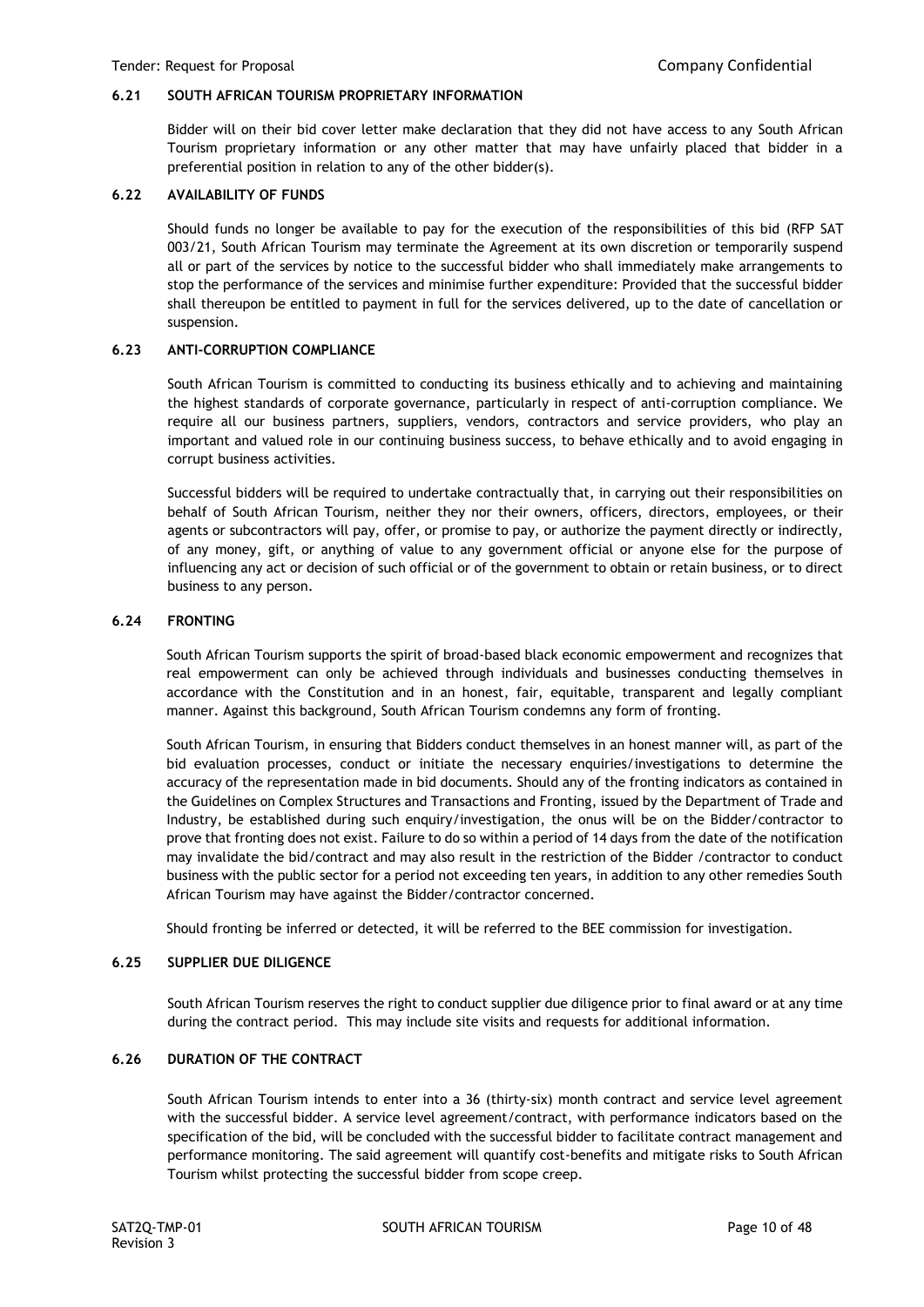### 6.21 SOUTH AFRICAN TOURISM PROPRIETARY INFORMATION

Bidder will on their bid cover letter make declaration that they did not have access to any South African Tourism proprietary information or any other matter that may have unfairly placed that bidder in a preferential position in relation to any of the other bidder(s).

### 6.22 AVAILABILITY OF FUNDS

Should funds no longer be available to pay for the execution of the responsibilities of this bid (RFP SAT 003/21, South African Tourism may terminate the Agreement at its own discretion or temporarily suspend all or part of the services by notice to the successful bidder who shall immediately make arrangements to stop the performance of the services and minimise further expenditure: Provided that the successful bidder shall thereupon be entitled to payment in full for the services delivered, up to the date of cancellation or suspension.

### 6.23 ANTI-CORRUPTION COMPLIANCE

South African Tourism is committed to conducting its business ethically and to achieving and maintaining the highest standards of corporate governance, particularly in respect of anti-corruption compliance. We require all our business partners, suppliers, vendors, contractors and service providers, who play an important and valued role in our continuing business success, to behave ethically and to avoid engaging in corrupt business activities.

Successful bidders will be required to undertake contractually that, in carrying out their responsibilities on behalf of South African Tourism, neither they nor their owners, officers, directors, employees, or their agents or subcontractors will pay, offer, or promise to pay, or authorize the payment directly or indirectly, of any money, gift, or anything of value to any government official or anyone else for the purpose of influencing any act or decision of such official or of the government to obtain or retain business, or to direct business to any person.

### 6.24 FRONTING

South African Tourism supports the spirit of broad-based black economic empowerment and recognizes that real empowerment can only be achieved through individuals and businesses conducting themselves in accordance with the Constitution and in an honest, fair, equitable, transparent and legally compliant manner. Against this background, South African Tourism condemns any form of fronting.

South African Tourism, in ensuring that Bidders conduct themselves in an honest manner will, as part of the bid evaluation processes, conduct or initiate the necessary enquiries/investigations to determine the accuracy of the representation made in bid documents. Should any of the fronting indicators as contained in the Guidelines on Complex Structures and Transactions and Fronting, issued by the Department of Trade and Industry, be established during such enquiry/investigation, the onus will be on the Bidder/contractor to prove that fronting does not exist. Failure to do so within a period of 14 days from the date of the notification may invalidate the bid/contract and may also result in the restriction of the Bidder /contractor to conduct business with the public sector for a period not exceeding ten years, in addition to any other remedies South African Tourism may have against the Bidder/contractor concerned.

Should fronting be inferred or detected, it will be referred to the BEE commission for investigation.

### 6.25 SUPPLIER DUE DILIGENCE

South African Tourism reserves the right to conduct supplier due diligence prior to final award or at any time during the contract period. This may include site visits and requests for additional information.

### 6.26 DURATION OF THE CONTRACT

South African Tourism intends to enter into a 36 (thirty-six) month contract and service level agreement with the successful bidder. A service level agreement/contract, with performance indicators based on the specification of the bid, will be concluded with the successful bidder to facilitate contract management and performance monitoring. The said agreement will quantify cost-benefits and mitigate risks to South African Tourism whilst protecting the successful bidder from scope creep.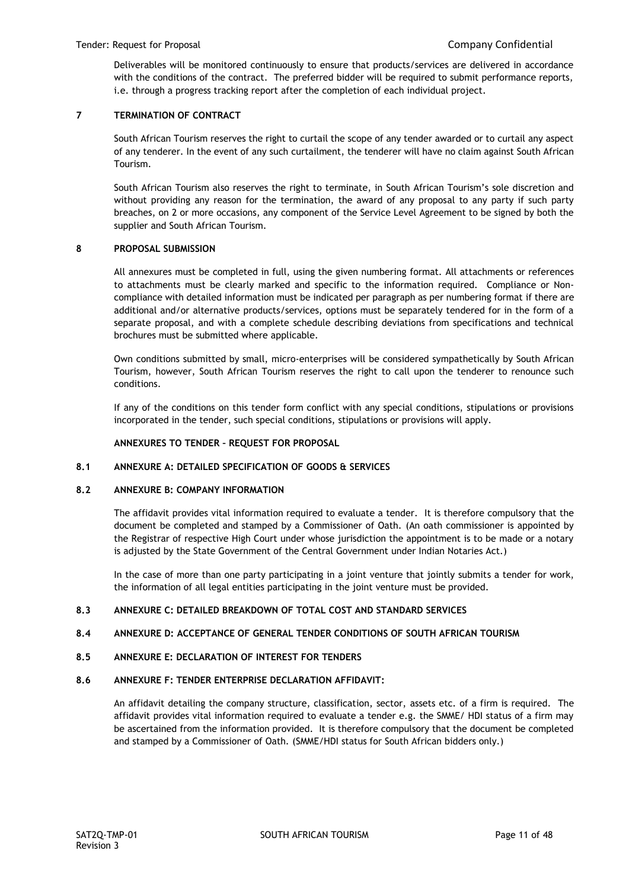Deliverables will be monitored continuously to ensure that products/services are delivered in accordance with the conditions of the contract. The preferred bidder will be required to submit performance reports, i.e. through a progress tracking report after the completion of each individual project.

## 7 TERMINATION OF CONTRACT

South African Tourism reserves the right to curtail the scope of any tender awarded or to curtail any aspect of any tenderer. In the event of any such curtailment, the tenderer will have no claim against South African Tourism.

South African Tourism also reserves the right to terminate, in South African Tourism's sole discretion and without providing any reason for the termination, the award of any proposal to any party if such party breaches, on 2 or more occasions, any component of the Service Level Agreement to be signed by both the supplier and South African Tourism.

## 8 PROPOSAL SUBMISSION

All annexures must be completed in full, using the given numbering format. All attachments or references to attachments must be clearly marked and specific to the information required. Compliance or Non-compliance with detailed information must be indicated per paragraph as per numbering format if there are additional and/or alternative products/services, options must be separately tendered for in the form of a separate proposal, and with a complete schedule describing deviations from specifications and technical brochures must be submitted where applicable.

Own conditions submitted by small, micro-enterprises will be considered sympathetically by South African Tourism, however, South African Tourism reserves the right to call upon the tenderer to renounce such conditions.

If any of the conditions on this tender form conflict with any special conditions, stipulations or provisions incorporated in the tender, such special conditions, stipulations or provisions will apply.

**ANNEXURES TO TENDER – REQUEST FOR PROPOSAL**

### 8.1 ANNEXURE A: DETAILED SPECIFICATION OF GOODS & SERVICES

### 8.2 ANNEXURE B: COMPANY INFORMATION

The affidavit provides vital information required to evaluate a tender. It is therefore compulsory that the document be completed and stamped by a Commissioner of Oath. (An oath commissioner is appointed by the Registrar of respective High Court under whose jurisdiction the appointment is to be made or a notary is adjusted by the State Government of the Central Government under Indian Notaries Act.)

In the case of more than one party participating in a joint venture that jointly submits a tender for work, the information of all legal entities participating in the joint venture must be provided.

### 8.3 ANNEXURE C: DETAILED BREAKDOWN OF TOTAL COST AND STANDARD SERVICES

### 8.4 ANNEXURE D: ACCEPTANCE OF GENERAL TENDER CONDITIONS OF SOUTH AFRICAN TOURISM

### 8.5 ANNEXURE E: DECLARATION OF INTEREST FOR TENDERS

### 8.6 ANNEXURE F: TENDER ENTERPRISE DECLARATION AFFIDAVIT:

An affidavit detailing the company structure, classification, sector, assets etc. of a firm is required. The affidavit provides vital information required to evaluate a tender e.g. the SMME/ HDI status of a firm may be ascertained from the information provided. It is therefore compulsory that the document be completed and stamped by a Commissioner of Oath. (SMME/HDI status for South African bidders only.)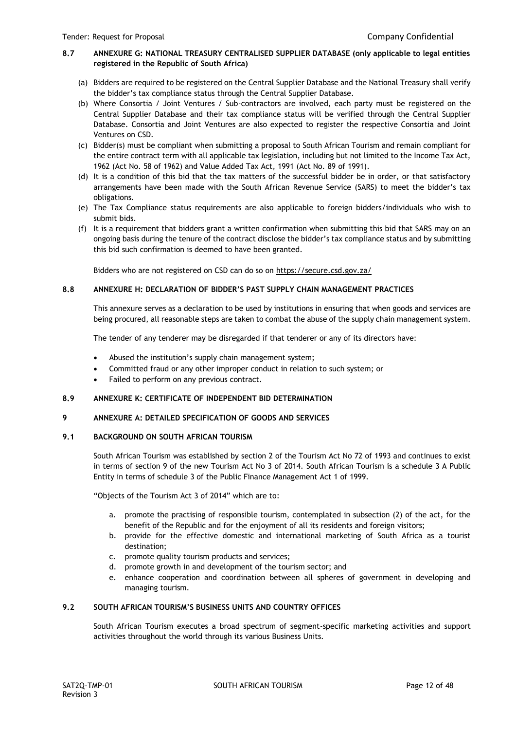## 8.7 ANNEXURE G: NATIONAL TREASURY CENTRALISED SUPPLIER DATABASE (only applicable to legal entities registered in the Republic of South Africa)

(a) Bidders are required to be registered on the Central Supplier Database and the National Treasury shall verify the bidder's tax compliance status through the Central Supplier Database.

(b) Where Consortia / Joint Ventures / Sub-contractors are involved, each party must be registered on the Central Supplier Database and their tax compliance status will be verified through the Central Supplier Database. Consortia and Joint Ventures are also expected to register the respective Consortia and Joint Ventures on CSD.

(c) Bidder(s) must be compliant when submitting a proposal to South African Tourism and remain compliant for the entire contract term with all applicable tax legislation, including but not limited to the Income Tax Act, 1962 (Act No. 58 of 1962) and Value Added Tax Act, 1991 (Act No. 89 of 1991).

(d) It is a condition of this bid that the tax matters of the successful bidder be in order, or that satisfactory arrangements have been made with the South African Revenue Service (SARS) to meet the bidder's tax obligations.

(e) The Tax Compliance status requirements are also applicable to foreign bidders/individuals who wish to submit bids.

(f) It is a requirement that bidders grant a written confirmation when submitting this bid that SARS may on an ongoing basis during the tenure of the contract disclose the bidder's tax compliance status and by submitting this bid such confirmation is deemed to have been granted.

Bidders who are not registered on CSD can do so on https://secure.csd.gov.za/

## 8.8 ANNEXURE H: DECLARATION OF BIDDER'S PAST SUPPLY CHAIN MANAGEMENT PRACTICES

This annexure serves as a declaration to be used by institutions in ensuring that when goods and services are being procured, all reasonable steps are taken to combat the abuse of the supply chain management system.

The tender of any tenderer may be disregarded if that tenderer or any of its directors have:

- Abused the institution's supply chain management system;
- Committed fraud or any other improper conduct in relation to such system; or
- Failed to perform on any previous contract.

## 8.9 ANNEXURE K: CERTIFICATE OF INDEPENDENT BID DETERMINATION

# 9 ANNEXURE A: DETAILED SPECIFICATION OF GOODS AND SERVICES

## 9.1 BACKGROUND ON SOUTH AFRICAN TOURISM

South African Tourism was established by section 2 of the Tourism Act No 72 of 1993 and continues to exist in terms of section 9 of the new Tourism Act No 3 of 2014. South African Tourism is a schedule 3 A Public Entity in terms of schedule 3 of the Public Finance Management Act 1 of 1999.

"Objects of the Tourism Act 3 of 2014" which are to:

a. promote the practising of responsible tourism, contemplated in subsection (2) of the act, for the benefit of the Republic and for the enjoyment of all its residents and foreign visitors;
b. provide for the effective domestic and international marketing of South Africa as a tourist destination;
c. promote quality tourism products and services;
d. promote growth in and development of the tourism sector; and
e. enhance cooperation and coordination between all spheres of government in developing and managing tourism.

## 9.2 SOUTH AFRICAN TOURISM'S BUSINESS UNITS AND COUNTRY OFFICES

South African Tourism executes a broad spectrum of segment-specific marketing activities and support activities throughout the world through its various Business Units.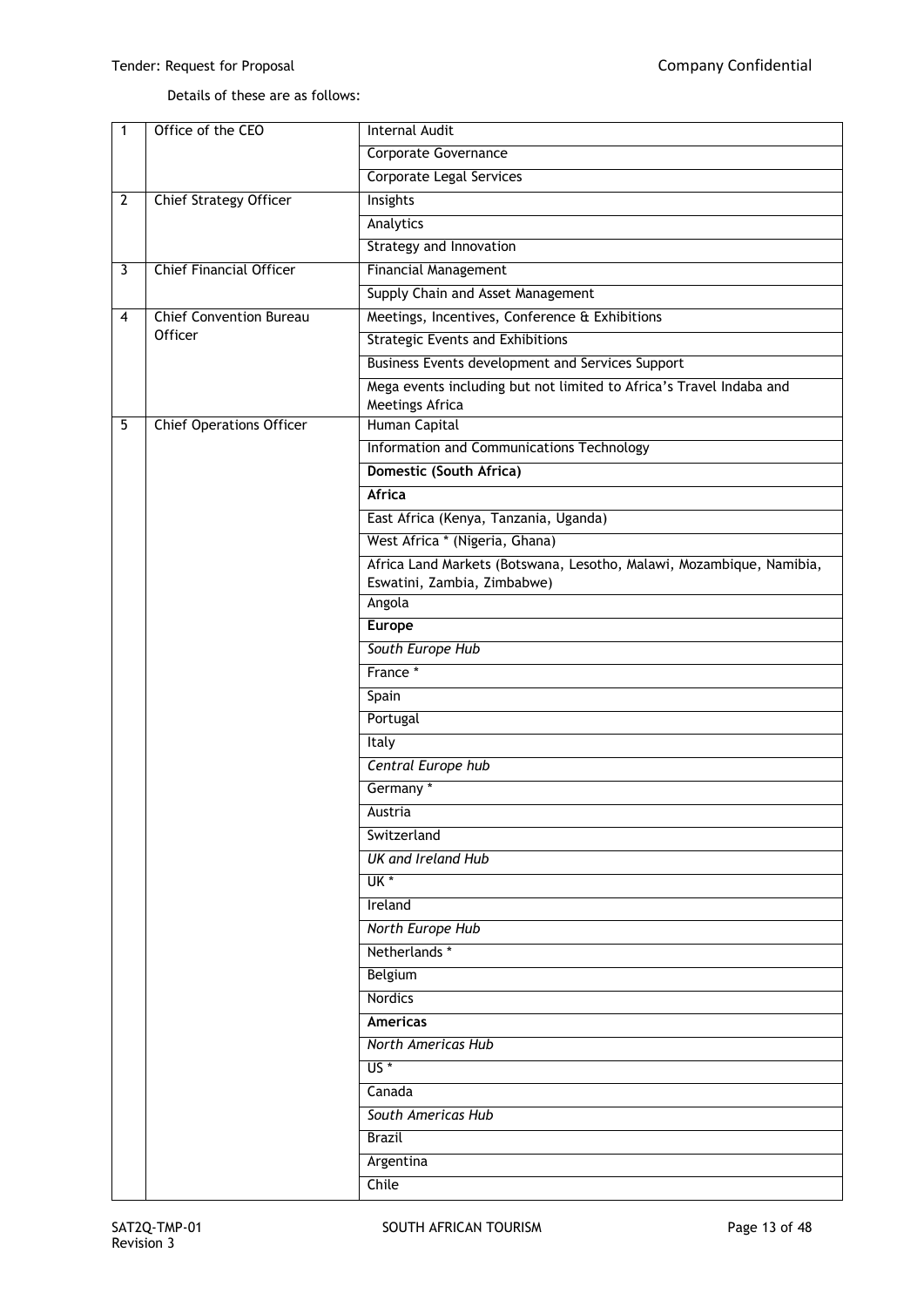Details of these are as follows:

| | | |
|---|---|---|
| 1 | Office of the CEO | Internal Audit |
| | | Corporate Governance |
| | | Corporate Legal Services |
| 2 | Chief Strategy Officer | Insights |
| | | Analytics |
| | | Strategy and Innovation |
| 3 | Chief Financial Officer | Financial Management |
| | | Supply Chain and Asset Management |
| 4 | Chief Convention Bureau Officer | Meetings, Incentives, Conference & Exhibitions |
| | | Strategic Events and Exhibitions |
| | | Business Events development and Services Support |
| | | Mega events including but not limited to Africa's Travel Indaba and Meetings Africa |
| 5 | Chief Operations Officer | Human Capital |
| | | Information and Communications Technology |
| | | **Domestic (South Africa)** |
| | | **Africa** |
| | | East Africa (Kenya, Tanzania, Uganda) |
| | | West Africa * (Nigeria, Ghana) |
| | | Africa Land Markets (Botswana, Lesotho, Malawi, Mozambique, Namibia, Eswatini, Zambia, Zimbabwe) |
| | | Angola |
| | | **Europe** |
| | | *South Europe Hub* |
| | | France * |
| | | Spain |
| | | Portugal |
| | | Italy |
| | | *Central Europe hub* |
| | | Germany * |
| | | Austria |
| | | Switzerland |
| | | *UK and Ireland Hub* |
| | | UK * |
| | | Ireland |
| | | *North Europe Hub* |
| | | Netherlands * |
| | | Belgium |
| | | Nordics |
| | | **Americas** |
| | | *North Americas Hub* |
| | | US * |
| | | Canada |
| | | *South Americas Hub* |
| | | Brazil |
| | | Argentina |
| | | Chile |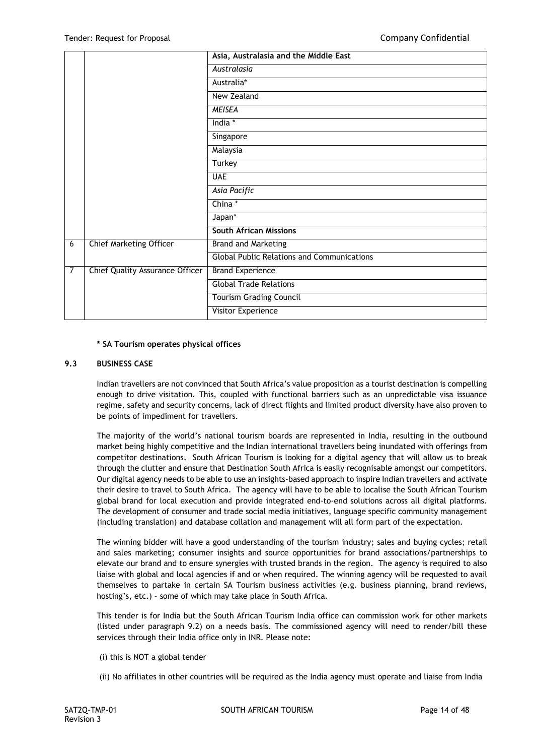| | | Asia, Australasia and the Middle East |
|---|---|---|
| | | *Australasia* |
| | | Australia* |
| | | New Zealand |
| | | *MEISEA* |
| | | India * |
| | | Singapore |
| | | Malaysia |
| | | Turkey |
| | | UAE |
| | | *Asia Pacific* |
| | | China * |
| | | Japan* |
| | | **South African Missions** |
| 6 | Chief Marketing Officer | Brand and Marketing |
| | | Global Public Relations and Communications |
| 7 | Chief Quality Assurance Officer | Brand Experience |
| | | Global Trade Relations |
| | | Tourism Grading Council |
| | | Visitor Experience |

**\* SA Tourism operates physical offices**

### 9.3 BUSINESS CASE

Indian travellers are not convinced that South Africa's value proposition as a tourist destination is compelling enough to drive visitation. This, coupled with functional barriers such as an unpredictable visa issuance regime, safety and security concerns, lack of direct flights and limited product diversity have also proven to be points of impediment for travellers.

The majority of the world's national tourism boards are represented in India, resulting in the outbound market being highly competitive and the Indian international travellers being inundated with offerings from competitor destinations. South African Tourism is looking for a digital agency that will allow us to break through the clutter and ensure that Destination South Africa is easily recognisable amongst our competitors. Our digital agency needs to be able to use an insights-based approach to inspire Indian travellers and activate their desire to travel to South Africa. The agency will have to be able to localise the South African Tourism global brand for local execution and provide integrated end-to-end solutions across all digital platforms. The development of consumer and trade social media initiatives, language specific community management (including translation) and database collation and management will all form part of the expectation.

The winning bidder will have a good understanding of the tourism industry; sales and buying cycles; retail and sales marketing; consumer insights and source opportunities for brand associations/partnerships to elevate our brand and to ensure synergies with trusted brands in the region. The agency is required to also liaise with global and local agencies if and or when required. The winning agency will be requested to avail themselves to partake in certain SA Tourism business activities (e.g. business planning, brand reviews, hosting's, etc.) – some of which may take place in South Africa.

This tender is for India but the South African Tourism India office can commission work for other markets (listed under paragraph 9.2) on a needs basis. The commissioned agency will need to render/bill these services through their India office only in INR. Please note:

(i) this is NOT a global tender

(ii) No affiliates in other countries will be required as the India agency must operate and liaise from India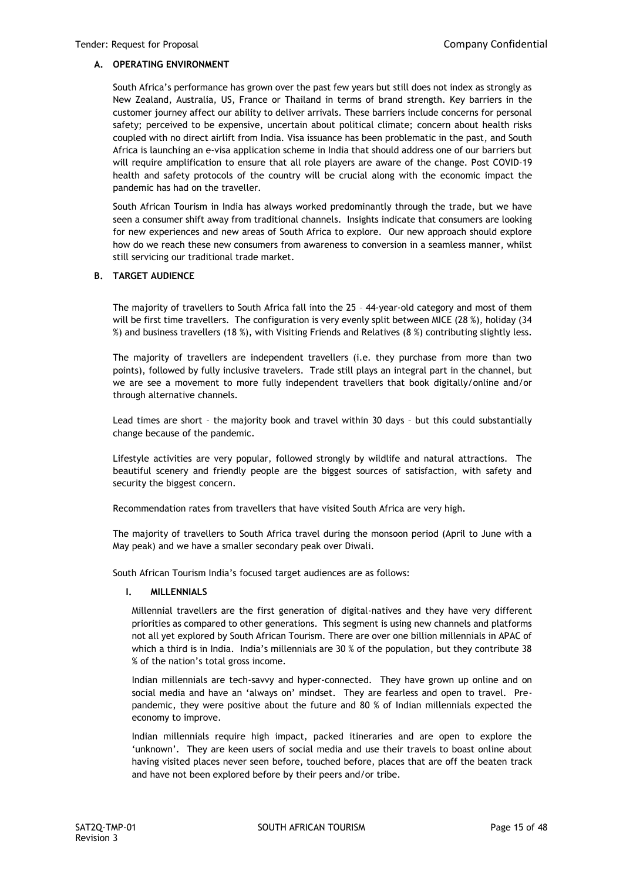### A. OPERATING ENVIRONMENT

South Africa's performance has grown over the past few years but still does not index as strongly as New Zealand, Australia, US, France or Thailand in terms of brand strength. Key barriers in the customer journey affect our ability to deliver arrivals. These barriers include concerns for personal safety; perceived to be expensive, uncertain about political climate; concern about health risks coupled with no direct airlift from India. Visa issuance has been problematic in the past, and South Africa is launching an e-visa application scheme in India that should address one of our barriers but will require amplification to ensure that all role players are aware of the change. Post COVID-19 health and safety protocols of the country will be crucial along with the economic impact the pandemic has had on the traveller.

South African Tourism in India has always worked predominantly through the trade, but we have seen a consumer shift away from traditional channels. Insights indicate that consumers are looking for new experiences and new areas of South Africa to explore. Our new approach should explore how do we reach these new consumers from awareness to conversion in a seamless manner, whilst still servicing our traditional trade market.

### B. TARGET AUDIENCE

The majority of travellers to South Africa fall into the 25 – 44-year-old category and most of them will be first time travellers. The configuration is very evenly split between MICE (28 %), holiday (34 %) and business travellers (18 %), with Visiting Friends and Relatives (8 %) contributing slightly less.

The majority of travellers are independent travellers (i.e. they purchase from more than two points), followed by fully inclusive travelers. Trade still plays an integral part in the channel, but we are see a movement to more fully independent travellers that book digitally/online and/or through alternative channels.

Lead times are short – the majority book and travel within 30 days – but this could substantially change because of the pandemic.

Lifestyle activities are very popular, followed strongly by wildlife and natural attractions. The beautiful scenery and friendly people are the biggest sources of satisfaction, with safety and security the biggest concern.

Recommendation rates from travellers that have visited South Africa are very high.

The majority of travellers to South Africa travel during the monsoon period (April to June with a May peak) and we have a smaller secondary peak over Diwali.

South African Tourism India's focused target audiences are as follows:

#### I. MILLENNIALS

Millennial travellers are the first generation of digital-natives and they have very different priorities as compared to other generations. This segment is using new channels and platforms not all yet explored by South African Tourism. There are over one billion millennials in APAC of which a third is in India. India's millennials are 30 % of the population, but they contribute 38 % of the nation's total gross income.

Indian millennials are tech-savvy and hyper-connected. They have grown up online and on social media and have an 'always on' mindset. They are fearless and open to travel. Pre-pandemic, they were positive about the future and 80 % of Indian millennials expected the economy to improve.

Indian millennials require high impact, packed itineraries and are open to explore the 'unknown'. They are keen users of social media and use their travels to boast online about having visited places never seen before, touched before, places that are off the beaten track and have not been explored before by their peers and/or tribe.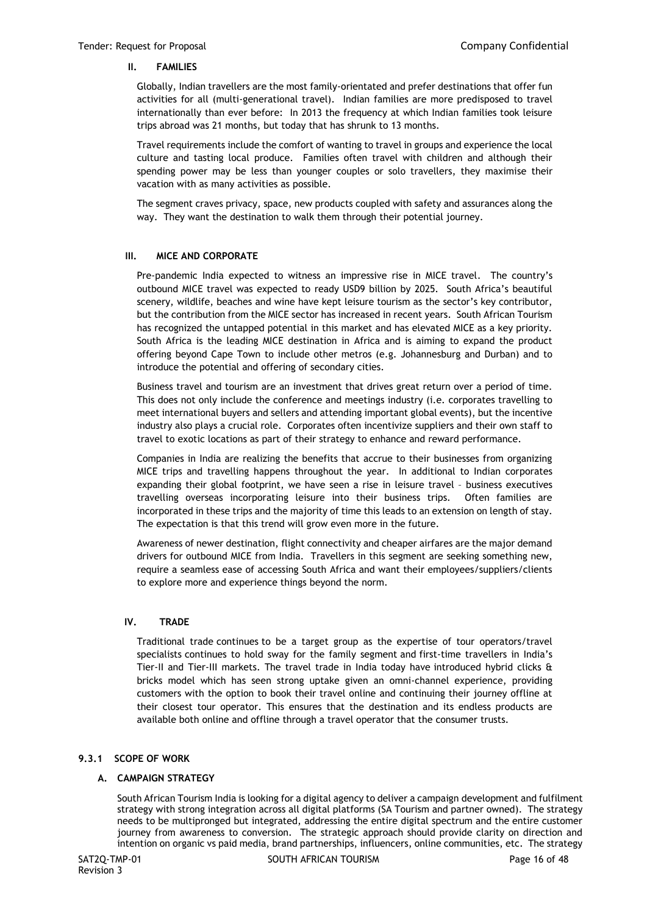### II. FAMILIES

Globally, Indian travellers are the most family-orientated and prefer destinations that offer fun activities for all (multi-generational travel). Indian families are more predisposed to travel internationally than ever before: In 2013 the frequency at which Indian families took leisure trips abroad was 21 months, but today that has shrunk to 13 months.

Travel requirements include the comfort of wanting to travel in groups and experience the local culture and tasting local produce. Families often travel with children and although their spending power may be less than younger couples or solo travellers, they maximise their vacation with as many activities as possible.

The segment craves privacy, space, new products coupled with safety and assurances along the way. They want the destination to walk them through their potential journey.

### III. MICE AND CORPORATE

Pre-pandemic India expected to witness an impressive rise in MICE travel. The country's outbound MICE travel was expected to ready USD9 billion by 2025. South Africa's beautiful scenery, wildlife, beaches and wine have kept leisure tourism as the sector's key contributor, but the contribution from the MICE sector has increased in recent years. South African Tourism has recognized the untapped potential in this market and has elevated MICE as a key priority. South Africa is the leading MICE destination in Africa and is aiming to expand the product offering beyond Cape Town to include other metros (e.g. Johannesburg and Durban) and to introduce the potential and offering of secondary cities.

Business travel and tourism are an investment that drives great return over a period of time. This does not only include the conference and meetings industry (i.e. corporates travelling to meet international buyers and sellers and attending important global events), but the incentive industry also plays a crucial role. Corporates often incentivize suppliers and their own staff to travel to exotic locations as part of their strategy to enhance and reward performance.

Companies in India are realizing the benefits that accrue to their businesses from organizing MICE trips and travelling happens throughout the year. In additional to Indian corporates expanding their global footprint, we have seen a rise in leisure travel – business executives travelling overseas incorporating leisure into their business trips. Often families are incorporated in these trips and the majority of time this leads to an extension on length of stay. The expectation is that this trend will grow even more in the future.

Awareness of newer destination, flight connectivity and cheaper airfares are the major demand drivers for outbound MICE from India. Travellers in this segment are seeking something new, require a seamless ease of accessing South Africa and want their employees/suppliers/clients to explore more and experience things beyond the norm.

### IV. TRADE

Traditional trade continues to be a target group as the expertise of tour operators/travel specialists continues to hold sway for the family segment and first-time travellers in India's Tier-II and Tier-III markets. The travel trade in India today have introduced hybrid clicks & bricks model which has seen strong uptake given an omni-channel experience, providing customers with the option to book their travel online and continuing their journey offline at their closest tour operator. This ensures that the destination and its endless products are available both online and offline through a travel operator that the consumer trusts.

## 9.3.1 SCOPE OF WORK

### A. CAMPAIGN STRATEGY

South African Tourism India is looking for a digital agency to deliver a campaign development and fulfilment strategy with strong integration across all digital platforms (SA Tourism and partner owned). The strategy needs to be multipronged but integrated, addressing the entire digital spectrum and the entire customer journey from awareness to conversion. The strategic approach should provide clarity on direction and intention on organic vs paid media, brand partnerships, influencers, online communities, etc. The strategy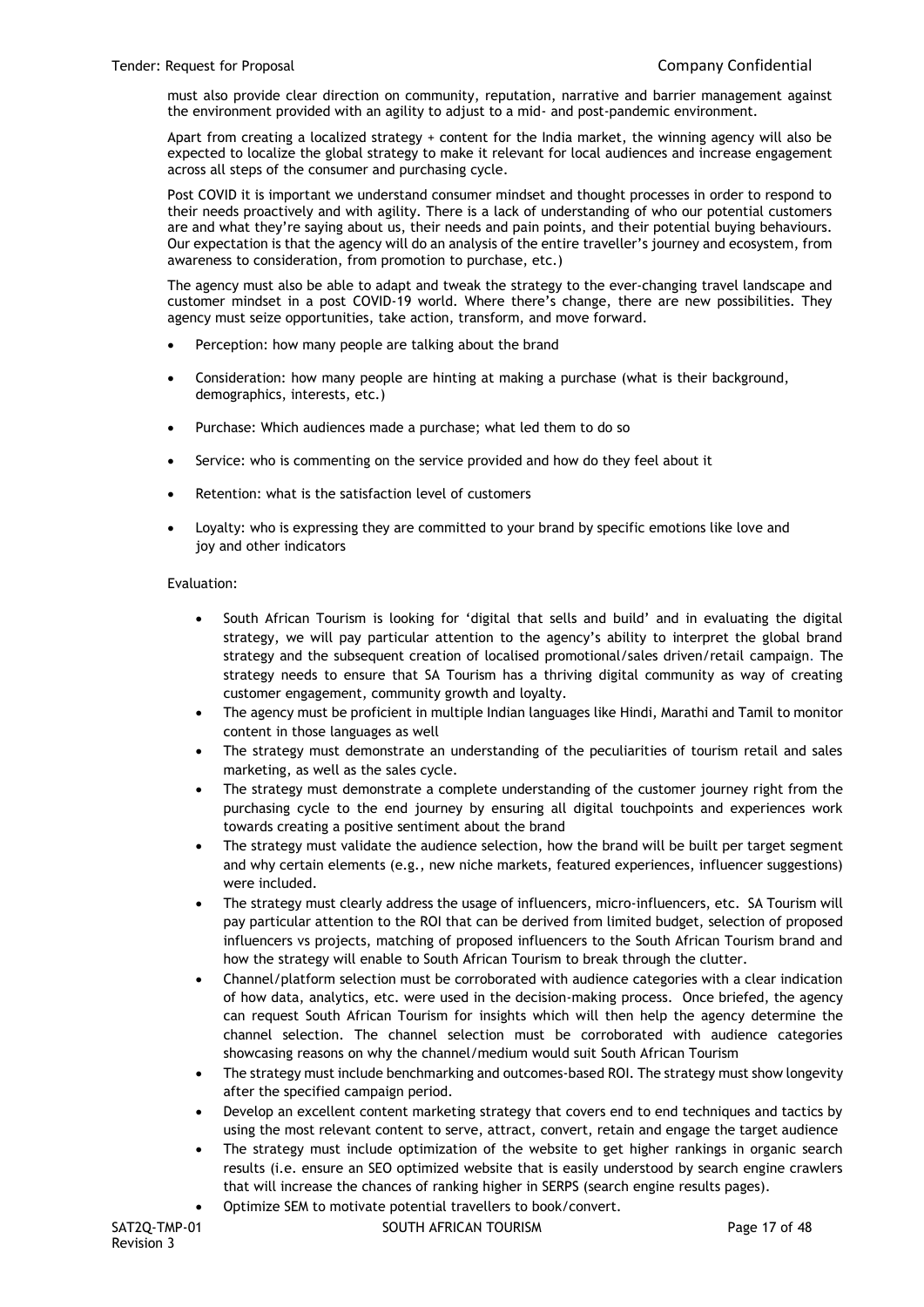must also provide clear direction on community, reputation, narrative and barrier management against the environment provided with an agility to adjust to a mid- and post-pandemic environment.

Apart from creating a localized strategy + content for the India market, the winning agency will also be expected to localize the global strategy to make it relevant for local audiences and increase engagement across all steps of the consumer and purchasing cycle.

Post COVID it is important we understand consumer mindset and thought processes in order to respond to their needs proactively and with agility. There is a lack of understanding of who our potential customers are and what they're saying about us, their needs and pain points, and their potential buying behaviours. Our expectation is that the agency will do an analysis of the entire traveller's journey and ecosystem, from awareness to consideration, from promotion to purchase, etc.)

The agency must also be able to adapt and tweak the strategy to the ever-changing travel landscape and customer mindset in a post COVID-19 world. Where there's change, there are new possibilities. They agency must seize opportunities, take action, transform, and move forward.

- Perception: how many people are talking about the brand
- Consideration: how many people are hinting at making a purchase (what is their background, demographics, interests, etc.)
- Purchase: Which audiences made a purchase; what led them to do so
- Service: who is commenting on the service provided and how do they feel about it
- Retention: what is the satisfaction level of customers
- Loyalty: who is expressing they are committed to your brand by specific emotions like love and joy and other indicators

Evaluation:

- South African Tourism is looking for 'digital that sells and build' and in evaluating the digital strategy, we will pay particular attention to the agency's ability to interpret the global brand strategy and the subsequent creation of localised promotional/sales driven/retail campaign. The strategy needs to ensure that SA Tourism has a thriving digital community as way of creating customer engagement, community growth and loyalty.
- The agency must be proficient in multiple Indian languages like Hindi, Marathi and Tamil to monitor content in those languages as well
- The strategy must demonstrate an understanding of the peculiarities of tourism retail and sales marketing, as well as the sales cycle.
- The strategy must demonstrate a complete understanding of the customer journey right from the purchasing cycle to the end journey by ensuring all digital touchpoints and experiences work towards creating a positive sentiment about the brand
- The strategy must validate the audience selection, how the brand will be built per target segment and why certain elements (e.g., new niche markets, featured experiences, influencer suggestions) were included.
- The strategy must clearly address the usage of influencers, micro-influencers, etc. SA Tourism will pay particular attention to the ROI that can be derived from limited budget, selection of proposed influencers vs projects, matching of proposed influencers to the South African Tourism brand and how the strategy will enable to South African Tourism to break through the clutter.
- Channel/platform selection must be corroborated with audience categories with a clear indication of how data, analytics, etc. were used in the decision-making process. Once briefed, the agency can request South African Tourism for insights which will then help the agency determine the channel selection. The channel selection must be corroborated with audience categories showcasing reasons on why the channel/medium would suit South African Tourism
- The strategy must include benchmarking and outcomes-based ROI. The strategy must show longevity after the specified campaign period.
- Develop an excellent content marketing strategy that covers end to end techniques and tactics by using the most relevant content to serve, attract, convert, retain and engage the target audience
- The strategy must include optimization of the website to get higher rankings in organic search results (i.e. ensure an SEO optimized website that is easily understood by search engine crawlers that will increase the chances of ranking higher in SERPS (search engine results pages).
- Optimize SEM to motivate potential travellers to book/convert.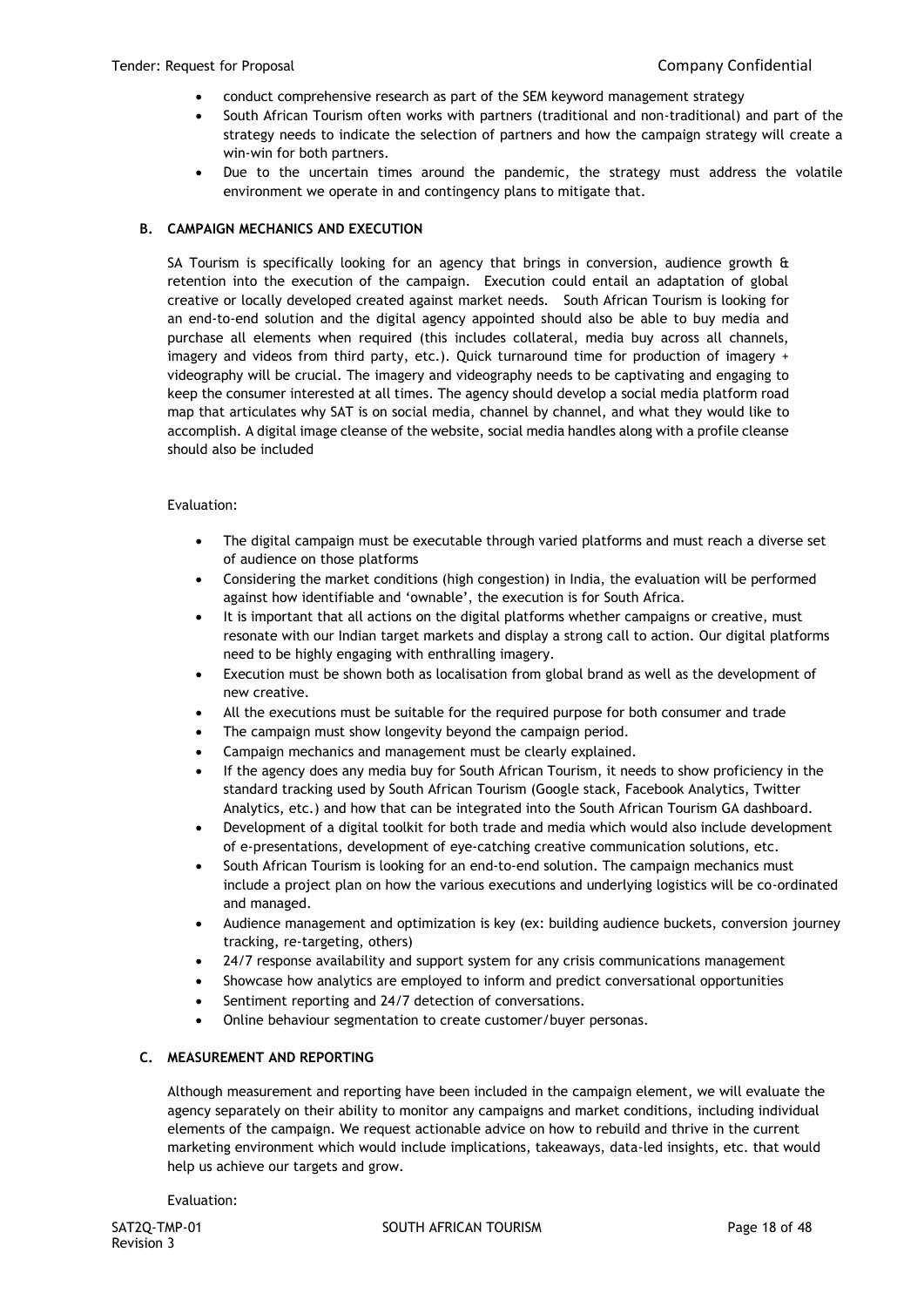- conduct comprehensive research as part of the SEM keyword management strategy
- South African Tourism often works with partners (traditional and non-traditional) and part of the strategy needs to indicate the selection of partners and how the campaign strategy will create a win-win for both partners.
- Due to the uncertain times around the pandemic, the strategy must address the volatile environment we operate in and contingency plans to mitigate that.

### B. CAMPAIGN MECHANICS AND EXECUTION

SA Tourism is specifically looking for an agency that brings in conversion, audience growth & retention into the execution of the campaign. Execution could entail an adaptation of global creative or locally developed created against market needs. South African Tourism is looking for an end-to-end solution and the digital agency appointed should also be able to buy media and purchase all elements when required (this includes collateral, media buy across all channels, imagery and videos from third party, etc.). Quick turnaround time for production of imagery + videography will be crucial. The imagery and videography needs to be captivating and engaging to keep the consumer interested at all times. The agency should develop a social media platform road map that articulates why SAT is on social media, channel by channel, and what they would like to accomplish. A digital image cleanse of the website, social media handles along with a profile cleanse should also be included

Evaluation:

- The digital campaign must be executable through varied platforms and must reach a diverse set of audience on those platforms
- Considering the market conditions (high congestion) in India, the evaluation will be performed against how identifiable and 'ownable', the execution is for South Africa.
- It is important that all actions on the digital platforms whether campaigns or creative, must resonate with our Indian target markets and display a strong call to action. Our digital platforms need to be highly engaging with enthralling imagery.
- Execution must be shown both as localisation from global brand as well as the development of new creative.
- All the executions must be suitable for the required purpose for both consumer and trade
- The campaign must show longevity beyond the campaign period.
- Campaign mechanics and management must be clearly explained.
- If the agency does any media buy for South African Tourism, it needs to show proficiency in the standard tracking used by South African Tourism (Google stack, Facebook Analytics, Twitter Analytics, etc.) and how that can be integrated into the South African Tourism GA dashboard.
- Development of a digital toolkit for both trade and media which would also include development of e-presentations, development of eye-catching creative communication solutions, etc.
- South African Tourism is looking for an end-to-end solution. The campaign mechanics must include a project plan on how the various executions and underlying logistics will be co-ordinated and managed.
- Audience management and optimization is key (ex: building audience buckets, conversion journey tracking, re-targeting, others)
- 24/7 response availability and support system for any crisis communications management
- Showcase how analytics are employed to inform and predict conversational opportunities
- Sentiment reporting and 24/7 detection of conversations.
- Online behaviour segmentation to create customer/buyer personas.

### C. MEASUREMENT AND REPORTING

Although measurement and reporting have been included in the campaign element, we will evaluate the agency separately on their ability to monitor any campaigns and market conditions, including individual elements of the campaign. We request actionable advice on how to rebuild and thrive in the current marketing environment which would include implications, takeaways, data-led insights, etc. that would help us achieve our targets and grow.

Evaluation: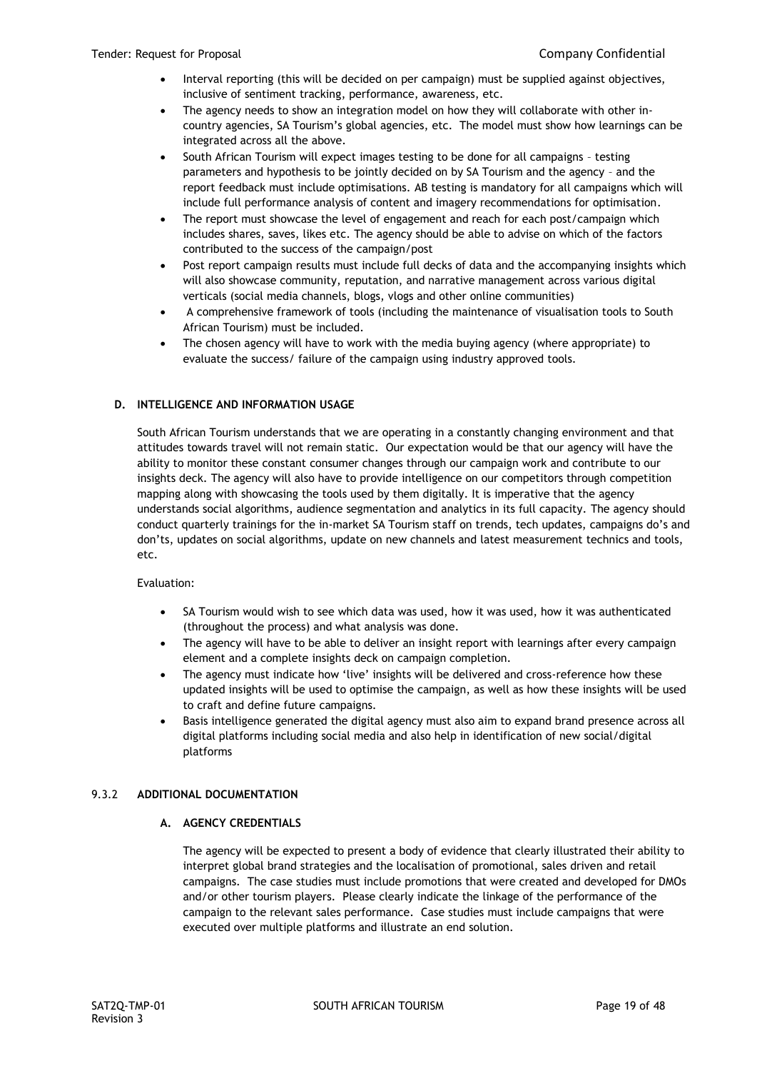- Interval reporting (this will be decided on per campaign) must be supplied against objectives, inclusive of sentiment tracking, performance, awareness, etc.
- The agency needs to show an integration model on how they will collaborate with other in-country agencies, SA Tourism's global agencies, etc. The model must show how learnings can be integrated across all the above.
- South African Tourism will expect images testing to be done for all campaigns – testing parameters and hypothesis to be jointly decided on by SA Tourism and the agency – and the report feedback must include optimisations. AB testing is mandatory for all campaigns which will include full performance analysis of content and imagery recommendations for optimisation.
- The report must showcase the level of engagement and reach for each post/campaign which includes shares, saves, likes etc. The agency should be able to advise on which of the factors contributed to the success of the campaign/post
- Post report campaign results must include full decks of data and the accompanying insights which will also showcase community, reputation, and narrative management across various digital verticals (social media channels, blogs, vlogs and other online communities)
- A comprehensive framework of tools (including the maintenance of visualisation tools to South African Tourism) must be included.
- The chosen agency will have to work with the media buying agency (where appropriate) to evaluate the success/ failure of the campaign using industry approved tools.

#### D. INTELLIGENCE AND INFORMATION USAGE

South African Tourism understands that we are operating in a constantly changing environment and that attitudes towards travel will not remain static. Our expectation would be that our agency will have the ability to monitor these constant consumer changes through our campaign work and contribute to our insights deck. The agency will also have to provide intelligence on our competitors through competition mapping along with showcasing the tools used by them digitally. It is imperative that the agency understands social algorithms, audience segmentation and analytics in its full capacity. The agency should conduct quarterly trainings for the in-market SA Tourism staff on trends, tech updates, campaigns do's and don'ts, updates on social algorithms, update on new channels and latest measurement technics and tools, etc.

Evaluation:

- SA Tourism would wish to see which data was used, how it was used, how it was authenticated (throughout the process) and what analysis was done.
- The agency will have to be able to deliver an insight report with learnings after every campaign element and a complete insights deck on campaign completion.
- The agency must indicate how 'live' insights will be delivered and cross-reference how these updated insights will be used to optimise the campaign, as well as how these insights will be used to craft and define future campaigns.
- Basis intelligence generated the digital agency must also aim to expand brand presence across all digital platforms including social media and also help in identification of new social/digital platforms

### 9.3.2 ADDITIONAL DOCUMENTATION

#### A. AGENCY CREDENTIALS

The agency will be expected to present a body of evidence that clearly illustrated their ability to interpret global brand strategies and the localisation of promotional, sales driven and retail campaigns. The case studies must include promotions that were created and developed for DMOs and/or other tourism players. Please clearly indicate the linkage of the performance of the campaign to the relevant sales performance. Case studies must include campaigns that were executed over multiple platforms and illustrate an end solution.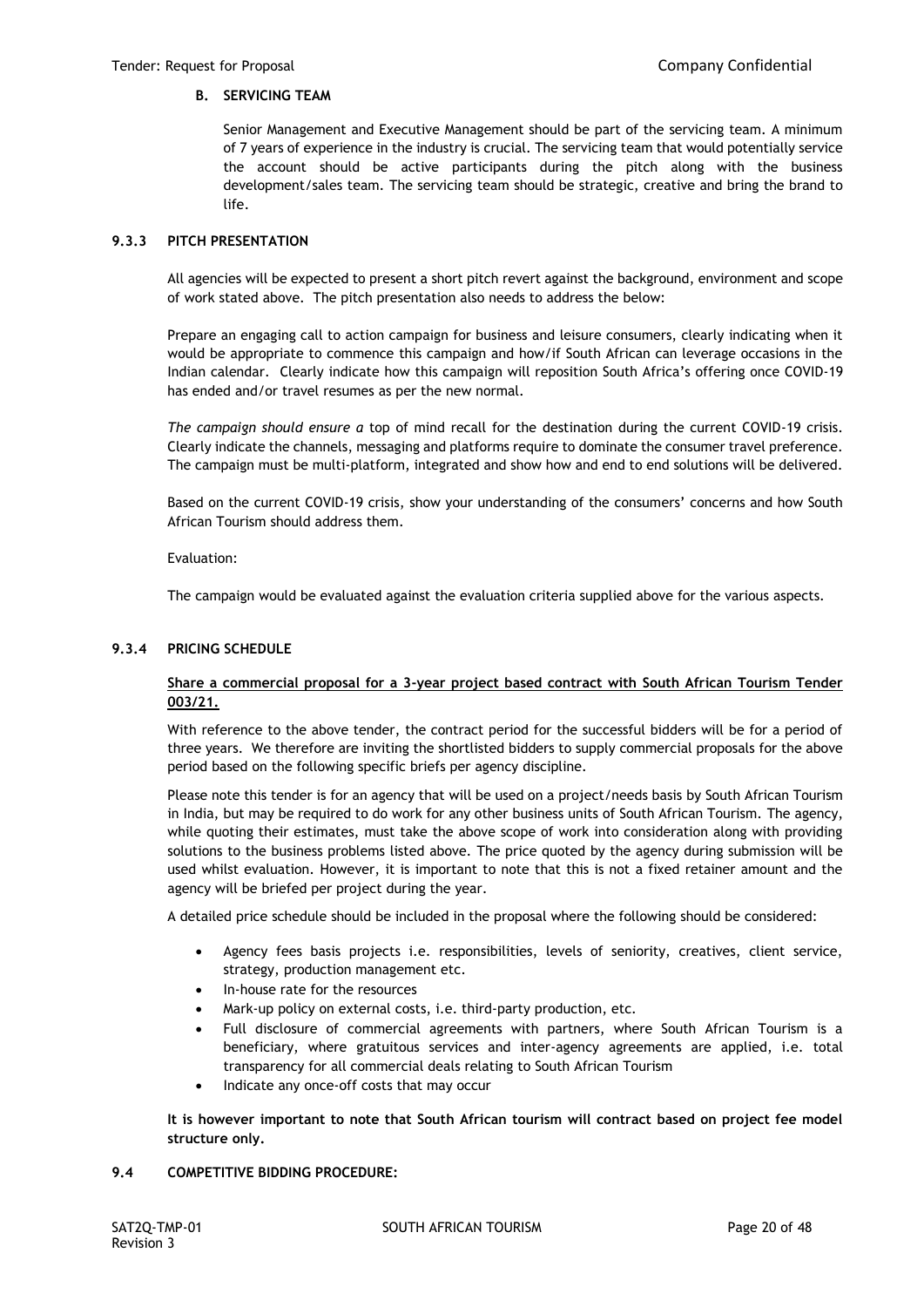**B. SERVICING TEAM**

Senior Management and Executive Management should be part of the servicing team. A minimum of 7 years of experience in the industry is crucial. The servicing team that would potentially service the account should be active participants during the pitch along with the business development/sales team. The servicing team should be strategic, creative and bring the brand to life.

#### 9.3.3 PITCH PRESENTATION

All agencies will be expected to present a short pitch revert against the background, environment and scope of work stated above. The pitch presentation also needs to address the below:

Prepare an engaging call to action campaign for business and leisure consumers, clearly indicating when it would be appropriate to commence this campaign and how/if South African can leverage occasions in the Indian calendar. Clearly indicate how this campaign will reposition South Africa's offering once COVID-19 has ended and/or travel resumes as per the new normal.

*The campaign should ensure a* top of mind recall for the destination during the current COVID-19 crisis. Clearly indicate the channels, messaging and platforms require to dominate the consumer travel preference. The campaign must be multi-platform, integrated and show how and end to end solutions will be delivered.

Based on the current COVID-19 crisis, show your understanding of the consumers' concerns and how South African Tourism should address them.

Evaluation:

The campaign would be evaluated against the evaluation criteria supplied above for the various aspects.

#### 9.3.4 PRICING SCHEDULE

**Share a commercial proposal for a 3-year project based contract with South African Tourism Tender 003/21.**

With reference to the above tender, the contract period for the successful bidders will be for a period of three years. We therefore are inviting the shortlisted bidders to supply commercial proposals for the above period based on the following specific briefs per agency discipline.

Please note this tender is for an agency that will be used on a project/needs basis by South African Tourism in India, but may be required to do work for any other business units of South African Tourism. The agency, while quoting their estimates, must take the above scope of work into consideration along with providing solutions to the business problems listed above. The price quoted by the agency during submission will be used whilst evaluation. However, it is important to note that this is not a fixed retainer amount and the agency will be briefed per project during the year.

A detailed price schedule should be included in the proposal where the following should be considered:

- Agency fees basis projects i.e. responsibilities, levels of seniority, creatives, client service, strategy, production management etc.
- In-house rate for the resources
- Mark-up policy on external costs, i.e. third-party production, etc.
- Full disclosure of commercial agreements with partners, where South African Tourism is a beneficiary, where gratuitous services and inter-agency agreements are applied, i.e. total transparency for all commercial deals relating to South African Tourism
- Indicate any once-off costs that may occur

**It is however important to note that South African tourism will contract based on project fee model structure only.**

### 9.4 COMPETITIVE BIDDING PROCEDURE: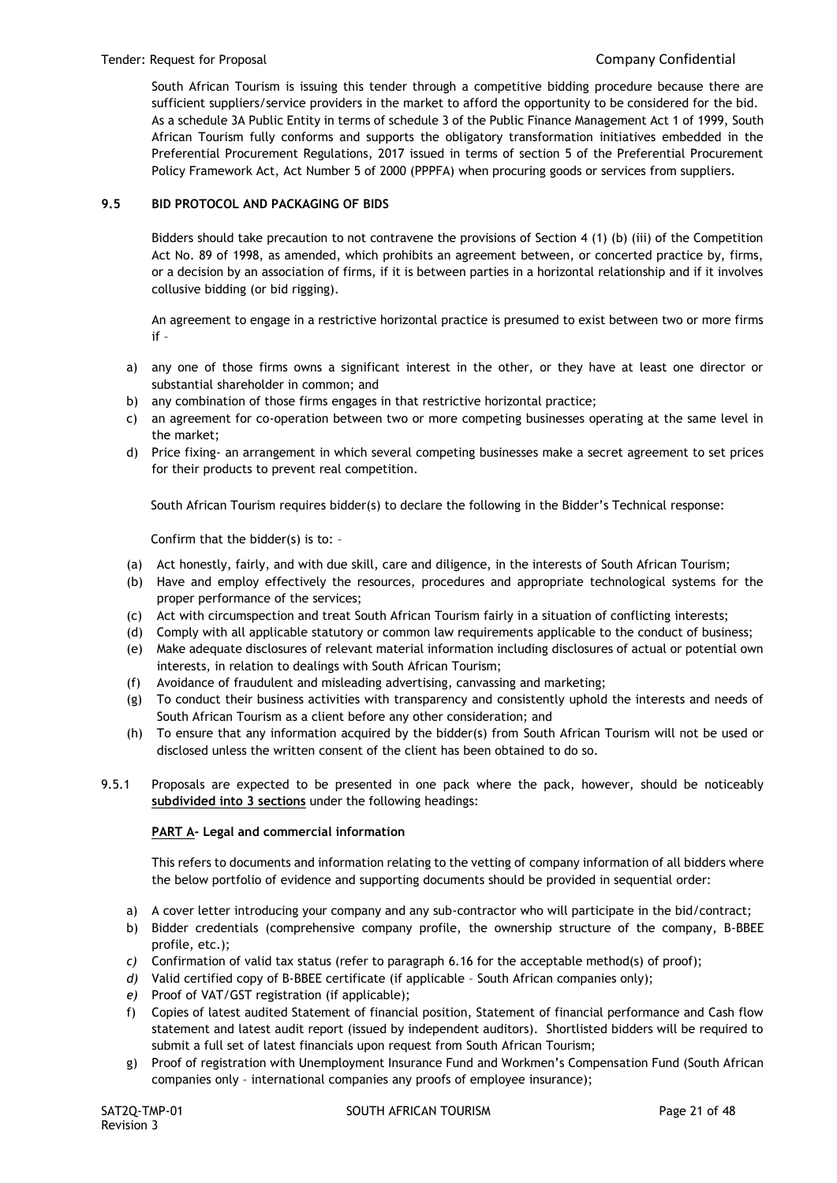South African Tourism is issuing this tender through a competitive bidding procedure because there are sufficient suppliers/service providers in the market to afford the opportunity to be considered for the bid. As a schedule 3A Public Entity in terms of schedule 3 of the Public Finance Management Act 1 of 1999, South African Tourism fully conforms and supports the obligatory transformation initiatives embedded in the Preferential Procurement Regulations, 2017 issued in terms of section 5 of the Preferential Procurement Policy Framework Act, Act Number 5 of 2000 (PPPFA) when procuring goods or services from suppliers.

### 9.5 BID PROTOCOL AND PACKAGING OF BIDS

Bidders should take precaution to not contravene the provisions of Section 4 (1) (b) (iii) of the Competition Act No. 89 of 1998, as amended, which prohibits an agreement between, or concerted practice by, firms, or a decision by an association of firms, if it is between parties in a horizontal relationship and if it involves collusive bidding (or bid rigging).

An agreement to engage in a restrictive horizontal practice is presumed to exist between two or more firms if –

a) any one of those firms owns a significant interest in the other, or they have at least one director or substantial shareholder in common; and
b) any combination of those firms engages in that restrictive horizontal practice;
c) an agreement for co-operation between two or more competing businesses operating at the same level in the market;
d) Price fixing- an arrangement in which several competing businesses make a secret agreement to set prices for their products to prevent real competition.

South African Tourism requires bidder(s) to declare the following in the Bidder's Technical response:

Confirm that the bidder(s) is to: –

(a) Act honestly, fairly, and with due skill, care and diligence, in the interests of South African Tourism;
(b) Have and employ effectively the resources, procedures and appropriate technological systems for the proper performance of the services;
(c) Act with circumspection and treat South African Tourism fairly in a situation of conflicting interests;
(d) Comply with all applicable statutory or common law requirements applicable to the conduct of business;
(e) Make adequate disclosures of relevant material information including disclosures of actual or potential own interests, in relation to dealings with South African Tourism;
(f) Avoidance of fraudulent and misleading advertising, canvassing and marketing;
(g) To conduct their business activities with transparency and consistently uphold the interests and needs of South African Tourism as a client before any other consideration; and
(h) To ensure that any information acquired by the bidder(s) from South African Tourism will not be used or disclosed unless the written consent of the client has been obtained to do so.

9.5.1 Proposals are expected to be presented in one pack where the pack, however, should be noticeably **subdivided into 3 sections** under the following headings:

**PART A- Legal and commercial information**

This refers to documents and information relating to the vetting of company information of all bidders where the below portfolio of evidence and supporting documents should be provided in sequential order:

a) A cover letter introducing your company and any sub-contractor who will participate in the bid/contract;
b) Bidder credentials (comprehensive company profile, the ownership structure of the company, B-BBEE profile, etc.);
c) Confirmation of valid tax status (refer to paragraph 6.16 for the acceptable method(s) of proof);
d) Valid certified copy of B-BBEE certificate (if applicable – South African companies only);
e) Proof of VAT/GST registration (if applicable);
f) Copies of latest audited Statement of financial position, Statement of financial performance and Cash flow statement and latest audit report (issued by independent auditors). Shortlisted bidders will be required to submit a full set of latest financials upon request from South African Tourism;
g) Proof of registration with Unemployment Insurance Fund and Workmen's Compensation Fund (South African companies only – international companies any proofs of employee insurance);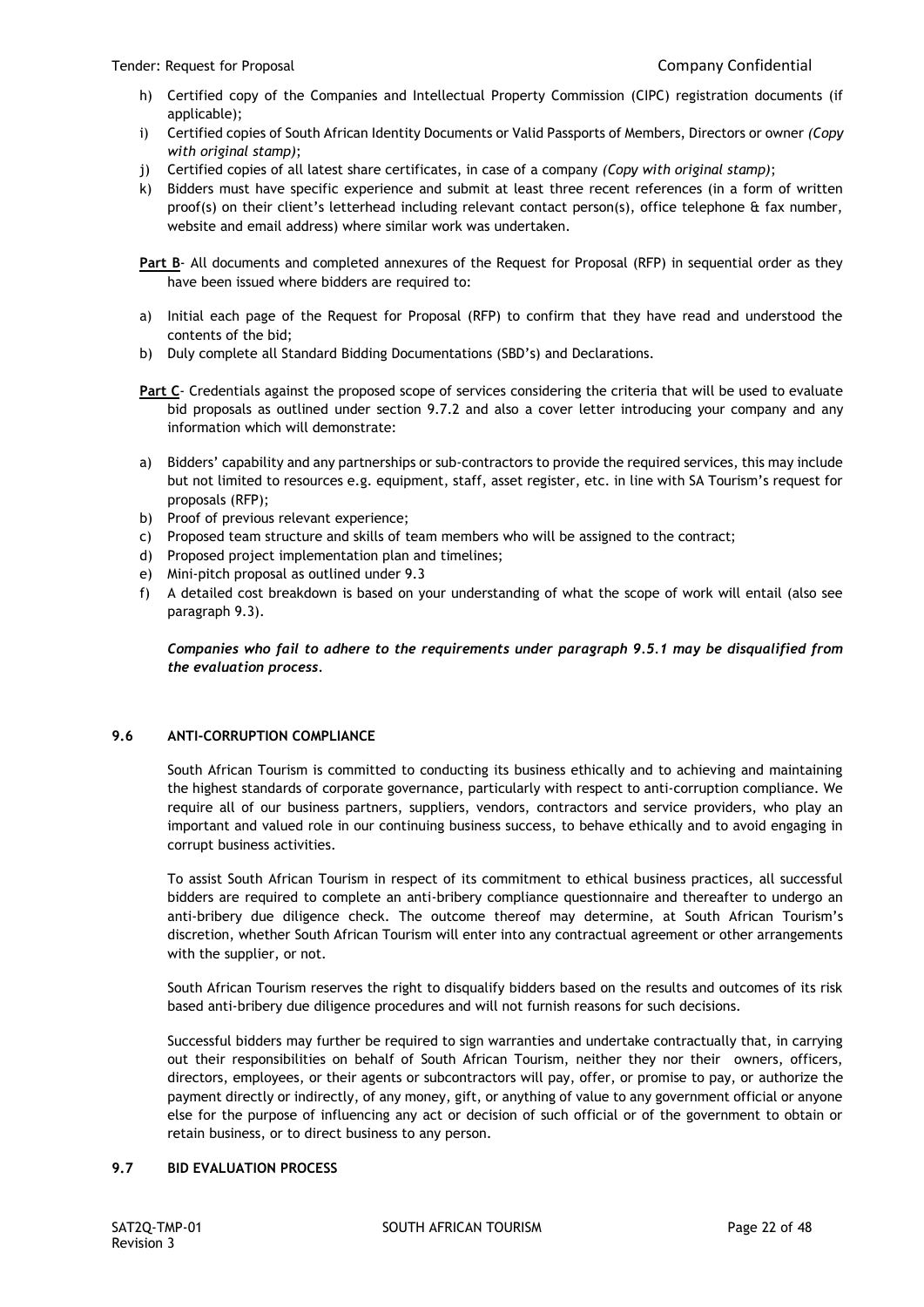h) Certified copy of the Companies and Intellectual Property Commission (CIPC) registration documents (if applicable);
i) Certified copies of South African Identity Documents or Valid Passports of Members, Directors or owner *(Copy with original stamp)*;
j) Certified copies of all latest share certificates, in case of a company *(Copy with original stamp)*;
k) Bidders must have specific experience and submit at least three recent references (in a form of written proof(s) on their client's letterhead including relevant contact person(s), office telephone & fax number, website and email address) where similar work was undertaken.

**Part B**- All documents and completed annexures of the Request for Proposal (RFP) in sequential order as they have been issued where bidders are required to:

a) Initial each page of the Request for Proposal (RFP) to confirm that they have read and understood the contents of the bid;
b) Duly complete all Standard Bidding Documentations (SBD's) and Declarations.

**Part C**- Credentials against the proposed scope of services considering the criteria that will be used to evaluate bid proposals as outlined under section 9.7.2 and also a cover letter introducing your company and any information which will demonstrate:

a) Bidders' capability and any partnerships or sub-contractors to provide the required services, this may include but not limited to resources e.g. equipment, staff, asset register, etc. in line with SA Tourism's request for proposals (RFP);
b) Proof of previous relevant experience;
c) Proposed team structure and skills of team members who will be assigned to the contract;
d) Proposed project implementation plan and timelines;
e) Mini-pitch proposal as outlined under 9.3
f) A detailed cost breakdown is based on your understanding of what the scope of work will entail (also see paragraph 9.3).

***Companies who fail to adhere to the requirements under paragraph 9.5.1 may be disqualified from the evaluation process.***

### 9.6 ANTI-CORRUPTION COMPLIANCE

South African Tourism is committed to conducting its business ethically and to achieving and maintaining the highest standards of corporate governance, particularly with respect to anti-corruption compliance. We require all of our business partners, suppliers, vendors, contractors and service providers, who play an important and valued role in our continuing business success, to behave ethically and to avoid engaging in corrupt business activities.

To assist South African Tourism in respect of its commitment to ethical business practices, all successful bidders are required to complete an anti-bribery compliance questionnaire and thereafter to undergo an anti-bribery due diligence check. The outcome thereof may determine, at South African Tourism's discretion, whether South African Tourism will enter into any contractual agreement or other arrangements with the supplier, or not.

South African Tourism reserves the right to disqualify bidders based on the results and outcomes of its risk based anti-bribery due diligence procedures and will not furnish reasons for such decisions.

Successful bidders may further be required to sign warranties and undertake contractually that, in carrying out their responsibilities on behalf of South African Tourism, neither they nor their owners, officers, directors, employees, or their agents or subcontractors will pay, offer, or promise to pay, or authorize the payment directly or indirectly, of any money, gift, or anything of value to any government official or anyone else for the purpose of influencing any act or decision of such official or of the government to obtain or retain business, or to direct business to any person.

### 9.7 BID EVALUATION PROCESS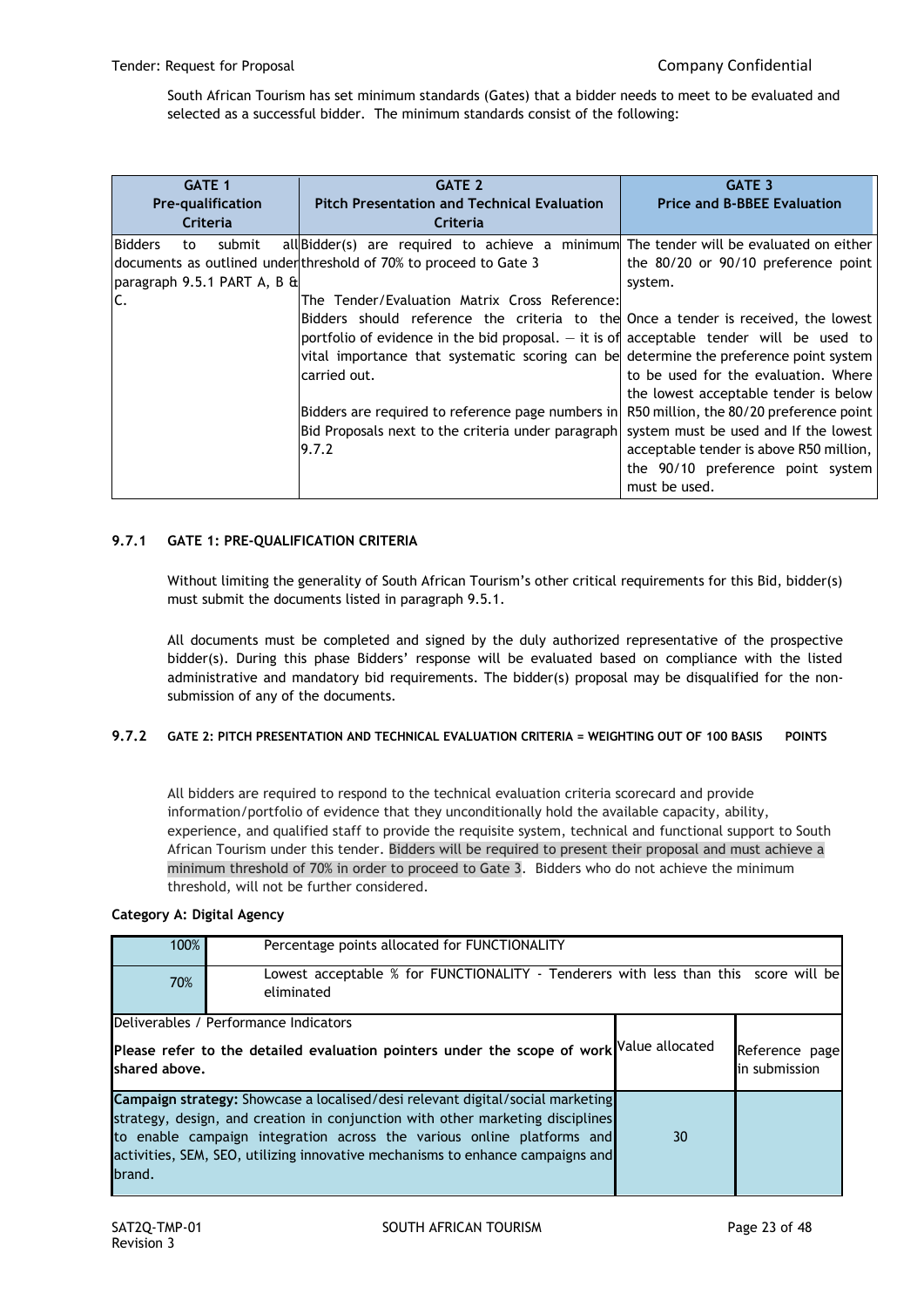South African Tourism has set minimum standards (Gates) that a bidder needs to meet to be evaluated and selected as a successful bidder. The minimum standards consist of the following:

| GATE 1<br>Pre-qualification Criteria | GATE 2<br>Pitch Presentation and Technical Evaluation Criteria | GATE 3<br>Price and B-BBEE Evaluation |
|---|---|---|
| Bidders to submit all documents as outlined under paragraph 9.5.1 PART A, B & C. | Bidder(s) are required to achieve a minimum threshold of 70% to proceed to Gate 3<br><br>The Tender/Evaluation Matrix Cross Reference: Bidders should reference the criteria to the portfolio of evidence in the bid proposal. – it is of vital importance that systematic scoring can be carried out.<br><br>Bidders are required to reference page numbers in Bid Proposals next to the criteria under paragraph 9.7.2 | The tender will be evaluated on either the 80/20 or 90/10 preference point system.<br><br>Once a tender is received, the lowest acceptable tender will be used to determine the preference point system to be used for the evaluation. Where the lowest acceptable tender is below R50 million, the 80/20 preference point system must be used and If the lowest acceptable tender is above R50 million, the 90/10 preference point system must be used. |

### 9.7.1 GATE 1: PRE-QUALIFICATION CRITERIA

Without limiting the generality of South African Tourism's other critical requirements for this Bid, bidder(s) must submit the documents listed in paragraph 9.5.1.

All documents must be completed and signed by the duly authorized representative of the prospective bidder(s). During this phase Bidders' response will be evaluated based on compliance with the listed administrative and mandatory bid requirements. The bidder(s) proposal may be disqualified for the non-submission of any of the documents.

### 9.7.2 GATE 2: PITCH PRESENTATION AND TECHNICAL EVALUATION CRITERIA = WEIGHTING OUT OF 100 BASIS POINTS

All bidders are required to respond to the technical evaluation criteria scorecard and provide information/portfolio of evidence that they unconditionally hold the available capacity, ability, experience, and qualified staff to provide the requisite system, technical and functional support to South African Tourism under this tender. Bidders will be required to present their proposal and must achieve a minimum threshold of 70% in order to proceed to Gate 3. Bidders who do not achieve the minimum threshold, will not be further considered.

**Category A: Digital Agency**

| 100% | Percentage points allocated for FUNCTIONALITY | | |
|---|---|---|---|
| 70% | Lowest acceptable % for FUNCTIONALITY - Tenderers with less than this score will be eliminated | | |
| Deliverables / Performance Indicators<br>**Please refer to the detailed evaluation pointers under the scope of work shared above.** | | Value allocated | Reference page in submission |
| **Campaign strategy:** Showcase a localised/desi relevant digital/social marketing strategy, design, and creation in conjunction with other marketing disciplines to enable campaign integration across the various online platforms and activities, SEM, SEO, utilizing innovative mechanisms to enhance campaigns and brand. | | 30 | |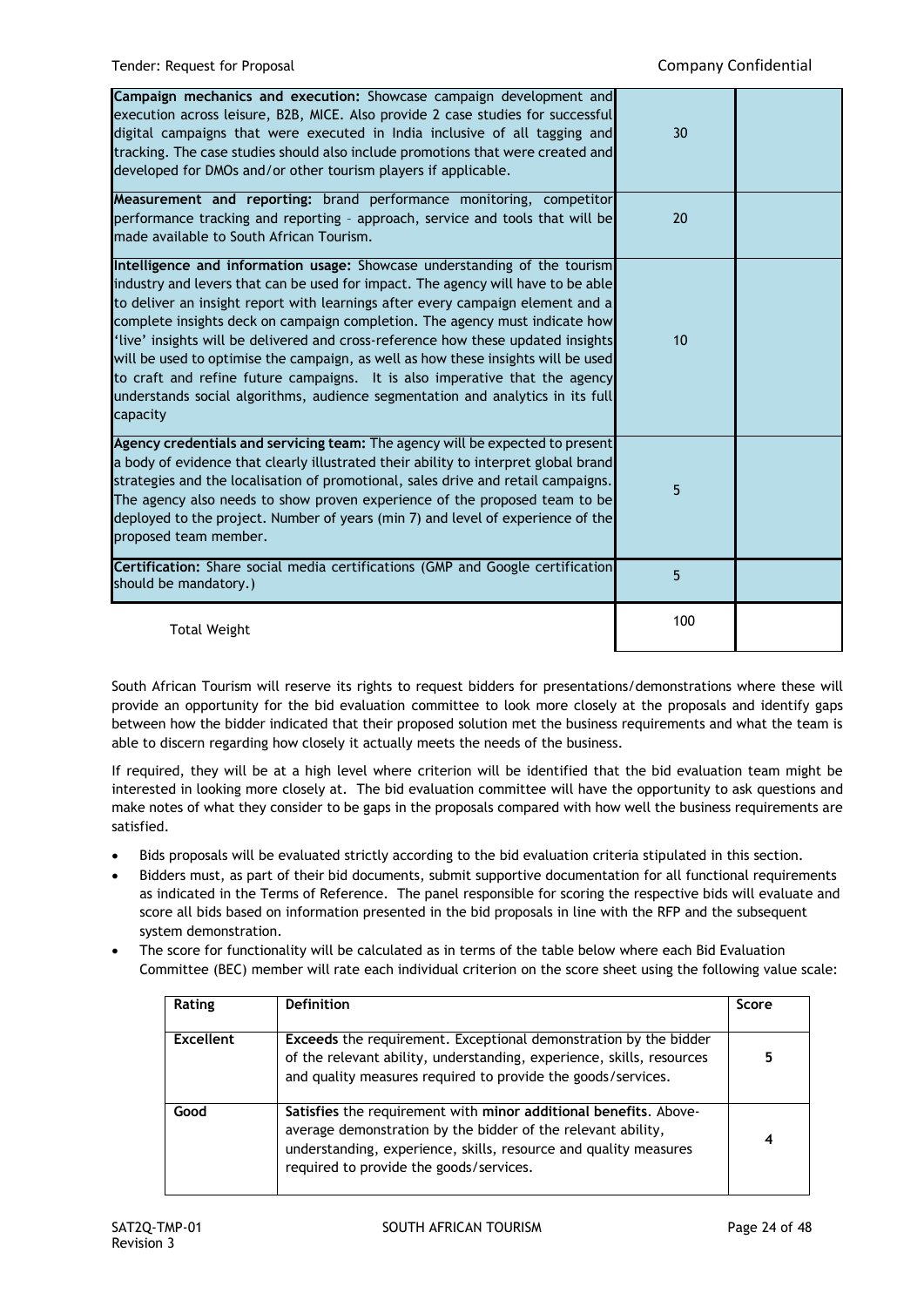| Criteria | Weight | Score |
|---|---|---|
| **Campaign mechanics and execution:** Showcase campaign development and execution across leisure, B2B, MICE. Also provide 2 case studies for successful digital campaigns that were executed in India inclusive of all tagging and tracking. The case studies should also include promotions that were created and developed for DMOs and/or other tourism players if applicable. | 30 | |
| **Measurement and reporting:** brand performance monitoring, competitor performance tracking and reporting – approach, service and tools that will be made available to South African Tourism. | 20 | |
| **Intelligence and information usage:** Showcase understanding of the tourism industry and levers that can be used for impact. The agency will have to be able to deliver an insight report with learnings after every campaign element and a complete insights deck on campaign completion. The agency must indicate how 'live' insights will be delivered and cross-reference how these updated insights will be used to optimise the campaign, as well as how these insights will be used to craft and refine future campaigns. It is also imperative that the agency understands social algorithms, audience segmentation and analytics in its full capacity | 10 | |
| **Agency credentials and servicing team:** The agency will be expected to present a body of evidence that clearly illustrated their ability to interpret global brand strategies and the localisation of promotional, sales drive and retail campaigns. The agency also needs to show proven experience of the proposed team to be deployed to the project. Number of years (min 7) and level of experience of the proposed team member. | 5 | |
| **Certification:** Share social media certifications (GMP and Google certification should be mandatory.) | 5 | |
| Total Weight | 100 | |

South African Tourism will reserve its rights to request bidders for presentations/demonstrations where these will provide an opportunity for the bid evaluation committee to look more closely at the proposals and identify gaps between how the bidder indicated that their proposed solution met the business requirements and what the team is able to discern regarding how closely it actually meets the needs of the business.

If required, they will be at a high level where criterion will be identified that the bid evaluation team might be interested in looking more closely at. The bid evaluation committee will have the opportunity to ask questions and make notes of what they consider to be gaps in the proposals compared with how well the business requirements are satisfied.

- Bids proposals will be evaluated strictly according to the bid evaluation criteria stipulated in this section.
- Bidders must, as part of their bid documents, submit supportive documentation for all functional requirements as indicated in the Terms of Reference. The panel responsible for scoring the respective bids will evaluate and score all bids based on information presented in the bid proposals in line with the RFP and the subsequent system demonstration.
- The score for functionality will be calculated as in terms of the table below where each Bid Evaluation Committee (BEC) member will rate each individual criterion on the score sheet using the following value scale:

| Rating | Definition | Score |
|---|---|---|
| **Excellent** | **Exceeds** the requirement. Exceptional demonstration by the bidder of the relevant ability, understanding, experience, skills, resources and quality measures required to provide the goods/services. | **5** |
| **Good** | **Satisfies** the requirement with **minor additional benefits**. Above-average demonstration by the bidder of the relevant ability, understanding, experience, skills, resource and quality measures required to provide the goods/services. | **4** |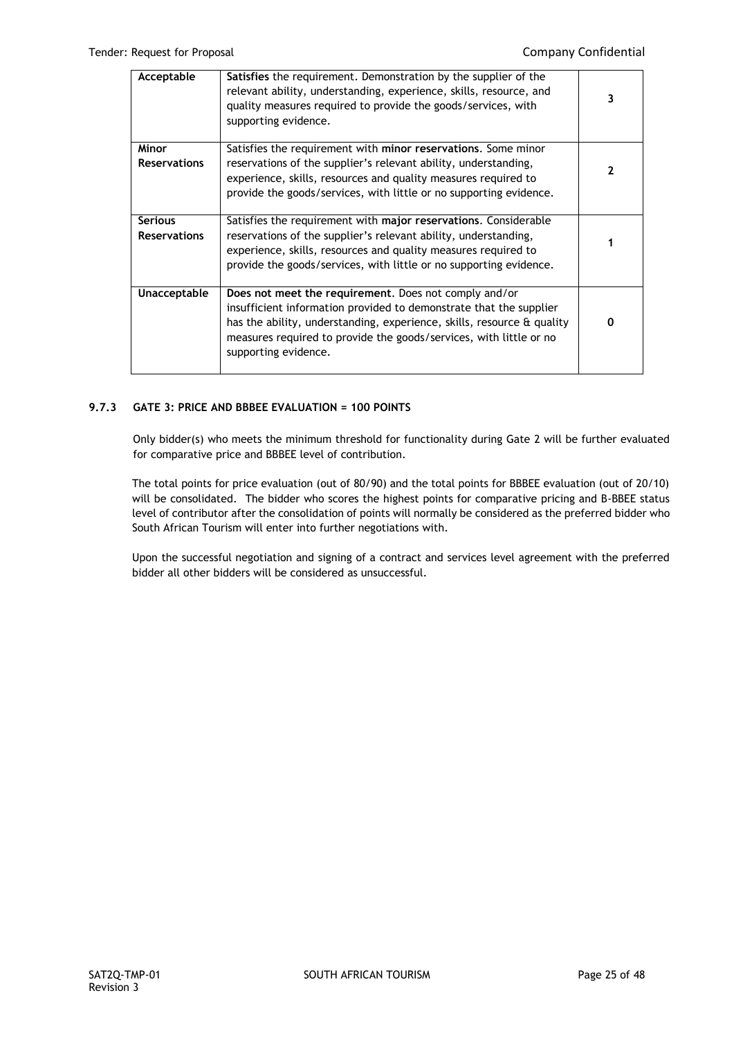| | | |
|---|---|---|
| **Acceptable** | **Satisfies** the requirement. Demonstration by the supplier of the relevant ability, understanding, experience, skills, resource, and quality measures required to provide the goods/services, with supporting evidence. | **3** |
| **Minor Reservations** | Satisfies the requirement with **minor reservations**. Some minor reservations of the supplier's relevant ability, understanding, experience, skills, resources and quality measures required to provide the goods/services, with little or no supporting evidence. | **2** |
| **Serious Reservations** | Satisfies the requirement with **major reservations**. Considerable reservations of the supplier's relevant ability, understanding, experience, skills, resources and quality measures required to provide the goods/services, with little or no supporting evidence. | **1** |
| **Unacceptable** | **Does not meet the requirement**. Does not comply and/or insufficient information provided to demonstrate that the supplier has the ability, understanding, experience, skills, resource & quality measures required to provide the goods/services, with little or no supporting evidence. | **0** |

### 9.7.3 GATE 3: PRICE AND BBBEE EVALUATION = 100 POINTS

Only bidder(s) who meets the minimum threshold for functionality during Gate 2 will be further evaluated for comparative price and BBBEE level of contribution.

The total points for price evaluation (out of 80/90) and the total points for BBBEE evaluation (out of 20/10) will be consolidated. The bidder who scores the highest points for comparative pricing and B-BBEE status level of contributor after the consolidation of points will normally be considered as the preferred bidder who South African Tourism will enter into further negotiations with.

Upon the successful negotiation and signing of a contract and services level agreement with the preferred bidder all other bidders will be considered as unsuccessful.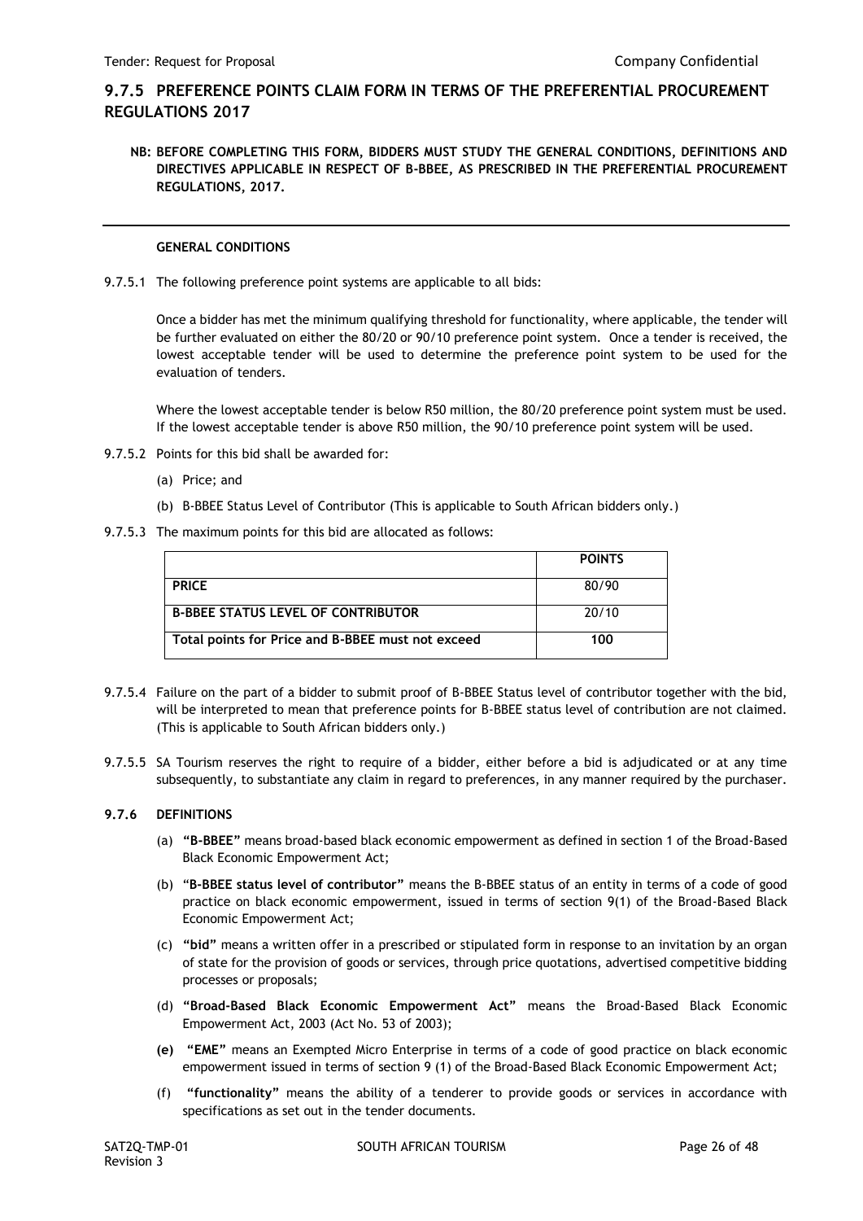## 9.7.5 PREFERENCE POINTS CLAIM FORM IN TERMS OF THE PREFERENTIAL PROCUREMENT REGULATIONS 2017

**NB: BEFORE COMPLETING THIS FORM, BIDDERS MUST STUDY THE GENERAL CONDITIONS, DEFINITIONS AND DIRECTIVES APPLICABLE IN RESPECT OF B-BBEE, AS PRESCRIBED IN THE PREFERENTIAL PROCUREMENT REGULATIONS, 2017.**

---

**GENERAL CONDITIONS**

9.7.5.1 The following preference point systems are applicable to all bids:

Once a bidder has met the minimum qualifying threshold for functionality, where applicable, the tender will be further evaluated on either the 80/20 or 90/10 preference point system. Once a tender is received, the lowest acceptable tender will be used to determine the preference point system to be used for the evaluation of tenders.

Where the lowest acceptable tender is below R50 million, the 80/20 preference point system must be used. If the lowest acceptable tender is above R50 million, the 90/10 preference point system will be used.

9.7.5.2 Points for this bid shall be awarded for:

(a) Price; and

(b) B-BBEE Status Level of Contributor (This is applicable to South African bidders only.)

9.7.5.3 The maximum points for this bid are allocated as follows:

| | **POINTS** |
|---|---|
| **PRICE** | 80/90 |
| **B-BBEE STATUS LEVEL OF CONTRIBUTOR** | 20/10 |
| **Total points for Price and B-BBEE must not exceed** | **100** |

9.7.5.4 Failure on the part of a bidder to submit proof of B-BBEE Status level of contributor together with the bid, will be interpreted to mean that preference points for B-BBEE status level of contribution are not claimed. (This is applicable to South African bidders only.)

9.7.5.5 SA Tourism reserves the right to require of a bidder, either before a bid is adjudicated or at any time subsequently, to substantiate any claim in regard to preferences, in any manner required by the purchaser.

### 9.7.6 DEFINITIONS

(a) **"B-BBEE"** means broad-based black economic empowerment as defined in section 1 of the Broad-Based Black Economic Empowerment Act;

(b) **"B-BBEE status level of contributor"** means the B-BBEE status of an entity in terms of a code of good practice on black economic empowerment, issued in terms of section 9(1) of the Broad-Based Black Economic Empowerment Act;

(c) **"bid"** means a written offer in a prescribed or stipulated form in response to an invitation by an organ of state for the provision of goods or services, through price quotations, advertised competitive bidding processes or proposals;

(d) **"Broad-Based Black Economic Empowerment Act"** means the Broad-Based Black Economic Empowerment Act, 2003 (Act No. 53 of 2003);

**(e)** **"EME"** means an Exempted Micro Enterprise in terms of a code of good practice on black economic empowerment issued in terms of section 9 (1) of the Broad-Based Black Economic Empowerment Act;

(f) **"functionality"** means the ability of a tenderer to provide goods or services in accordance with specifications as set out in the tender documents.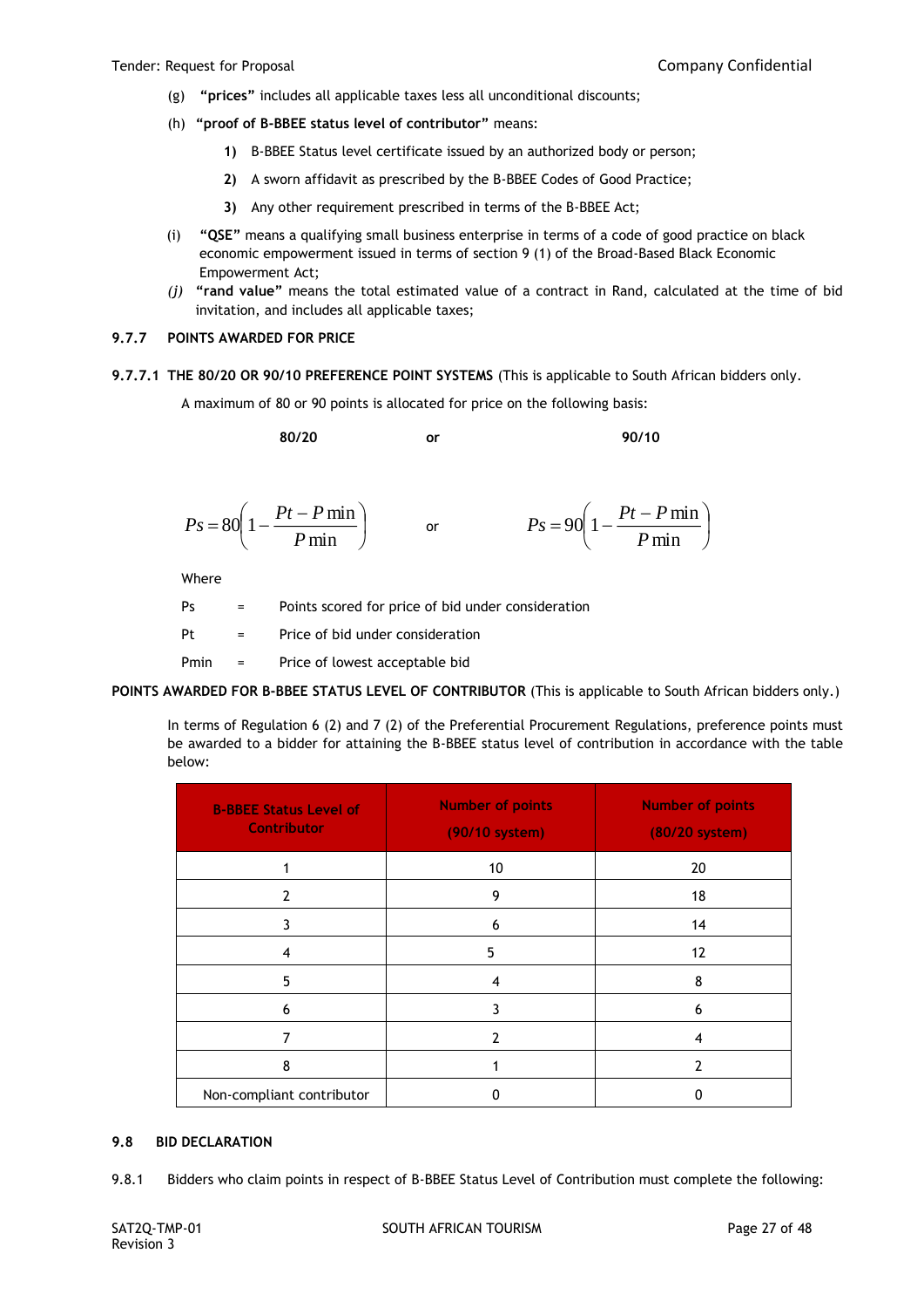(g) **"prices"** includes all applicable taxes less all unconditional discounts;

(h) **"proof of B-BBEE status level of contributor"** means:

1) B-BBEE Status level certificate issued by an authorized body or person;

2) A sworn affidavit as prescribed by the B-BBEE Codes of Good Practice;

3) Any other requirement prescribed in terms of the B-BBEE Act;

(i) **"QSE"** means a qualifying small business enterprise in terms of a code of good practice on black economic empowerment issued in terms of section 9 (1) of the Broad-Based Black Economic Empowerment Act;

*(j)* **"rand value"** means the total estimated value of a contract in Rand, calculated at the time of bid invitation, and includes all applicable taxes;

### 9.7.7 POINTS AWARDED FOR PRICE

**9.7.7.1 THE 80/20 OR 90/10 PREFERENCE POINT SYSTEMS** (This is applicable to South African bidders only.

A maximum of 80 or 90 points is allocated for price on the following basis:

**80/20** or **90/10**

$$Ps = 80\left(1 - \frac{Pt - P\min}{P\min}\right) \quad \text{or} \quad Ps = 90\left(1 - \frac{Pt - P\min}{P\min}\right)$$

Where

Ps = Points scored for price of bid under consideration

Pt = Price of bid under consideration

Pmin = Price of lowest acceptable bid

**POINTS AWARDED FOR B-BBEE STATUS LEVEL OF CONTRIBUTOR** (This is applicable to South African bidders only.)

In terms of Regulation 6 (2) and 7 (2) of the Preferential Procurement Regulations, preference points must be awarded to a bidder for attaining the B-BBEE status level of contribution in accordance with the table below:

| B-BBEE Status Level of Contributor | Number of points (90/10 system) | Number of points (80/20 system) |
|---|---|---|
| 1 | 10 | 20 |
| 2 | 9 | 18 |
| 3 | 6 | 14 |
| 4 | 5 | 12 |
| 5 | 4 | 8 |
| 6 | 3 | 6 |
| 7 | 2 | 4 |
| 8 | 1 | 2 |
| Non-compliant contributor | 0 | 0 |

### 9.8 BID DECLARATION

9.8.1 Bidders who claim points in respect of B-BBEE Status Level of Contribution must complete the following: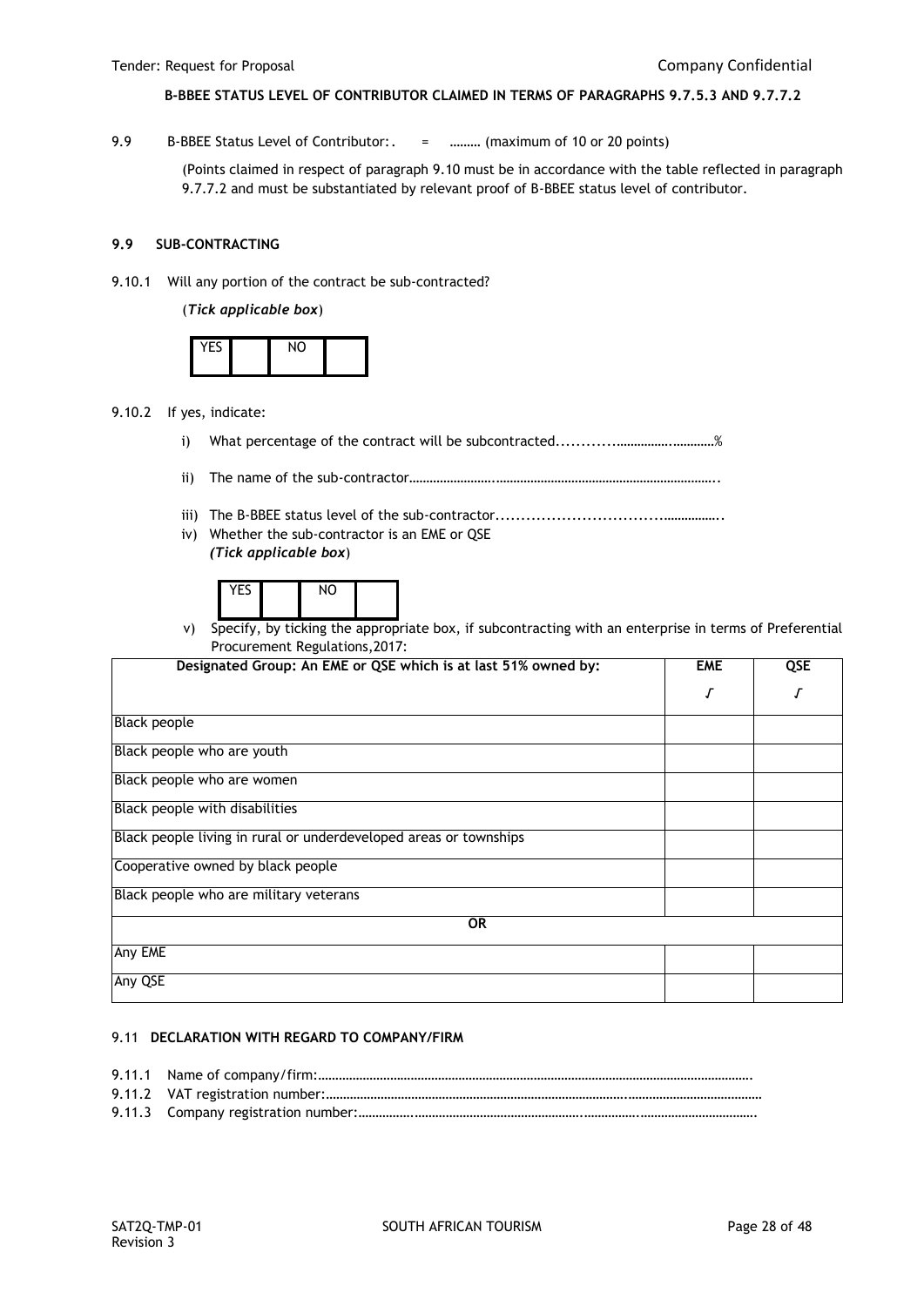**B-BBEE STATUS LEVEL OF CONTRIBUTOR CLAIMED IN TERMS OF PARAGRAPHS 9.7.5.3 AND 9.7.7.2**

9.9 B-BBEE Status Level of Contributor:. = ……… (maximum of 10 or 20 points)

(Points claimed in respect of paragraph 9.10 must be in accordance with the table reflected in paragraph 9.7.7.2 and must be substantiated by relevant proof of B-BBEE status level of contributor.

**9.9 SUB-CONTRACTING**

9.10.1 Will any portion of the contract be sub-contracted?

(***Tick applicable box***)

| YES | | NO | |
|---|---|---|---|

9.10.2 If yes, indicate:

i) What percentage of the contract will be subcontracted............…………….…………%

ii) The name of the sub-contractor…………………..………………………………………………………..

iii) The B-BBEE status level of the sub-contractor.................................……………..

iv) Whether the sub-contractor is an EME or QSE
***(Tick applicable box***)

| YES | | NO | |
|---|---|---|---|

v) Specify, by ticking the appropriate box, if subcontracting with an enterprise in terms of Preferential Procurement Regulations,2017:

| Designated Group: An EME or QSE which is at last 51% owned by: | EME | QSE |
|---|---|---|
| | √ | √ |
| Black people | | |
| Black people who are youth | | |
| Black people who are women | | |
| Black people with disabilities | | |
| Black people living in rural or underdeveloped areas or townships | | |
| Cooperative owned by black people | | |
| Black people who are military veterans | | |
| **OR** | | |
| Any EME | | |
| Any QSE | | |

9.11 **DECLARATION WITH REGARD TO COMPANY/FIRM**

9.11.1 Name of company/firm:…………………………………………………………………………………………………………….

9.11.2 VAT registration number:……………………………………………………………………….…………………………………

9.11.3 Company registration number:…………….……………………………………….…………….…………………………….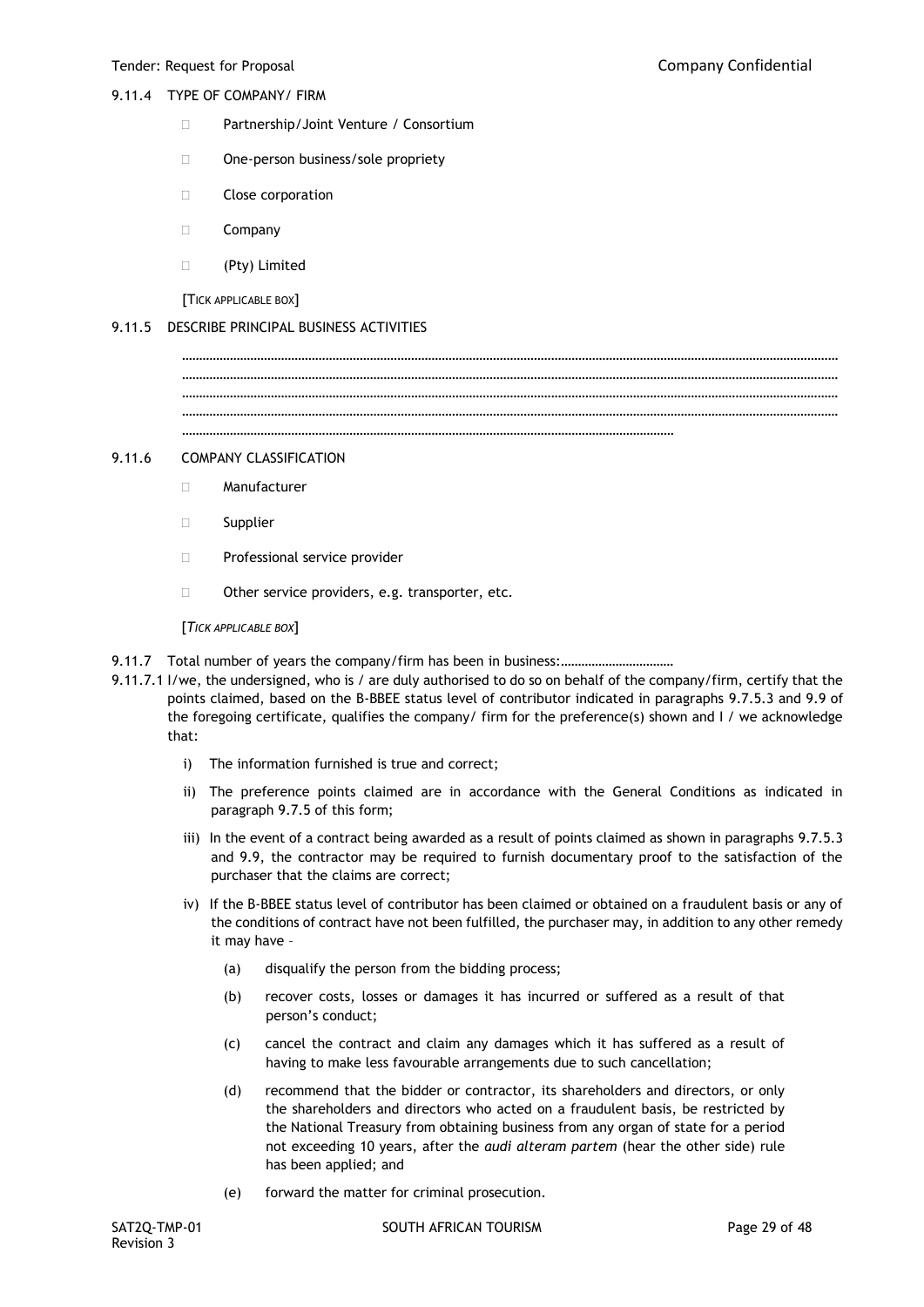9.11.4 TYPE OF COMPANY/ FIRM

- ☐ Partnership/Joint Venture / Consortium
- ☐ One-person business/sole propriety
- ☐ Close corporation
- ☐ Company
- ☐ (Pty) Limited

[TICK APPLICABLE BOX]

9.11.5 DESCRIBE PRINCIPAL BUSINESS ACTIVITIES

……………………………………………………………………………………………………………………………………………………………
……………………………………………………………………………………………………………………………………………………………
……………………………………………………………………………………………………………………………………………………………
……………………………………………………………………………………………………………………………………………………………
……………………………………………………………………………………………………………

9.11.6 COMPANY CLASSIFICATION

- ☐ Manufacturer
- ☐ Supplier
- ☐ Professional service provider
- ☐ Other service providers, e.g. transporter, etc.

[*TICK APPLICABLE BOX*]

9.11.7 Total number of years the company/firm has been in business:……………………………

9.11.7.1 I/we, the undersigned, who is / are duly authorised to do so on behalf of the company/firm, certify that the points claimed, based on the B-BBEE status level of contributor indicated in paragraphs 9.7.5.3 and 9.9 of the foregoing certificate, qualifies the company/ firm for the preference(s) shown and I / we acknowledge that:

i) The information furnished is true and correct;

ii) The preference points claimed are in accordance with the General Conditions as indicated in paragraph 9.7.5 of this form;

iii) In the event of a contract being awarded as a result of points claimed as shown in paragraphs 9.7.5.3 and 9.9, the contractor may be required to furnish documentary proof to the satisfaction of the purchaser that the claims are correct;

iv) If the B-BBEE status level of contributor has been claimed or obtained on a fraudulent basis or any of the conditions of contract have not been fulfilled, the purchaser may, in addition to any other remedy it may have –

(a) disqualify the person from the bidding process;

(b) recover costs, losses or damages it has incurred or suffered as a result of that person's conduct;

(c) cancel the contract and claim any damages which it has suffered as a result of having to make less favourable arrangements due to such cancellation;

(d) recommend that the bidder or contractor, its shareholders and directors, or only the shareholders and directors who acted on a fraudulent basis, be restricted by the National Treasury from obtaining business from any organ of state for a period not exceeding 10 years, after the *audi alteram partem* (hear the other side) rule has been applied; and

(e) forward the matter for criminal prosecution.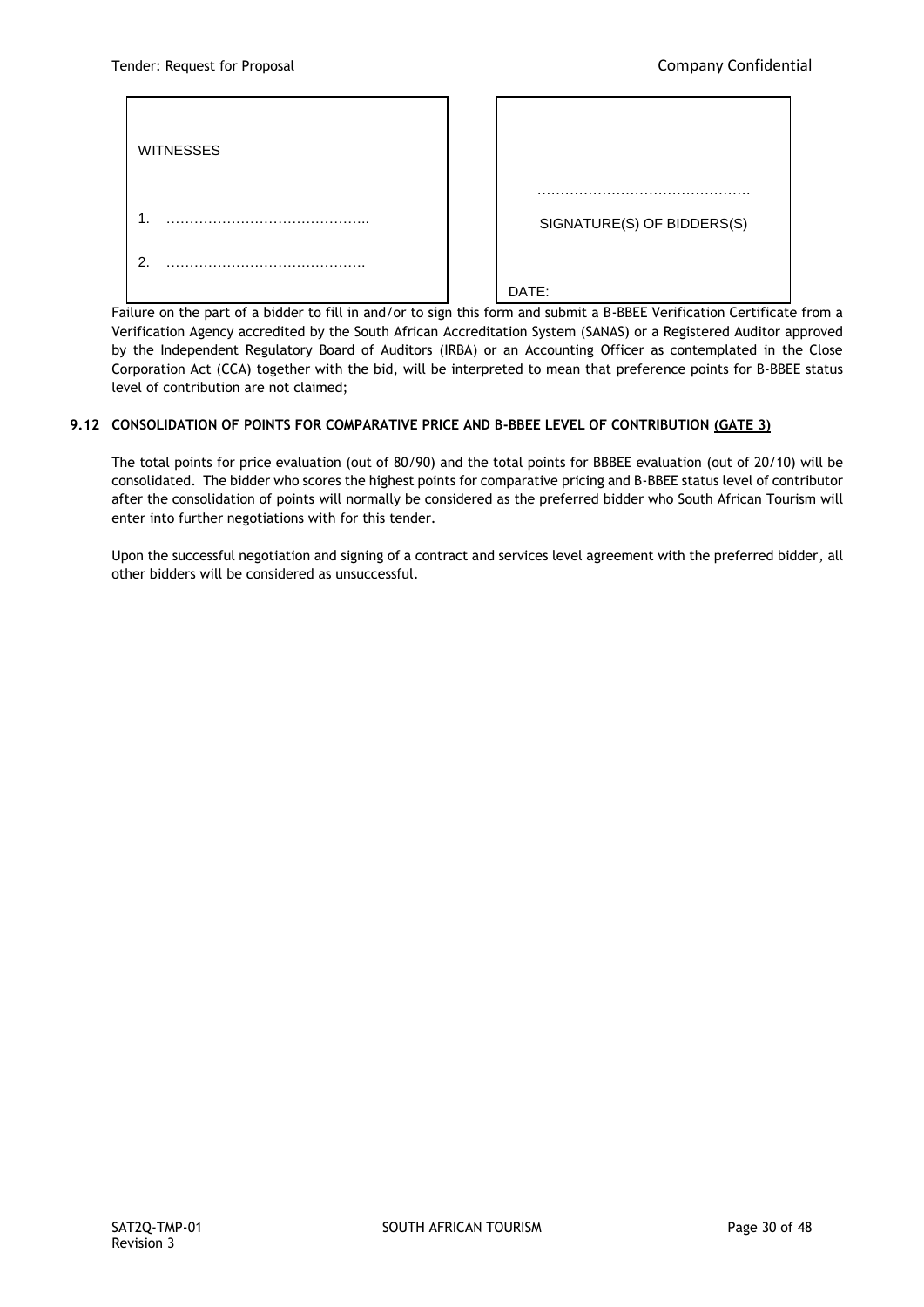| WITNESSES<br><br>1. ……………………………………..<br><br>2. ……………………………………. | ……………………………………….<br><br>SIGNATURE(S) OF BIDDERS(S)<br><br>DATE: |
|---|---|

Failure on the part of a bidder to fill in and/or to sign this form and submit a B-BBEE Verification Certificate from a Verification Agency accredited by the South African Accreditation System (SANAS) or a Registered Auditor approved by the Independent Regulatory Board of Auditors (IRBA) or an Accounting Officer as contemplated in the Close Corporation Act (CCA) together with the bid, will be interpreted to mean that preference points for B-BBEE status level of contribution are not claimed;

**9.12 CONSOLIDATION OF POINTS FOR COMPARATIVE PRICE AND B-BBEE LEVEL OF CONTRIBUTION (GATE 3)**

The total points for price evaluation (out of 80/90) and the total points for BBBEE evaluation (out of 20/10) will be consolidated. The bidder who scores the highest points for comparative pricing and B-BBEE status level of contributor after the consolidation of points will normally be considered as the preferred bidder who South African Tourism will enter into further negotiations with for this tender.

Upon the successful negotiation and signing of a contract and services level agreement with the preferred bidder, all other bidders will be considered as unsuccessful.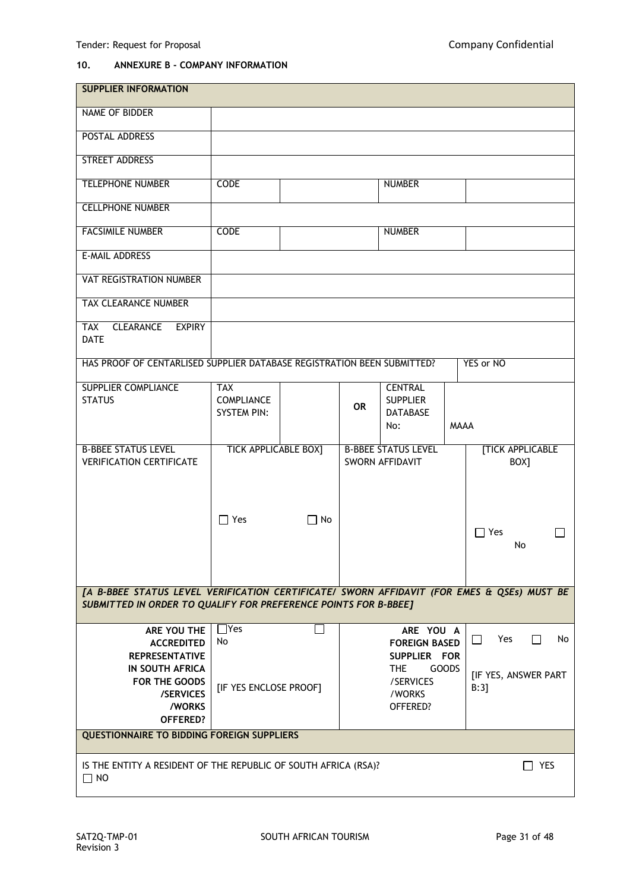## 10. ANNEXURE B - COMPANY INFORMATION

| SUPPLIER INFORMATION | | | | | |
|---|---|---|---|---|---|
| NAME OF BIDDER | | | | | |
| POSTAL ADDRESS | | | | | |
| STREET ADDRESS | | | | | |
| TELEPHONE NUMBER | CODE | | | NUMBER | |
| CELLPHONE NUMBER | | | | | |
| FACSIMILE NUMBER | CODE | | | NUMBER | |
| E-MAIL ADDRESS | | | | | |
| VAT REGISTRATION NUMBER | | | | | |
| TAX CLEARANCE NUMBER | | | | | |
| TAX CLEARANCE EXPIRY DATE | | | | | |
| HAS PROOF OF CENTARLISED SUPPLIER DATABASE REGISTRATION BEEN SUBMITTED? | | | | | YES or NO |
| SUPPLIER COMPLIANCE STATUS | TAX COMPLIANCE SYSTEM PIN: | | OR | CENTRAL SUPPLIER DATABASE No: | MAAA |
| B-BBEE STATUS LEVEL VERIFICATION CERTIFICATE | TICK APPLICABLE BOX] ☐ Yes | ☐ No | B-BBEE STATUS LEVEL SWORN AFFIDAVIT | | [TICK APPLICABLE BOX] ☐ Yes ☐ No |
| *[A B-BBEE STATUS LEVEL VERIFICATION CERTIFICATE/ SWORN AFFIDAVIT (FOR EMES & QSEs) MUST BE SUBMITTED IN ORDER TO QUALIFY FOR PREFERENCE POINTS FOR B-BBEE]* | | | | | |
| **ARE YOU THE ACCREDITED REPRESENTATIVE IN SOUTH AFRICA FOR THE GOODS /SERVICES /WORKS OFFERED?** | ☐Yes ☐ No [IF YES ENCLOSE PROOF] | | **ARE YOU A FOREIGN BASED SUPPLIER FOR THE GOODS /SERVICES /WORKS OFFERED?** | | ☐ Yes ☐ No [IF YES, ANSWER PART B:3] |
| **QUESTIONNAIRE TO BIDDING FOREIGN SUPPLIERS** | | | | | |
| IS THE ENTITY A RESIDENT OF THE REPUBLIC OF SOUTH AFRICA (RSA)? ☐ YES ☐ NO | | | | | |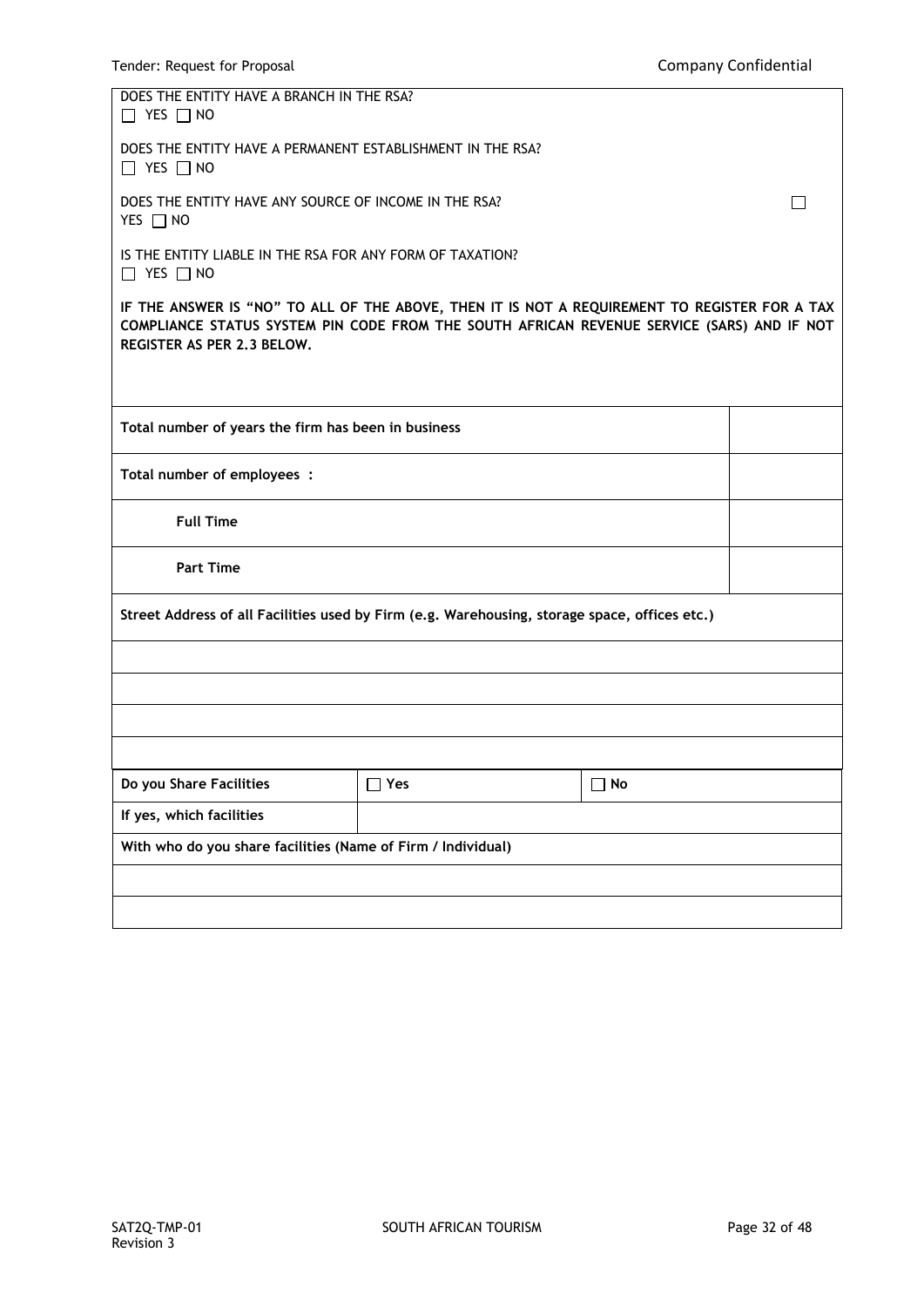DOES THE ENTITY HAVE A BRANCH IN THE RSA?
☐ YES ☐ NO

DOES THE ENTITY HAVE A PERMANENT ESTABLISHMENT IN THE RSA?
☐ YES ☐ NO

DOES THE ENTITY HAVE ANY SOURCE OF INCOME IN THE RSA? ☐
YES ☐ NO

IS THE ENTITY LIABLE IN THE RSA FOR ANY FORM OF TAXATION?
☐ YES ☐ NO

**IF THE ANSWER IS "NO" TO ALL OF THE ABOVE, THEN IT IS NOT A REQUIREMENT TO REGISTER FOR A TAX COMPLIANCE STATUS SYSTEM PIN CODE FROM THE SOUTH AFRICAN REVENUE SERVICE (SARS) AND IF NOT REGISTER AS PER 2.3 BELOW.**

| | |
|---|---|
| **Total number of years the firm has been in business** | |
| **Total number of employees :** | |
| **Full Time** | |
| **Part Time** | |

| |
|---|
| **Street Address of all Facilities used by Firm (e.g. Warehousing, storage space, offices etc.)** |
| |
| |
| |
| |

| | | |
|---|---|---|
| **Do you Share Facilities** | ☐ **Yes** | ☐ **No** |
| **If yes, which facilities** | | |
| **With who do you share facilities (Name of Firm / Individual)** | | |
| | | |
| | | |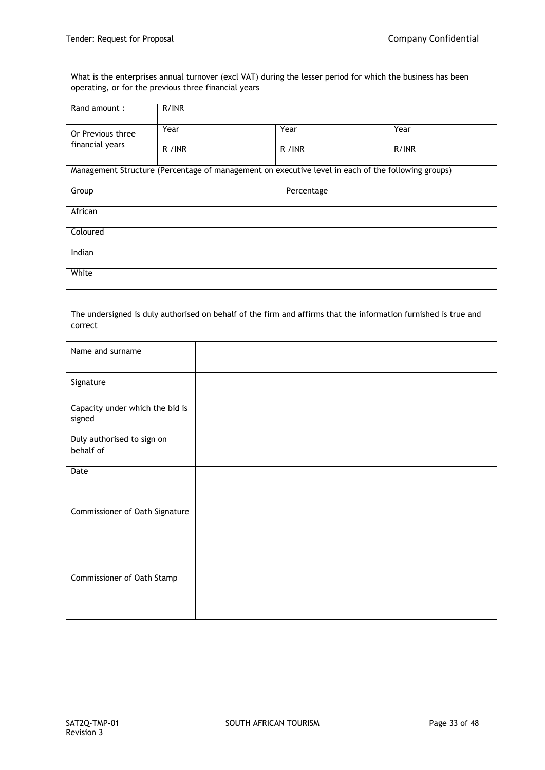| What is the enterprises annual turnover (excl VAT) during the lesser period for which the business has been operating, or for the previous three financial years | | | |
|---|---|---|---|
| Rand amount : | R/INR | | |
| Or Previous three financial years | Year | Year | Year |
| | R /INR | R /INR | R/INR |

| Management Structure (Percentage of management on executive level in each of the following groups) | |
|---|---|
| Group | Percentage |
| African | |
| Coloured | |
| Indian | |
| White | |

| The undersigned is duly authorised on behalf of the firm and affirms that the information furnished is true and correct | |
|---|---|
| Name and surname | |
| Signature | |
| Capacity under which the bid is signed | |
| Duly authorised to sign on behalf of | |
| Date | |
| Commissioner of Oath Signature | |
| Commissioner of Oath Stamp | |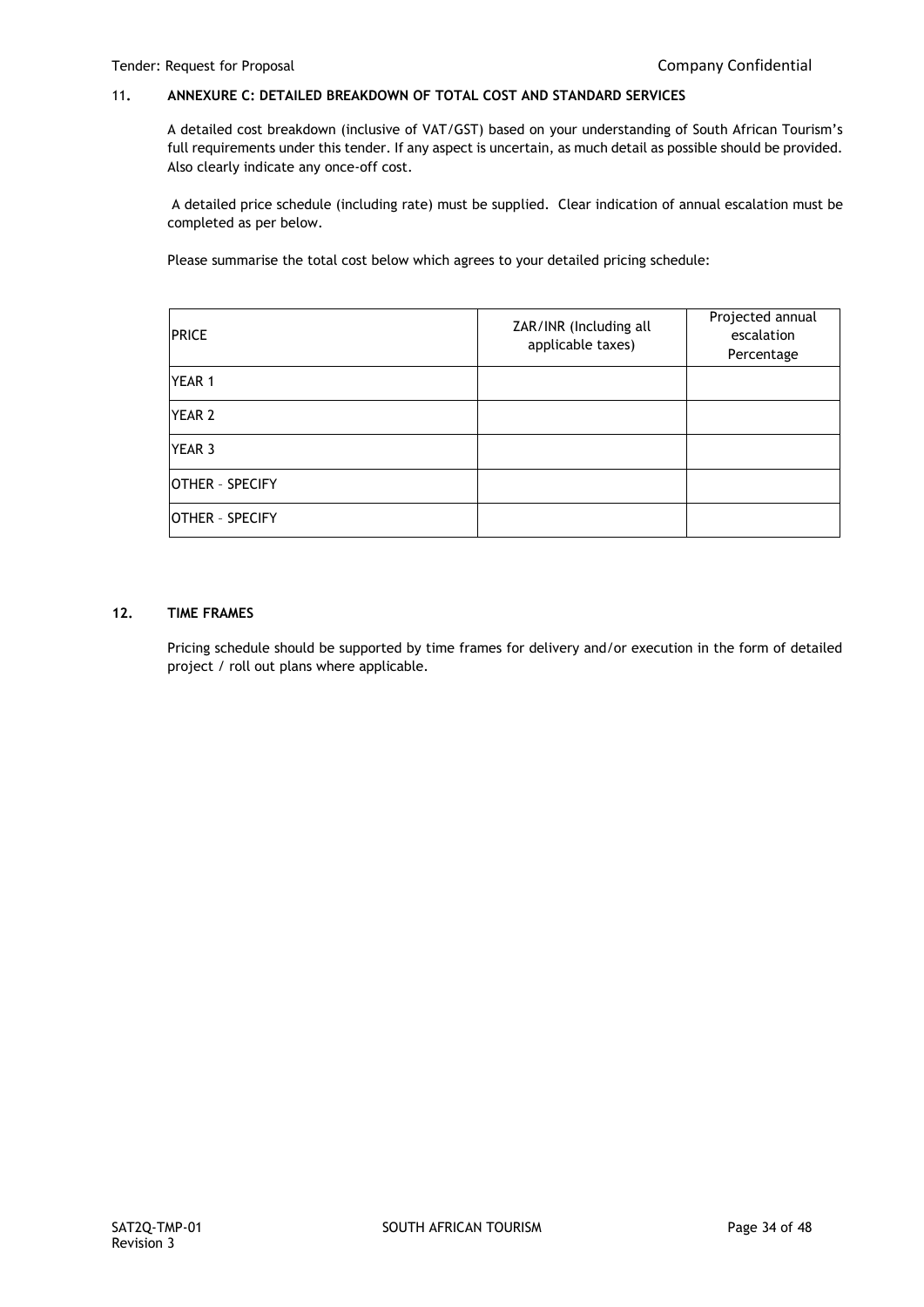## 11. ANNEXURE C: DETAILED BREAKDOWN OF TOTAL COST AND STANDARD SERVICES

A detailed cost breakdown (inclusive of VAT/GST) based on your understanding of South African Tourism's full requirements under this tender. If any aspect is uncertain, as much detail as possible should be provided. Also clearly indicate any once-off cost.

A detailed price schedule (including rate) must be supplied. Clear indication of annual escalation must be completed as per below.

Please summarise the total cost below which agrees to your detailed pricing schedule:

| PRICE | ZAR/INR (Including all applicable taxes) | Projected annual escalation Percentage |
|---|---|---|
| YEAR 1 | | |
| YEAR 2 | | |
| YEAR 3 | | |
| OTHER – SPECIFY | | |
| OTHER – SPECIFY | | |

## 12. TIME FRAMES

Pricing schedule should be supported by time frames for delivery and/or execution in the form of detailed project / roll out plans where applicable.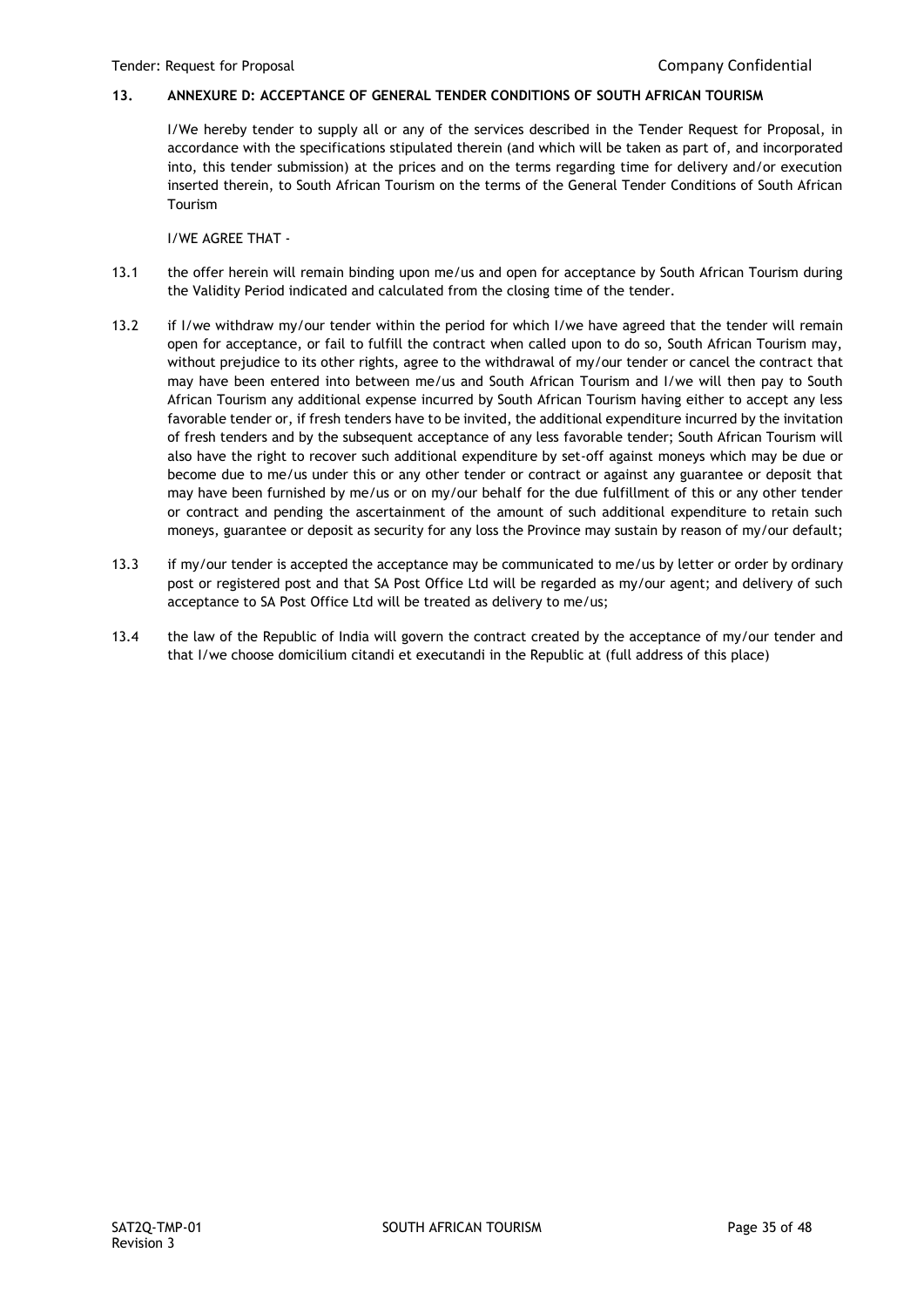## 13. ANNEXURE D: ACCEPTANCE OF GENERAL TENDER CONDITIONS OF SOUTH AFRICAN TOURISM

I/We hereby tender to supply all or any of the services described in the Tender Request for Proposal, in accordance with the specifications stipulated therein (and which will be taken as part of, and incorporated into, this tender submission) at the prices and on the terms regarding time for delivery and/or execution inserted therein, to South African Tourism on the terms of the General Tender Conditions of South African Tourism

I/WE AGREE THAT -

13.1 the offer herein will remain binding upon me/us and open for acceptance by South African Tourism during the Validity Period indicated and calculated from the closing time of the tender.

13.2 if I/we withdraw my/our tender within the period for which I/we have agreed that the tender will remain open for acceptance, or fail to fulfill the contract when called upon to do so, South African Tourism may, without prejudice to its other rights, agree to the withdrawal of my/our tender or cancel the contract that may have been entered into between me/us and South African Tourism and I/we will then pay to South African Tourism any additional expense incurred by South African Tourism having either to accept any less favorable tender or, if fresh tenders have to be invited, the additional expenditure incurred by the invitation of fresh tenders and by the subsequent acceptance of any less favorable tender; South African Tourism will also have the right to recover such additional expenditure by set-off against moneys which may be due or become due to me/us under this or any other tender or contract or against any guarantee or deposit that may have been furnished by me/us or on my/our behalf for the due fulfillment of this or any other tender or contract and pending the ascertainment of the amount of such additional expenditure to retain such moneys, guarantee or deposit as security for any loss the Province may sustain by reason of my/our default;

13.3 if my/our tender is accepted the acceptance may be communicated to me/us by letter or order by ordinary post or registered post and that SA Post Office Ltd will be regarded as my/our agent; and delivery of such acceptance to SA Post Office Ltd will be treated as delivery to me/us;

13.4 the law of the Republic of India will govern the contract created by the acceptance of my/our tender and that I/we choose domicilium citandi et executandi in the Republic at (full address of this place)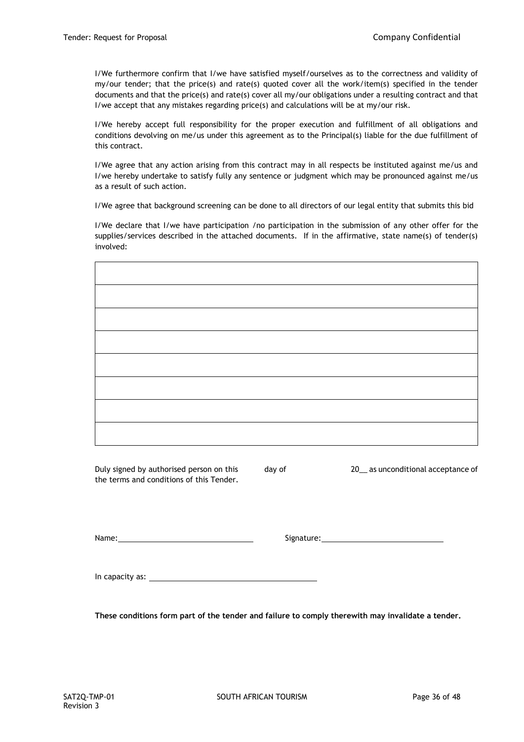I/We furthermore confirm that I/we have satisfied myself/ourselves as to the correctness and validity of my/our tender; that the price(s) and rate(s) quoted cover all the work/item(s) specified in the tender documents and that the price(s) and rate(s) cover all my/our obligations under a resulting contract and that I/we accept that any mistakes regarding price(s) and calculations will be at my/our risk.

I/We hereby accept full responsibility for the proper execution and fulfillment of all obligations and conditions devolving on me/us under this agreement as to the Principal(s) liable for the due fulfillment of this contract.

I/We agree that any action arising from this contract may in all respects be instituted against me/us and I/we hereby undertake to satisfy fully any sentence or judgment which may be pronounced against me/us as a result of such action.

I/We agree that background screening can be done to all directors of our legal entity that submits this bid

I/We declare that I/we have participation /no participation in the submission of any other offer for the supplies/services described in the attached documents. If in the affirmative, state name(s) of tender(s) involved:

| |
|---|
| |
| |
| |
| |
| |
| |
| |

Duly signed by authorised person on this ______ day of ______ 20__ as unconditional acceptance of the terms and conditions of this Tender.

Name: ______________________________ Signature: ______________________________

In capacity as: ______________________________

**These conditions form part of the tender and failure to comply therewith may invalidate a tender.**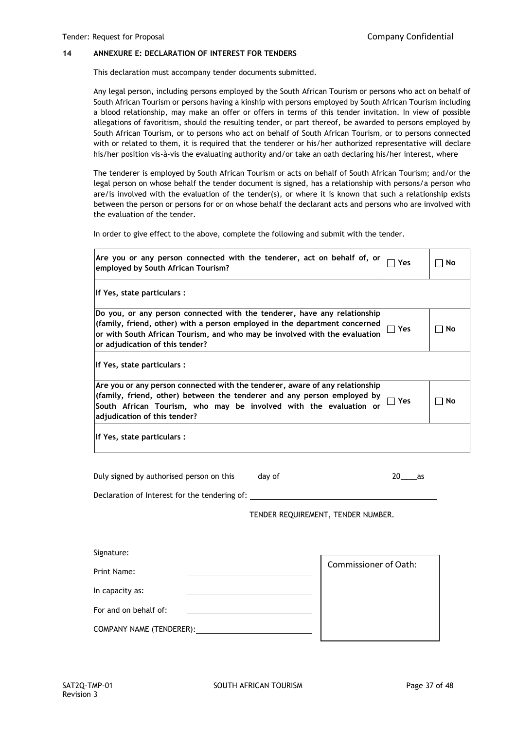## 14 ANNEXURE E: DECLARATION OF INTEREST FOR TENDERS

This declaration must accompany tender documents submitted.

Any legal person, including persons employed by the South African Tourism or persons who act on behalf of South African Tourism or persons having a kinship with persons employed by South African Tourism including a blood relationship, may make an offer or offers in terms of this tender invitation. In view of possible allegations of favoritism, should the resulting tender, or part thereof, be awarded to persons employed by South African Tourism, or to persons who act on behalf of South African Tourism, or to persons connected with or related to them, it is required that the tenderer or his/her authorized representative will declare his/her position vis-à-vis the evaluating authority and/or take an oath declaring his/her interest, where

The tenderer is employed by South African Tourism or acts on behalf of South African Tourism; and/or the legal person on whose behalf the tender document is signed, has a relationship with persons/a person who are/is involved with the evaluation of the tender(s), or where it is known that such a relationship exists between the person or persons for or on whose behalf the declarant acts and persons who are involved with the evaluation of the tender.

In order to give effect to the above, complete the following and submit with the tender.

| | | |
|---|---|---|
| **Are you or any person connected with the tenderer, act on behalf of, or employed by South African Tourism?** | ☐ **Yes** | ☐ **No** |
| **If Yes, state particulars :** | | |
| **Do you, or any person connected with the tenderer, have any relationship (family, friend, other) with a person employed in the department concerned or with South African Tourism, and who may be involved with the evaluation or adjudication of this tender?** | ☐ **Yes** | ☐ **No** |
| **If Yes, state particulars :** | | |
| **Are you or any person connected with the tenderer, aware of any relationship (family, friend, other) between the tenderer and any person employed by South African Tourism, who may be involved with the evaluation or adjudication of this tender?** | ☐ **Yes** | ☐ **No** |
| **If Yes, state particulars :** | | |

Duly signed by authorised person on this ______ day of ______________ 20____as

Declaration of Interest for the tendering of: ______________________________

TENDER REQUIREMENT, TENDER NUMBER.

Signature: ______________________________

Print Name: ______________________________

In capacity as: ______________________________

For and on behalf of: ______________________________

COMPANY NAME (TENDERER): ______________________________

Commissioner of Oath: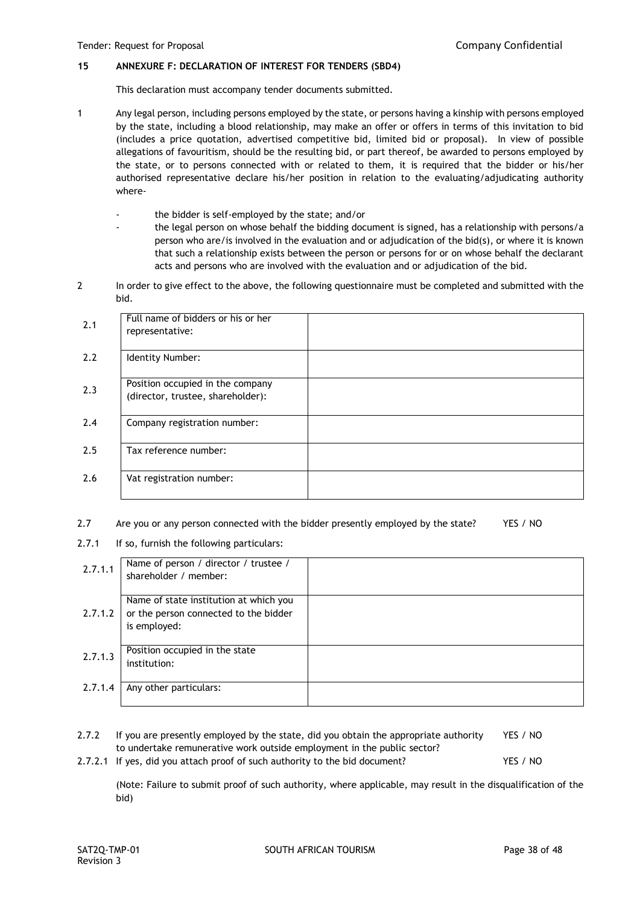## 15 ANNEXURE F: DECLARATION OF INTEREST FOR TENDERS (SBD4)

This declaration must accompany tender documents submitted.

1. Any legal person, including persons employed by the state, or persons having a kinship with persons employed by the state, including a blood relationship, may make an offer or offers in terms of this invitation to bid (includes a price quotation, advertised competitive bid, limited bid or proposal). In view of possible allegations of favouritism, should be the resulting bid, or part thereof, be awarded to persons employed by the state, or to persons connected with or related to them, it is required that the bidder or his/her authorised representative declare his/her position in relation to the evaluating/adjudicating authority where-

   - the bidder is self-employed by the state; and/or
   - the legal person on whose behalf the bidding document is signed, has a relationship with persons/a person who are/is involved in the evaluation and or adjudication of the bid(s), or where it is known that such a relationship exists between the person or persons for or on whose behalf the declarant acts and persons who are involved with the evaluation and or adjudication of the bid.

2. In order to give effect to the above, the following questionnaire must be completed and submitted with the bid.

| | | |
|---|---|---|
| 2.1 | Full name of bidders or his or her representative: | |
| 2.2 | Identity Number: | |
| 2.3 | Position occupied in the company (director, trustee, shareholder): | |
| 2.4 | Company registration number: | |
| 2.5 | Tax reference number: | |
| 2.6 | Vat registration number: | |

2.7 Are you or any person connected with the bidder presently employed by the state? YES / NO

2.7.1 If so, furnish the following particulars:

| | | |
|---|---|---|
| 2.7.1.1 | Name of person / director / trustee / shareholder / member: | |
| 2.7.1.2 | Name of state institution at which you or the person connected to the bidder is employed: | |
| 2.7.1.3 | Position occupied in the state institution: | |
| 2.7.1.4 | Any other particulars: | |

2.7.2 If you are presently employed by the state, did you obtain the appropriate authority to undertake remunerative work outside employment in the public sector? YES / NO

2.7.2.1 If yes, did you attach proof of such authority to the bid document? YES / NO

(Note: Failure to submit proof of such authority, where applicable, may result in the disqualification of the bid)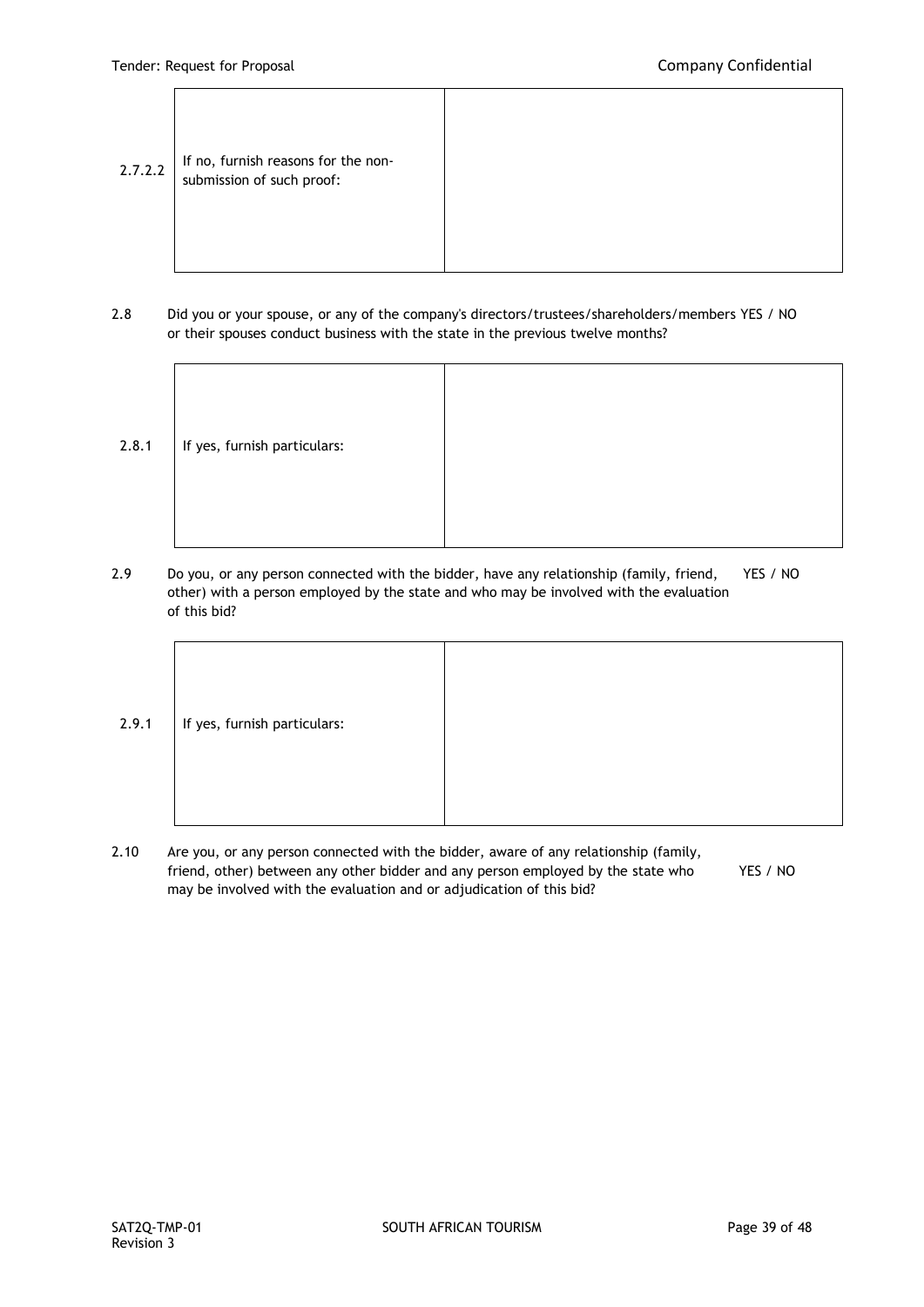| 2.7.2.2 | If no, furnish reasons for the non-submission of such proof: | |
|---|---|---|

2.8 Did you or your spouse, or any of the company's directors/trustees/shareholders/members or their spouses conduct business with the state in the previous twelve months? YES / NO

| 2.8.1 | If yes, furnish particulars: | |
|---|---|---|

2.9 Do you, or any person connected with the bidder, have any relationship (family, friend, other) with a person employed by the state and who may be involved with the evaluation of this bid? YES / NO

| 2.9.1 | If yes, furnish particulars: | |
|---|---|---|

2.10 Are you, or any person connected with the bidder, aware of any relationship (family, friend, other) between any other bidder and any person employed by the state who may be involved with the evaluation and or adjudication of this bid? YES / NO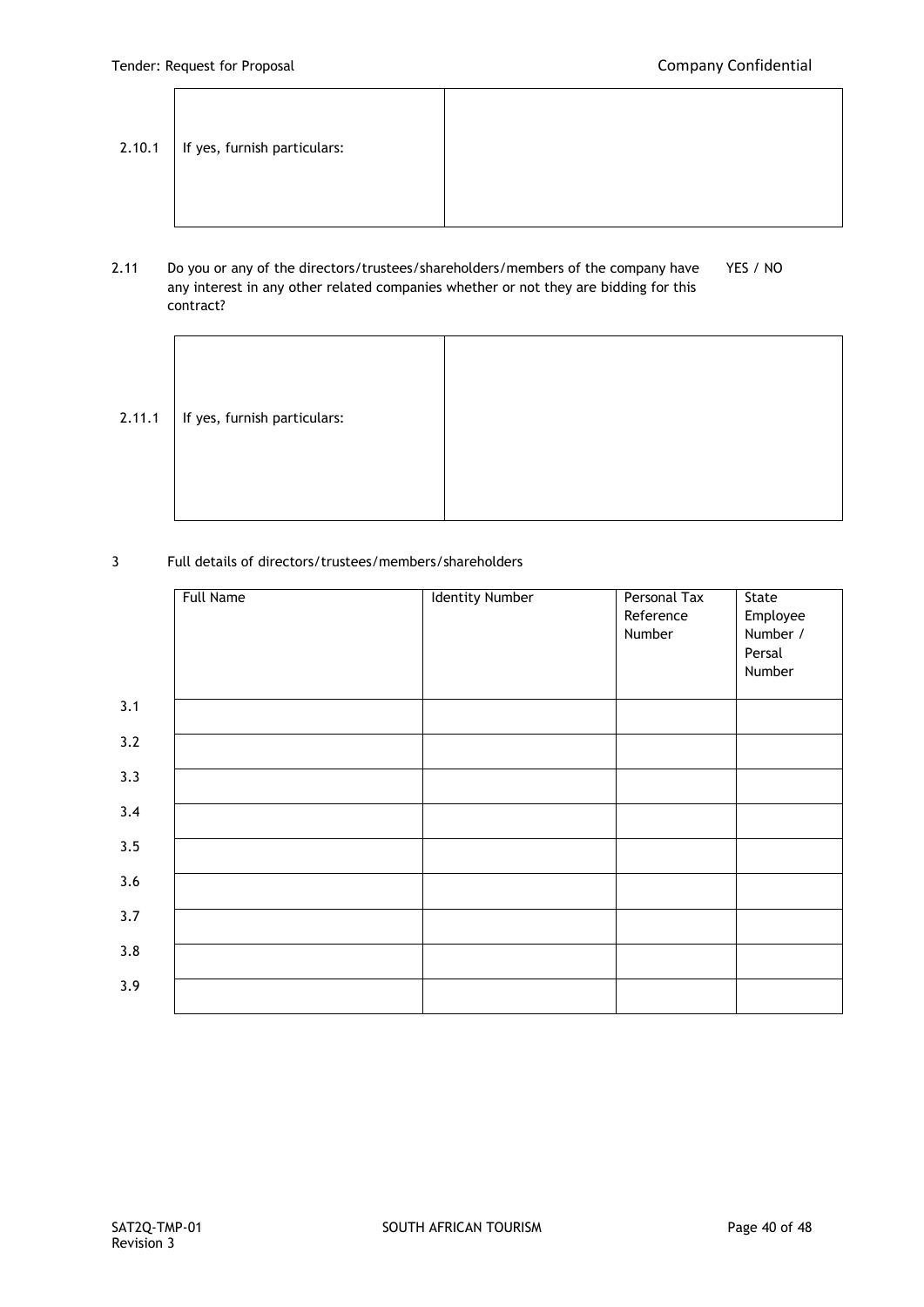| 2.10.1 | If yes, furnish particulars: | |
|---|---|---|

2.11 Do you or any of the directors/trustees/shareholders/members of the company have any interest in any other related companies whether or not they are bidding for this contract? YES / NO

| 2.11.1 | If yes, furnish particulars: | |
|---|---|---|

3 Full details of directors/trustees/members/shareholders

| | Full Name | Identity Number | Personal Tax Reference Number | State Employee Number / Persal Number |
|---|---|---|---|---|
| 3.1 | | | | |
| 3.2 | | | | |
| 3.3 | | | | |
| 3.4 | | | | |
| 3.5 | | | | |
| 3.6 | | | | |
| 3.7 | | | | |
| 3.8 | | | | |
| 3.9 | | | | |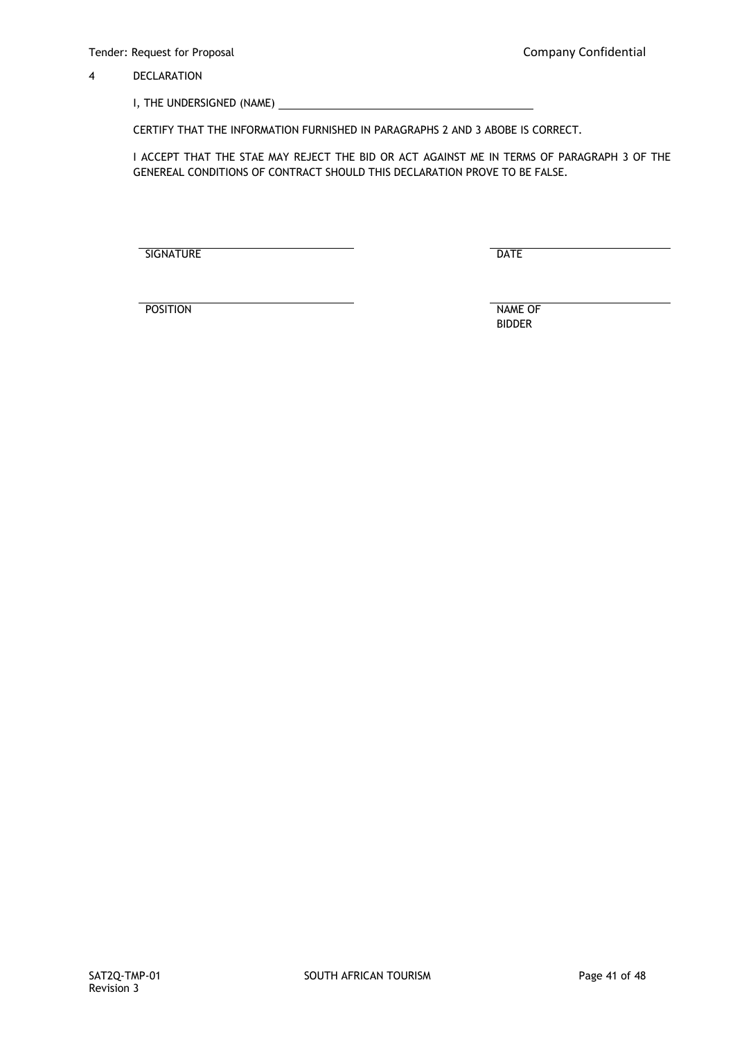4 DECLARATION

I, THE UNDERSIGNED (NAME) ____________________________________________

CERTIFY THAT THE INFORMATION FURNISHED IN PARAGRAPHS 2 AND 3 ABOBE IS CORRECT.

I ACCEPT THAT THE STAE MAY REJECT THE BID OR ACT AGAINST ME IN TERMS OF PARAGRAPH 3 OF THE GENEREAL CONDITIONS OF CONTRACT SHOULD THIS DECLARATION PROVE TO BE FALSE.

| | |
|---|---|
| ______________________________ | ______________________________ |
| SIGNATURE | DATE |
| ______________________________ | ______________________________ |
| POSITION | NAME OF BIDDER |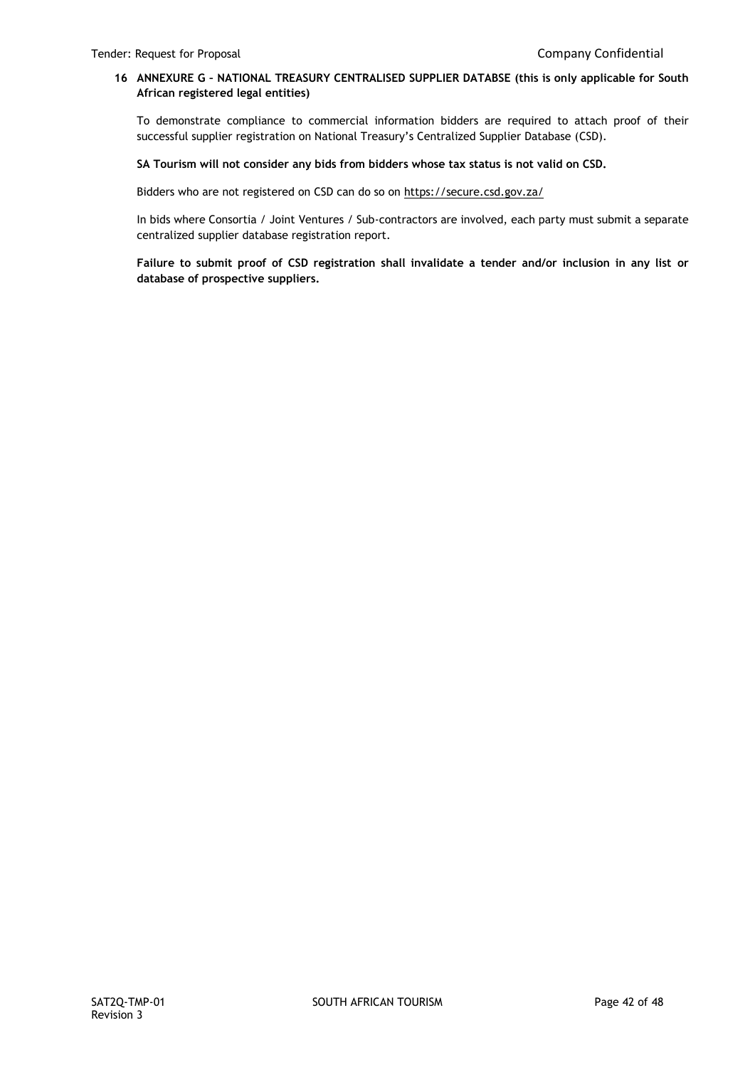## 16 ANNEXURE G – NATIONAL TREASURY CENTRALISED SUPPLIER DATABSE (this is only applicable for South African registered legal entities)

To demonstrate compliance to commercial information bidders are required to attach proof of their successful supplier registration on National Treasury's Centralized Supplier Database (CSD).

**SA Tourism will not consider any bids from bidders whose tax status is not valid on CSD.**

Bidders who are not registered on CSD can do so on https://secure.csd.gov.za/

In bids where Consortia / Joint Ventures / Sub-contractors are involved, each party must submit a separate centralized supplier database registration report.

**Failure to submit proof of CSD registration shall invalidate a tender and/or inclusion in any list or database of prospective suppliers.**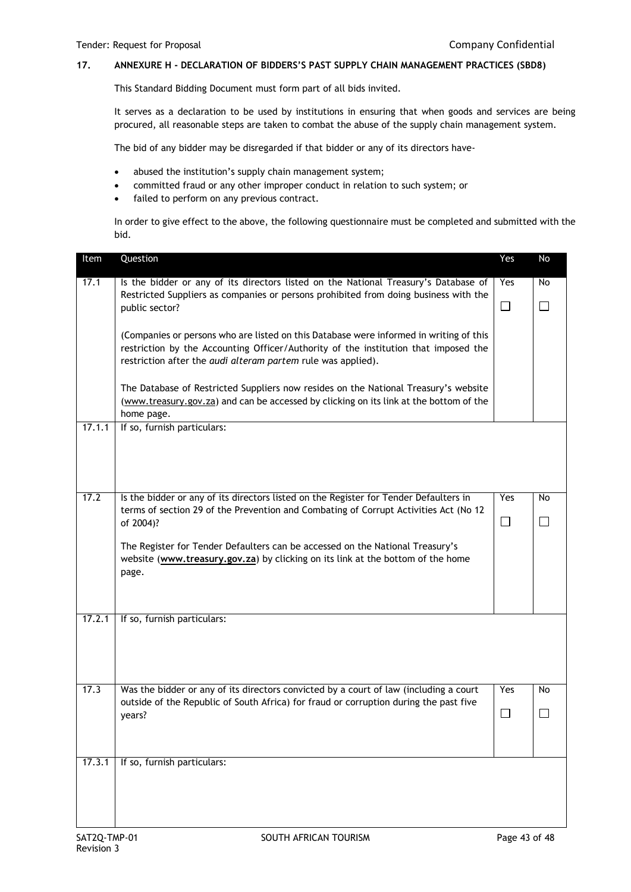## 17. ANNEXURE H - DECLARATION OF BIDDERS'S PAST SUPPLY CHAIN MANAGEMENT PRACTICES (SBD8)

This Standard Bidding Document must form part of all bids invited.

It serves as a declaration to be used by institutions in ensuring that when goods and services are being procured, all reasonable steps are taken to combat the abuse of the supply chain management system.

The bid of any bidder may be disregarded if that bidder or any of its directors have-

- abused the institution's supply chain management system;
- committed fraud or any other improper conduct in relation to such system; or
- failed to perform on any previous contract.

In order to give effect to the above, the following questionnaire must be completed and submitted with the bid.

| Item | Question | Yes | No |
|---|---|---|---|
| 17.1 | Is the bidder or any of its directors listed on the National Treasury's Database of Restricted Suppliers as companies or persons prohibited from doing business with the public sector?<br><br>(Companies or persons who are listed on this Database were informed in writing of this restriction by the Accounting Officer/Authority of the institution that imposed the restriction after the *audi alteram partem* rule was applied).<br><br>The Database of Restricted Suppliers now resides on the National Treasury's website (www.treasury.gov.za) and can be accessed by clicking on its link at the bottom of the home page. | Yes ☐ | No ☐ |
| 17.1.1 | If so, furnish particulars: | | |
| 17.2 | Is the bidder or any of its directors listed on the Register for Tender Defaulters in terms of section 29 of the Prevention and Combating of Corrupt Activities Act (No 12 of 2004)?<br><br>The Register for Tender Defaulters can be accessed on the National Treasury's website (**www.treasury.gov.za**) by clicking on its link at the bottom of the home page. | Yes ☐ | No ☐ |
| 17.2.1 | If so, furnish particulars: | | |
| 17.3 | Was the bidder or any of its directors convicted by a court of law (including a court outside of the Republic of South Africa) for fraud or corruption during the past five years? | Yes ☐ | No ☐ |
| 17.3.1 | If so, furnish particulars: | | |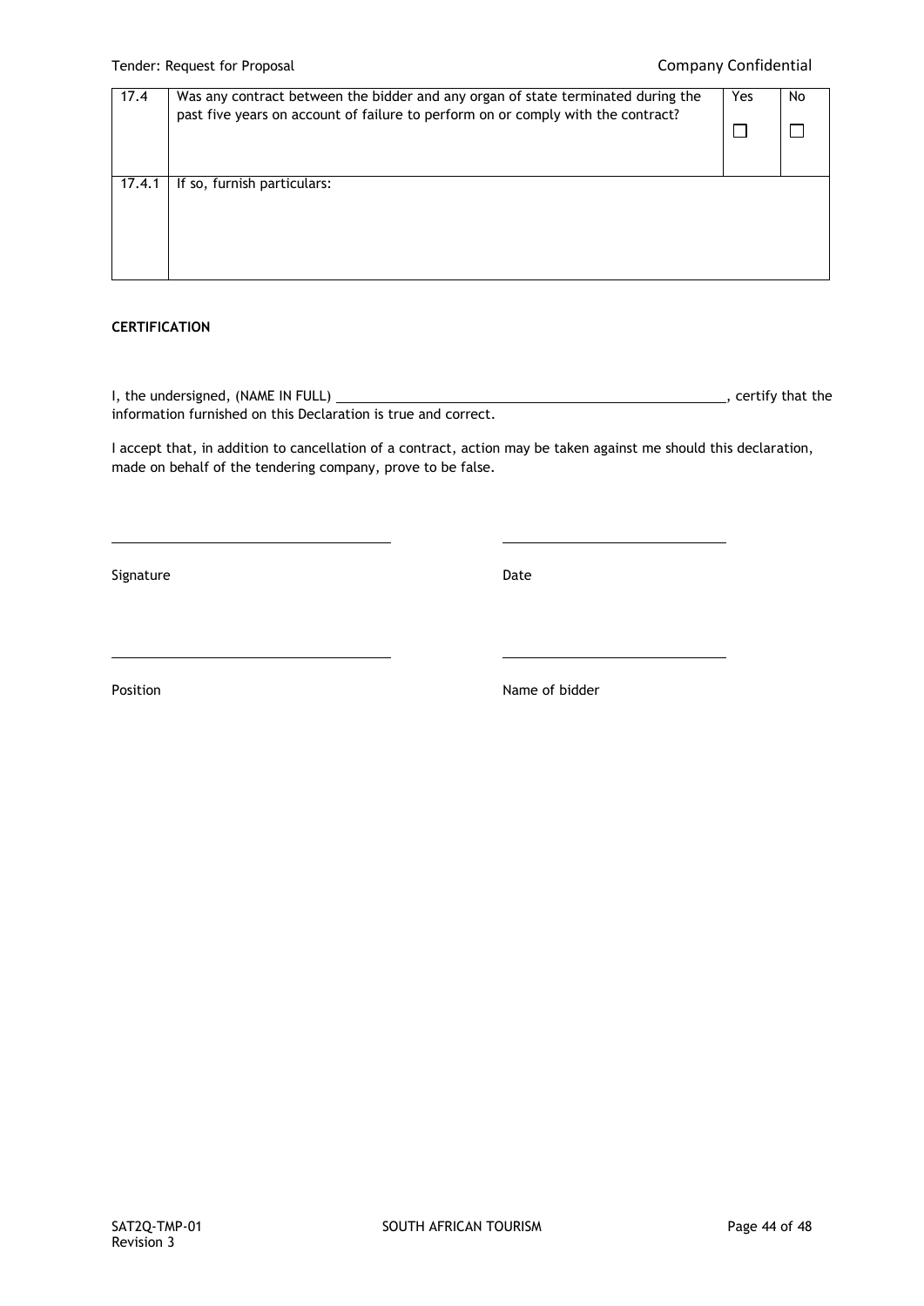| 17.4 | Was any contract between the bidder and any organ of state terminated during the past five years on account of failure to perform on or comply with the contract? | Yes<br>☐ | No<br>☐ |
|---|---|---|---|
| 17.4.1 | If so, furnish particulars: | | |

**CERTIFICATION**

I, the undersigned, (NAME IN FULL) ______________________________________________, certify that the information furnished on this Declaration is true and correct.

I accept that, in addition to cancellation of a contract, action may be taken against me should this declaration, made on behalf of the tendering company, prove to be false.

| ______________________________ | ______________________________ |
|---|---|
| Signature | Date |
| ______________________________ | ______________________________ |
| Position | Name of bidder |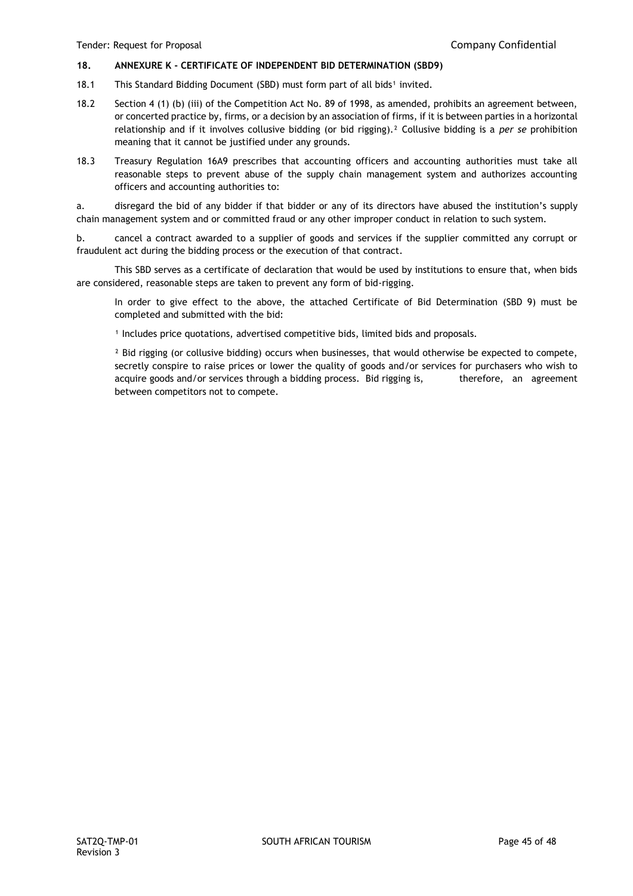## 18. ANNEXURE K - CERTIFICATE OF INDEPENDENT BID DETERMINATION (SBD9)

18.1 This Standard Bidding Document (SBD) must form part of all bids[1] invited.

18.2 Section 4 (1) (b) (iii) of the Competition Act No. 89 of 1998, as amended, prohibits an agreement between, or concerted practice by, firms, or a decision by an association of firms, if it is between parties in a horizontal relationship and if it involves collusive bidding (or bid rigging).[2] Collusive bidding is a *per se* prohibition meaning that it cannot be justified under any grounds.

18.3 Treasury Regulation 16A9 prescribes that accounting officers and accounting authorities must take all reasonable steps to prevent abuse of the supply chain management system and authorizes accounting officers and accounting authorities to:

a. disregard the bid of any bidder if that bidder or any of its directors have abused the institution's supply chain management system and or committed fraud or any other improper conduct in relation to such system.

b. cancel a contract awarded to a supplier of goods and services if the supplier committed any corrupt or fraudulent act during the bidding process or the execution of that contract.

This SBD serves as a certificate of declaration that would be used by institutions to ensure that, when bids are considered, reasonable steps are taken to prevent any form of bid-rigging.

In order to give effect to the above, the attached Certificate of Bid Determination (SBD 9) must be completed and submitted with the bid:

[1] Includes price quotations, advertised competitive bids, limited bids and proposals.

[2] Bid rigging (or collusive bidding) occurs when businesses, that would otherwise be expected to compete, secretly conspire to raise prices or lower the quality of goods and/or services for purchasers who wish to acquire goods and/or services through a bidding process. Bid rigging is, therefore, an agreement between competitors not to compete.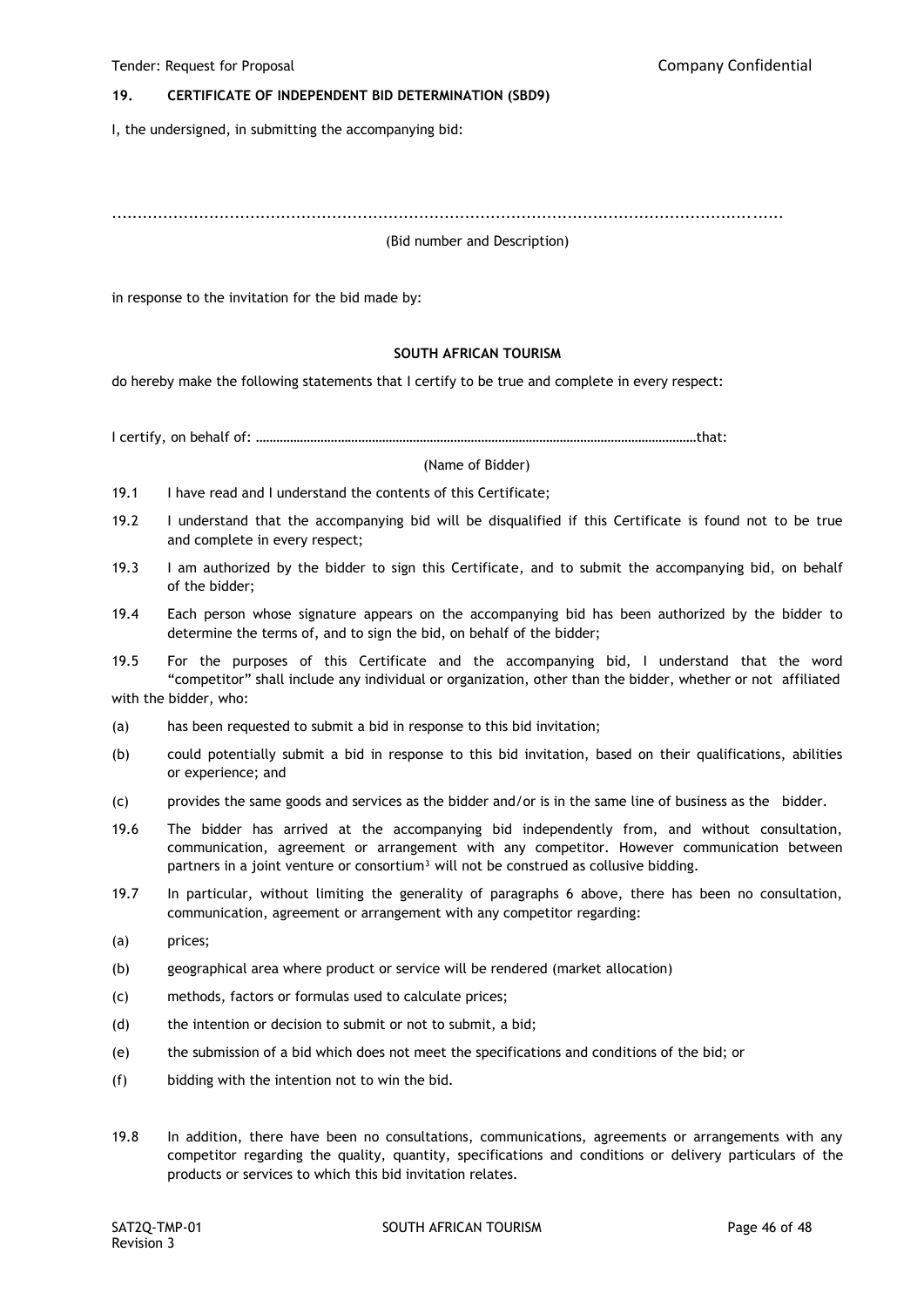## 19. CERTIFICATE OF INDEPENDENT BID DETERMINATION (SBD9)

I, the undersigned, in submitting the accompanying bid:

.............................................................................................................................................

(Bid number and Description)

in response to the invitation for the bid made by:

**SOUTH AFRICAN TOURISM**

do hereby make the following statements that I certify to be true and complete in every respect:

I certify, on behalf of: ………………………………………………………………………………………………………………………that:

(Name of Bidder)

19.1 I have read and I understand the contents of this Certificate;

19.2 I understand that the accompanying bid will be disqualified if this Certificate is found not to be true and complete in every respect;

19.3 I am authorized by the bidder to sign this Certificate, and to submit the accompanying bid, on behalf of the bidder;

19.4 Each person whose signature appears on the accompanying bid has been authorized by the bidder to determine the terms of, and to sign the bid, on behalf of the bidder;

19.5 For the purposes of this Certificate and the accompanying bid, I understand that the word "competitor" shall include any individual or organization, other than the bidder, whether or not affiliated with the bidder, who:

(a) has been requested to submit a bid in response to this bid invitation;

(b) could potentially submit a bid in response to this bid invitation, based on their qualifications, abilities or experience; and

(c) provides the same goods and services as the bidder and/or is in the same line of business as the bidder.

19.6 The bidder has arrived at the accompanying bid independently from, and without consultation, communication, agreement or arrangement with any competitor. However communication between partners in a joint venture or consortium[3] will not be construed as collusive bidding.

19.7 In particular, without limiting the generality of paragraphs 6 above, there has been no consultation, communication, agreement or arrangement with any competitor regarding:

(a) prices;

(b) geographical area where product or service will be rendered (market allocation)

(c) methods, factors or formulas used to calculate prices;

(d) the intention or decision to submit or not to submit, a bid;

(e) the submission of a bid which does not meet the specifications and conditions of the bid; or

(f) bidding with the intention not to win the bid.

19.8 In addition, there have been no consultations, communications, agreements or arrangements with any competitor regarding the quality, quantity, specifications and conditions or delivery particulars of the products or services to which this bid invitation relates.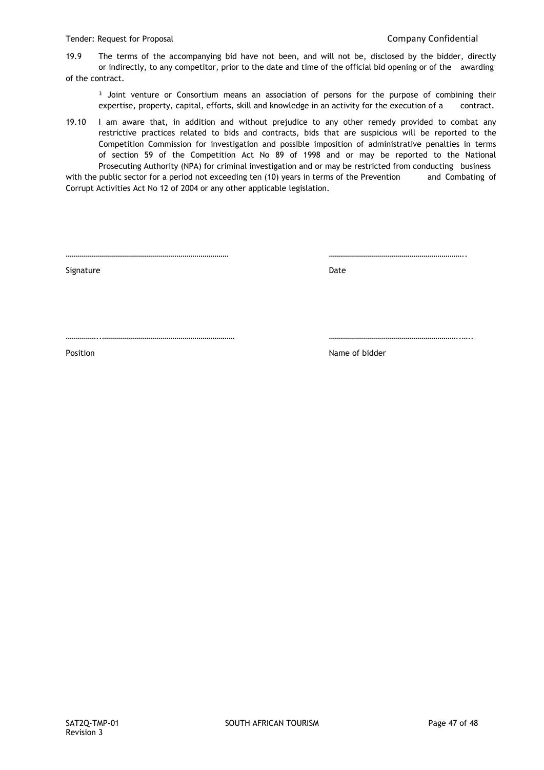19.9 The terms of the accompanying bid have not been, and will not be, disclosed by the bidder, directly or indirectly, to any competitor, prior to the date and time of the official bid opening or of the awarding of the contract.

[3] Joint venture or Consortium means an association of persons for the purpose of combining their expertise, property, capital, efforts, skill and knowledge in an activity for the execution of a contract.

19.10 I am aware that, in addition and without prejudice to any other remedy provided to combat any restrictive practices related to bids and contracts, bids that are suspicious will be reported to the Competition Commission for investigation and possible imposition of administrative penalties in terms of section 59 of the Competition Act No 89 of 1998 and or may be reported to the National Prosecuting Authority (NPA) for criminal investigation and or may be restricted from conducting business with the public sector for a period not exceeding ten (10) years in terms of the Prevention and Combating of Corrupt Activities Act No 12 of 2004 or any other applicable legislation.

……………………………………………………………………… ……………………………………………………………..

Signature Date

……………..…………………………………………………………… ……………………………………………………….…..

Position Name of bidder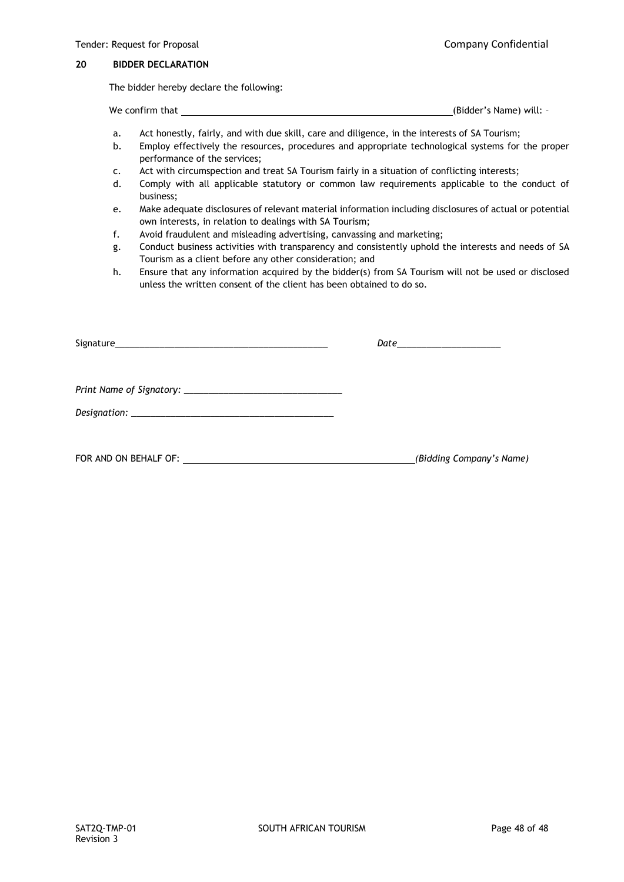## 20 BIDDER DECLARATION

The bidder hereby declare the following:

We confirm that \_\_\_\_\_\_\_\_\_\_\_\_\_\_\_\_\_\_\_\_\_\_\_\_\_\_\_\_\_\_\_\_\_\_\_\_\_\_\_\_\_\_\_\_\_\_\_\_(Bidder's Name) will: –

a. Act honestly, fairly, and with due skill, care and diligence, in the interests of SA Tourism;
b. Employ effectively the resources, procedures and appropriate technological systems for the proper performance of the services;
c. Act with circumspection and treat SA Tourism fairly in a situation of conflicting interests;
d. Comply with all applicable statutory or common law requirements applicable to the conduct of business;
e. Make adequate disclosures of relevant material information including disclosures of actual or potential own interests, in relation to dealings with SA Tourism;
f. Avoid fraudulent and misleading advertising, canvassing and marketing;
g. Conduct business activities with transparency and consistently uphold the interests and needs of SA Tourism as a client before any other consideration; and
h. Ensure that any information acquired by the bidder(s) from SA Tourism will not be used or disclosed unless the written consent of the client has been obtained to do so.

Signature\_\_\_\_\_\_\_\_\_\_\_\_\_\_\_\_\_\_\_\_\_\_\_\_\_\_\_\_\_\_\_\_\_\_\_\_\_\_\_\_\_\_\_\_ *Date*\_\_\_\_\_\_\_\_\_\_\_\_\_\_\_\_\_\_\_\_\_\_

*Print Name of Signatory:* \_\_\_\_\_\_\_\_\_\_\_\_\_\_\_\_\_\_\_\_\_\_\_\_\_\_\_\_\_\_\_\_

*Designation:* \_\_\_\_\_\_\_\_\_\_\_\_\_\_\_\_\_\_\_\_\_\_\_\_\_\_\_\_\_\_\_\_\_\_\_\_\_\_\_\_\_\_

FOR AND ON BEHALF OF: \_\_\_\_\_\_\_\_\_\_\_\_\_\_\_\_\_\_\_\_\_\_\_\_\_\_\_\_\_\_\_\_\_\_\_\_\_\_\_\_\_\_\_\_\_\_*(Bidding Company's Name)*